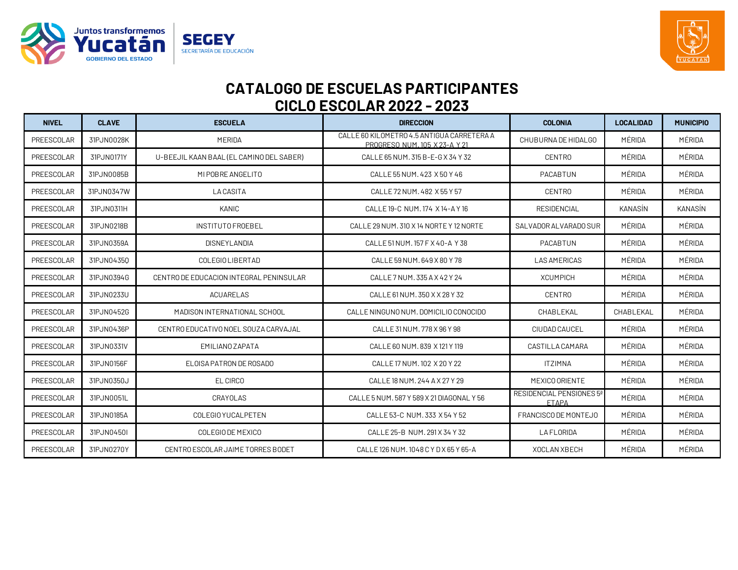# CATALOGO DE ESCUELAS PARTICIPANTES
# CICLO ESCOLAR 2022 - 2023

| NIVEL | CLAVE | ESCUELA | DIRECCION | COLONIA | LOCALIDAD | MUNICIPIO |
|---|---|---|---|---|---|---|
| PREESCOLAR | 31PJN0028K | MERIDA | CALLE 60 KILOMETRO 4.5 ANTIGUA CARRETERA A PROGRESO NUM. 105 X 23-A Y 21 | CHUBURNA DE HIDALGO | MÉRIDA | MÉRIDA |
| PREESCOLAR | 31PJN0171Y | U-BEEJIL KAAN BAAL (EL CAMINO DEL SABER) | CALLE 65 NUM. 315 B-E-G X 34 Y 32 | CENTRO | MÉRIDA | MÉRIDA |
| PREESCOLAR | 31PJN0085B | MI POBRE ANGELITO | CALLE 55 NUM. 423 X 50 Y 46 | PACABTUN | MÉRIDA | MÉRIDA |
| PREESCOLAR | 31PJN0347W | LA CASITA | CALLE 72 NUM. 482 X 55 Y 57 | CENTRO | MÉRIDA | MÉRIDA |
| PREESCOLAR | 31PJN0311H | KANIC | CALLE 19-C NUM. 174 X 14-A Y 16 | RESIDENCIAL | KANASÍN | KANASÍN |
| PREESCOLAR | 31PJN0218B | INSTITUTO FROEBEL | CALLE 29 NUM. 310 X 14 NORTE Y 12 NORTE | SALVADOR ALVARADO SUR | MÉRIDA | MÉRIDA |
| PREESCOLAR | 31PJN0359A | DISNEYLANDIA | CALLE 51 NUM. 157 F X 40-A Y 38 | PACABTUN | MÉRIDA | MÉRIDA |
| PREESCOLAR | 31PJN0435Q | COLEGIO LIBERTAD | CALLE 59 NUM. 649 X 80 Y 78 | LAS AMERICAS | MÉRIDA | MÉRIDA |
| PREESCOLAR | 31PJN0394G | CENTRO DE EDUCACION INTEGRAL PENINSULAR | CALLE 7 NUM. 335 A X 42 Y 24 | XCUMPICH | MÉRIDA | MÉRIDA |
| PREESCOLAR | 31PJN0233U | ACUARELAS | CALLE 61 NUM. 350 X X 28 Y 32 | CENTRO | MÉRIDA | MÉRIDA |
| PREESCOLAR | 31PJN0452G | MADISON INTERNATIONAL SCHOOL | CALLE NINGUNO NUM. DOMICILIO CONOCIDO | CHABLEKAL | CHABLEKAL | MÉRIDA |
| PREESCOLAR | 31PJN0436P | CENTRO EDUCATIVO NOEL SOUZA CARVAJAL | CALLE 31 NUM. 778 X 96 Y 98 | CIUDAD CAUCEL | MÉRIDA | MÉRIDA |
| PREESCOLAR | 31PJN0331V | EMILIANO ZAPATA | CALLE 60 NUM. 839 X 121 Y 119 | CASTILLA CAMARA | MÉRIDA | MÉRIDA |
| PREESCOLAR | 31PJN0156F | ELOISA PATRON DE ROSADO | CALLE 17 NUM. 102 X 20 Y 22 | ITZIMNA | MÉRIDA | MÉRIDA |
| PREESCOLAR | 31PJN0350J | EL CIRCO | CALLE 18 NUM. 244 A X 27 Y 29 | MEXICO ORIENTE | MÉRIDA | MÉRIDA |
| PREESCOLAR | 31PJN0051L | CRAYOLAS | CALLE 5 NUM. 587 Y 589 X 21 DIAGONAL Y 56 | RESIDENCIAL PENSIONES 5ª ETAPA | MÉRIDA | MÉRIDA |
| PREESCOLAR | 31PJN0185A | COLEGIO YUCALPETEN | CALLE 53-C NUM. 333 X 54 Y 52 | FRANCISCO DE MONTEJO | MÉRIDA | MÉRIDA |
| PREESCOLAR | 31PJN0450I | COLEGIO DE MEXICO | CALLE 25-B NUM. 291 X 34 Y 32 | LA FLORIDA | MÉRIDA | MÉRIDA |
| PREESCOLAR | 31PJN0270Y | CENTRO ESCOLAR JAIME TORRES BODET | CALLE 126 NUM. 1048 C Y D X 65 Y 65-A | XOCLAN XBECH | MÉRIDA | MÉRIDA |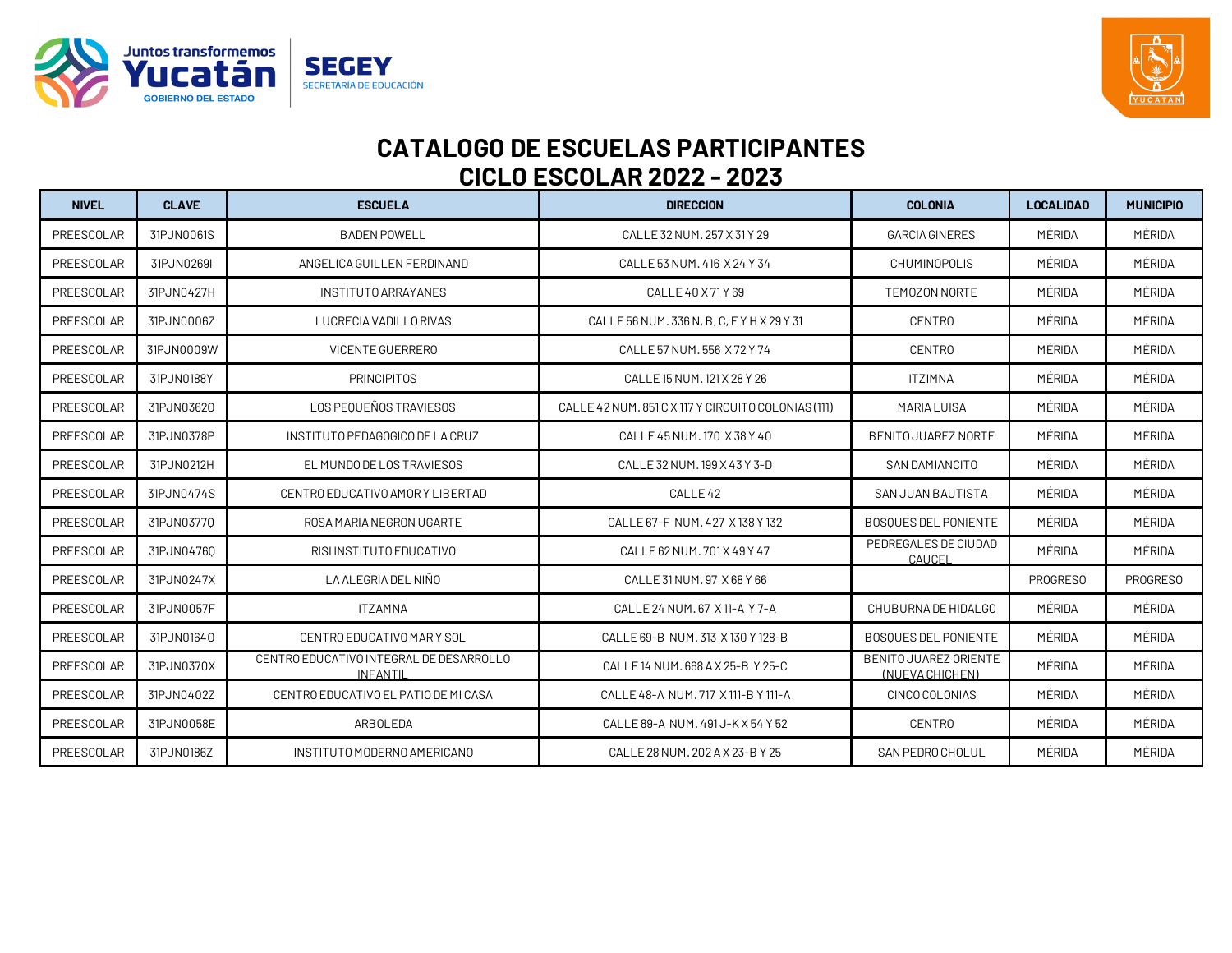# CATALOGO DE ESCUELAS PARTICIPANTES
# CICLO ESCOLAR 2022 - 2023

| NIVEL | CLAVE | ESCUELA | DIRECCION | COLONIA | LOCALIDAD | MUNICIPIO |
|---|---|---|---|---|---|---|
| PREESCOLAR | 31PJN0061S | BADEN POWELL | CALLE 32 NUM. 257 X 31 Y 29 | GARCIA GINERES | MÉRIDA | MÉRIDA |
| PREESCOLAR | 31PJN0269I | ANGELICA GUILLEN FERDINAND | CALLE 53 NUM. 416 X 24 Y 34 | CHUMINOPOLIS | MÉRIDA | MÉRIDA |
| PREESCOLAR | 31PJN0427H | INSTITUTO ARRAYANES | CALLE 40 X 71 Y 69 | TEMOZON NORTE | MÉRIDA | MÉRIDA |
| PREESCOLAR | 31PJN0006Z | LUCRECIA VADILLO RIVAS | CALLE 56 NUM. 336 N, B, C, E Y H X 29 Y 31 | CENTRO | MÉRIDA | MÉRIDA |
| PREESCOLAR | 31PJN0009W | VICENTE GUERRERO | CALLE 57 NUM. 556 X 72 Y 74 | CENTRO | MÉRIDA | MÉRIDA |
| PREESCOLAR | 31PJN0188Y | PRINCIPITOS | CALLE 15 NUM. 121 X 28 Y 26 | ITZIMNA | MÉRIDA | MÉRIDA |
| PREESCOLAR | 31PJN0362O | LOS PEQUEÑOS TRAVIESOS | CALLE 42 NUM. 851 C X 117 Y CIRCUITO COLONIAS (111) | MARIA LUISA | MÉRIDA | MÉRIDA |
| PREESCOLAR | 31PJN0378P | INSTITUTO PEDAGOGICO DE LA CRUZ | CALLE 45 NUM. 170 X 38 Y 40 | BENITO JUAREZ NORTE | MÉRIDA | MÉRIDA |
| PREESCOLAR | 31PJN0212H | EL MUNDO DE LOS TRAVIESOS | CALLE 32 NUM. 199 X 43 Y 3-D | SAN DAMIANCITO | MÉRIDA | MÉRIDA |
| PREESCOLAR | 31PJN0474S | CENTRO EDUCATIVO AMOR Y LIBERTAD | CALLE 42 | SAN JUAN BAUTISTA | MÉRIDA | MÉRIDA |
| PREESCOLAR | 31PJN0377Q | ROSA MARIA NEGRON UGARTE | CALLE 67-F NUM. 427 X 138 Y 132 | BOSQUES DEL PONIENTE | MÉRIDA | MÉRIDA |
| PREESCOLAR | 31PJN0476Q | RISI INSTITUTO EDUCATIVO | CALLE 62 NUM. 701 X 49 Y 47 | PEDREGALES DE CIUDAD CAUCEL | MÉRIDA | MÉRIDA |
| PREESCOLAR | 31PJN0247X | LA ALEGRIA DEL NIÑO | CALLE 31 NUM. 97 X 68 Y 66 | | PROGRESO | PROGRESO |
| PREESCOLAR | 31PJN0057F | ITZAMNA | CALLE 24 NUM. 67 X 11-A Y 7-A | CHUBURNA DE HIDALGO | MÉRIDA | MÉRIDA |
| PREESCOLAR | 31PJN0164O | CENTRO EDUCATIVO MAR Y SOL | CALLE 69-B NUM. 313 X 130 Y 128-B | BOSQUES DEL PONIENTE | MÉRIDA | MÉRIDA |
| PREESCOLAR | 31PJN0370X | CENTRO EDUCATIVO INTEGRAL DE DESARROLLO INFANTIL | CALLE 14 NUM. 668 A X 25-B Y 25-C | BENITO JUAREZ ORIENTE (NUEVA CHICHEN) | MÉRIDA | MÉRIDA |
| PREESCOLAR | 31PJN0402Z | CENTRO EDUCATIVO EL PATIO DE MI CASA | CALLE 48-A NUM. 717 X 111-B Y 111-A | CINCO COLONIAS | MÉRIDA | MÉRIDA |
| PREESCOLAR | 31PJN0058E | ARBOLEDA | CALLE 89-A NUM. 491 J-K X 54 Y 52 | CENTRO | MÉRIDA | MÉRIDA |
| PREESCOLAR | 31PJN0186Z | INSTITUTO MODERNO AMERICANO | CALLE 28 NUM. 202 A X 23-B Y 25 | SAN PEDRO CHOLUL | MÉRIDA | MÉRIDA |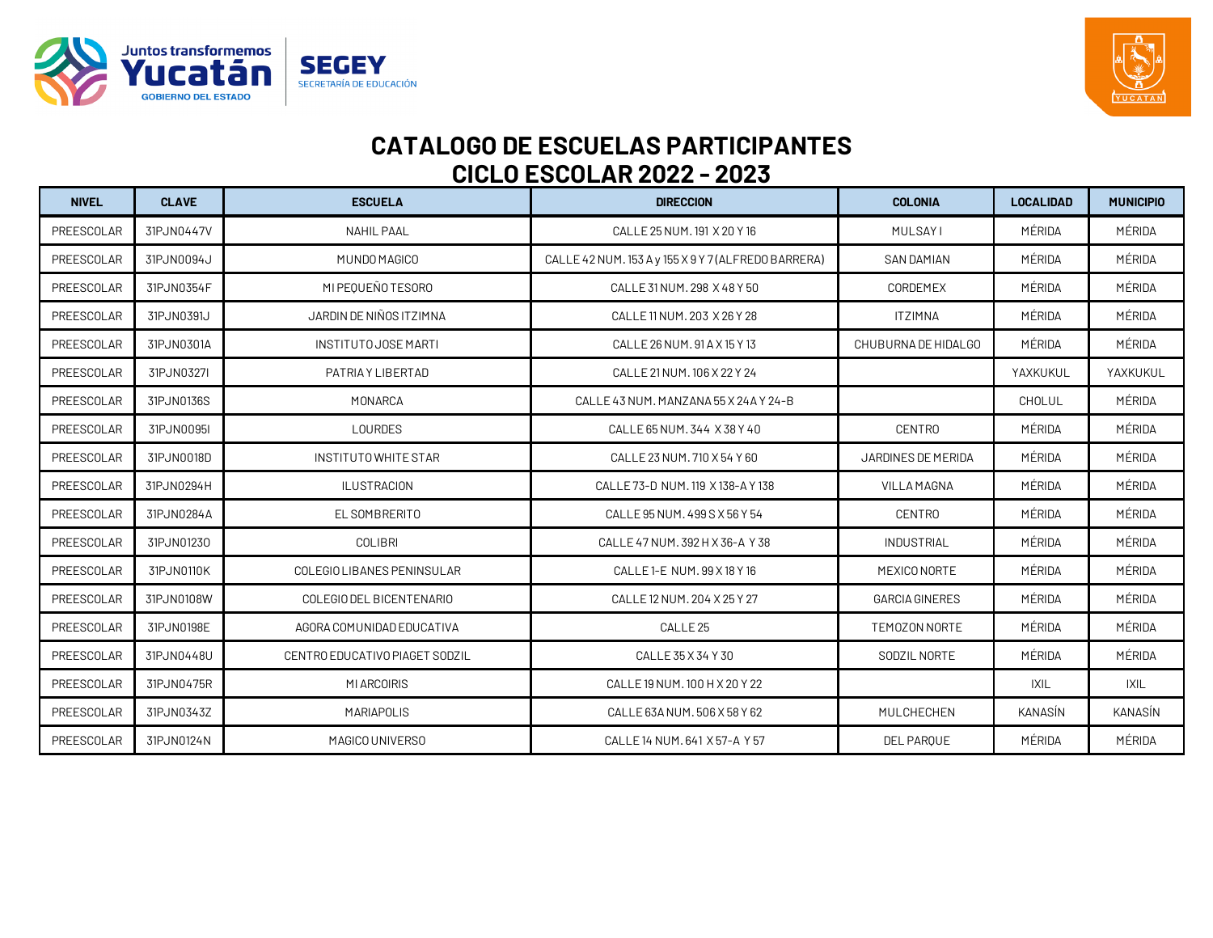# CATALOGO DE ESCUELAS PARTICIPANTES
## CICLO ESCOLAR 2022 - 2023

| NIVEL | CLAVE | ESCUELA | DIRECCION | COLONIA | LOCALIDAD | MUNICIPIO |
|---|---|---|---|---|---|---|
| PREESCOLAR | 31PJN0447V | NAHIL PAAL | CALLE 25 NUM. 191 X 20 Y 16 | MULSAY I | MÉRIDA | MÉRIDA |
| PREESCOLAR | 31PJN0094J | MUNDO MAGICO | CALLE 42 NUM. 153 A y 155 X 9 Y 7 (ALFREDO BARRERA) | SAN DAMIAN | MÉRIDA | MÉRIDA |
| PREESCOLAR | 31PJN0354F | MI PEQUEÑO TESORO | CALLE 31 NUM. 298 X 48 Y 50 | CORDEMEX | MÉRIDA | MÉRIDA |
| PREESCOLAR | 31PJN0391J | JARDIN DE NIÑOS ITZIMNA | CALLE 11 NUM. 203 X 26 Y 28 | ITZIMNA | MÉRIDA | MÉRIDA |
| PREESCOLAR | 31PJN0301A | INSTITUTO JOSE MARTI | CALLE 26 NUM. 91 A X 15 Y 13 | CHUBURNA DE HIDALGO | MÉRIDA | MÉRIDA |
| PREESCOLAR | 31PJN0327I | PATRIA Y LIBERTAD | CALLE 21 NUM. 106 X 22 Y 24 | | YAXKUKUL | YAXKUKUL |
| PREESCOLAR | 31PJN0136S | MONARCA | CALLE 43 NUM. MANZANA 55 X 24A Y 24-B | | CHOLUL | MÉRIDA |
| PREESCOLAR | 31PJN0095I | LOURDES | CALLE 65 NUM. 344 X 38 Y 40 | CENTRO | MÉRIDA | MÉRIDA |
| PREESCOLAR | 31PJN0018D | INSTITUTO WHITE STAR | CALLE 23 NUM. 710 X 54 Y 60 | JARDINES DE MERIDA | MÉRIDA | MÉRIDA |
| PREESCOLAR | 31PJN0294H | ILUSTRACION | CALLE 73-D NUM. 119 X 138-A Y 138 | VILLA MAGNA | MÉRIDA | MÉRIDA |
| PREESCOLAR | 31PJN0284A | EL SOMBRERITO | CALLE 95 NUM. 499 S X 56 Y 54 | CENTRO | MÉRIDA | MÉRIDA |
| PREESCOLAR | 31PJN0123O | COLIBRI | CALLE 47 NUM. 392 H X 36-A Y 38 | INDUSTRIAL | MÉRIDA | MÉRIDA |
| PREESCOLAR | 31PJN0110K | COLEGIO LIBANES PENINSULAR | CALLE 1-E NUM. 99 X 18 Y 16 | MEXICO NORTE | MÉRIDA | MÉRIDA |
| PREESCOLAR | 31PJN0108W | COLEGIO DEL BICENTENARIO | CALLE 12 NUM. 204 X 25 Y 27 | GARCIA GINERES | MÉRIDA | MÉRIDA |
| PREESCOLAR | 31PJN0198E | AGORA COMUNIDAD EDUCATIVA | CALLE 25 | TEMOZON NORTE | MÉRIDA | MÉRIDA |
| PREESCOLAR | 31PJN0448U | CENTRO EDUCATIVO PIAGET SODZIL | CALLE 35 X 34 Y 30 | SODZIL NORTE | MÉRIDA | MÉRIDA |
| PREESCOLAR | 31PJN0475R | MI ARCOIRIS | CALLE 19 NUM. 100 H X 20 Y 22 | | IXIL | IXIL |
| PREESCOLAR | 31PJN0343Z | MARIAPOLIS | CALLE 63A NUM. 506 X 58 Y 62 | MULCHECHEN | KANASÍN | KANASÍN |
| PREESCOLAR | 31PJN0124N | MAGICO UNIVERSO | CALLE 14 NUM. 641 X 57-A Y 57 | DEL PARQUE | MÉRIDA | MÉRIDA |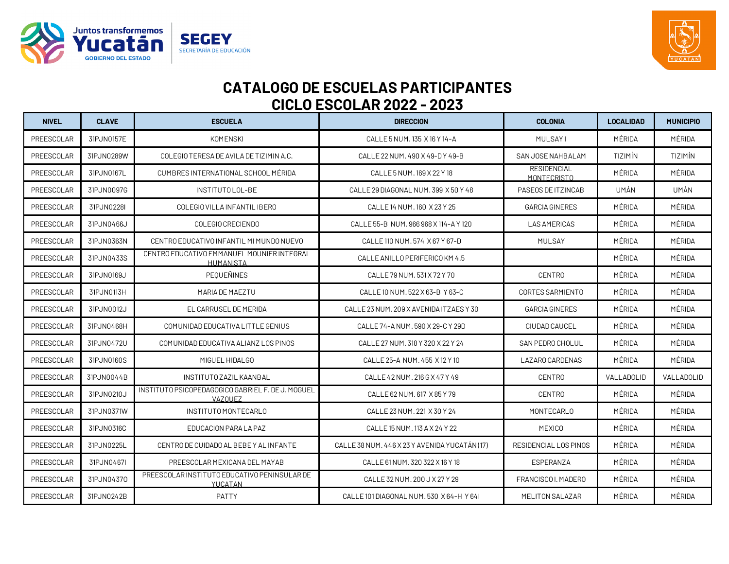# CATALOGO DE ESCUELAS PARTICIPANTES
## CICLO ESCOLAR 2022 - 2023

| NIVEL | CLAVE | ESCUELA | DIRECCION | COLONIA | LOCALIDAD | MUNICIPIO |
|---|---|---|---|---|---|---|
| PREESCOLAR | 31PJN0157E | KOMENSKI | CALLE 5 NUM. 135 X 16 Y 14-A | MULSAY I | MÉRIDA | MÉRIDA |
| PREESCOLAR | 31PJN0289W | COLEGIO TERESA DE AVILA DE TIZIMIN A.C. | CALLE 22 NUM. 490 X 49-D Y 49-B | SAN JOSE NAHBALAM | TIZIMÍN | TIZIMÍN |
| PREESCOLAR | 31PJN0167L | CUMBRES INTERNATIONAL SCHOOL MÉRIDA | CALLE 5 NUM. 169 X 22 Y 18 | RESIDENCIAL MONTECRISTO | MÉRIDA | MÉRIDA |
| PREESCOLAR | 31PJN0097G | INSTITUTO LOL-BE | CALLE 29 DIAGONAL NUM. 399 X 50 Y 48 | PASEOS DE ITZINCAB | UMÁN | UMÁN |
| PREESCOLAR | 31PJN0228I | COLEGIO VILLA INFANTIL IBERO | CALLE 14 NUM. 160 X 23 Y 25 | GARCIA GINERES | MÉRIDA | MÉRIDA |
| PREESCOLAR | 31PJN0466J | COLEGIO CRECIENDO | CALLE 55-B NUM. 966 968 X 114-A Y 120 | LAS AMERICAS | MÉRIDA | MÉRIDA |
| PREESCOLAR | 31PJN0363N | CENTRO EDUCATIVO INFANTIL MI MUNDO NUEVO | CALLE 110 NUM. 574 X 67 Y 67-D | MULSAY | MÉRIDA | MÉRIDA |
| PREESCOLAR | 31PJN0433S | CENTRO EDUCATIVO EMMANUEL MOUNIER INTEGRAL HUMANISTA | CALLE ANILLO PERIFERICO KM 4.5 | | MÉRIDA | MÉRIDA |
| PREESCOLAR | 31PJN0169J | PEQUEÑINES | CALLE 79 NUM. 531 X 72 Y 70 | CENTRO | MÉRIDA | MÉRIDA |
| PREESCOLAR | 31PJN0113H | MARIA DE MAEZTU | CALLE 10 NUM. 522 X 63-B Y 63-C | CORTES SARMIENTO | MÉRIDA | MÉRIDA |
| PREESCOLAR | 31PJN0012J | EL CARRUSEL DE MERIDA | CALLE 23 NUM. 209 X AVENIDA ITZAES Y 30 | GARCIA GINERES | MÉRIDA | MÉRIDA |
| PREESCOLAR | 31PJN0468H | COMUNIDAD EDUCATIVA LITTLE GENIUS | CALLE 74-A NUM. 590 X 29-C Y 29D | CIUDAD CAUCEL | MÉRIDA | MÉRIDA |
| PREESCOLAR | 31PJN0472U | COMUNIDAD EDUCATIVA ALIANZ LOS PINOS | CALLE 27 NUM. 318 Y 320 X 22 Y 24 | SAN PEDRO CHOLUL | MÉRIDA | MÉRIDA |
| PREESCOLAR | 31PJN0160S | MIGUEL HIDALGO | CALLE 25-A NUM. 455 X 12 Y 10 | LAZARO CARDENAS | MÉRIDA | MÉRIDA |
| PREESCOLAR | 31PJN0044B | INSTITUTO ZAZIL KAANBAL | CALLE 42 NUM. 216 G X 47 Y 49 | CENTRO | VALLADOLID | VALLADOLID |
| PREESCOLAR | 31PJN0210J | INSTITUTO PSICOPEDAGOGICO GABRIEL F. DE J. MOGUEL VAZQUEZ | CALLE 62 NUM. 617 X 85 Y 79 | CENTRO | MÉRIDA | MÉRIDA |
| PREESCOLAR | 31PJN0371W | INSTITUTO MONTECARLO | CALLE 23 NUM. 221 X 30 Y 24 | MONTECARLO | MÉRIDA | MÉRIDA |
| PREESCOLAR | 31PJN0316C | EDUCACION PARA LA PAZ | CALLE 15 NUM. 113 A X 24 Y 22 | MEXICO | MÉRIDA | MÉRIDA |
| PREESCOLAR | 31PJN0225L | CENTRO DE CUIDADO AL BEBE Y AL INFANTE | CALLE 38 NUM. 446 X 23 Y AVENIDA YUCATÁN (17) | RESIDENCIAL LOS PINOS | MÉRIDA | MÉRIDA |
| PREESCOLAR | 31PJN0467I | PREESCOLAR MEXICANA DEL MAYAB | CALLE 61 NUM. 320 322 X 16 Y 18 | ESPERANZA | MÉRIDA | MÉRIDA |
| PREESCOLAR | 31PJN0437O | PREESCOLAR INSTITUTO EDUCATIVO PENINSULAR DE YUCATAN | CALLE 32 NUM. 200 J X 27 Y 29 | FRANCISCO I. MADERO | MÉRIDA | MÉRIDA |
| PREESCOLAR | 31PJN0242B | PATTY | CALLE 101 DIAGONAL NUM. 530 X 64-H Y 64I | MELITON SALAZAR | MÉRIDA | MÉRIDA |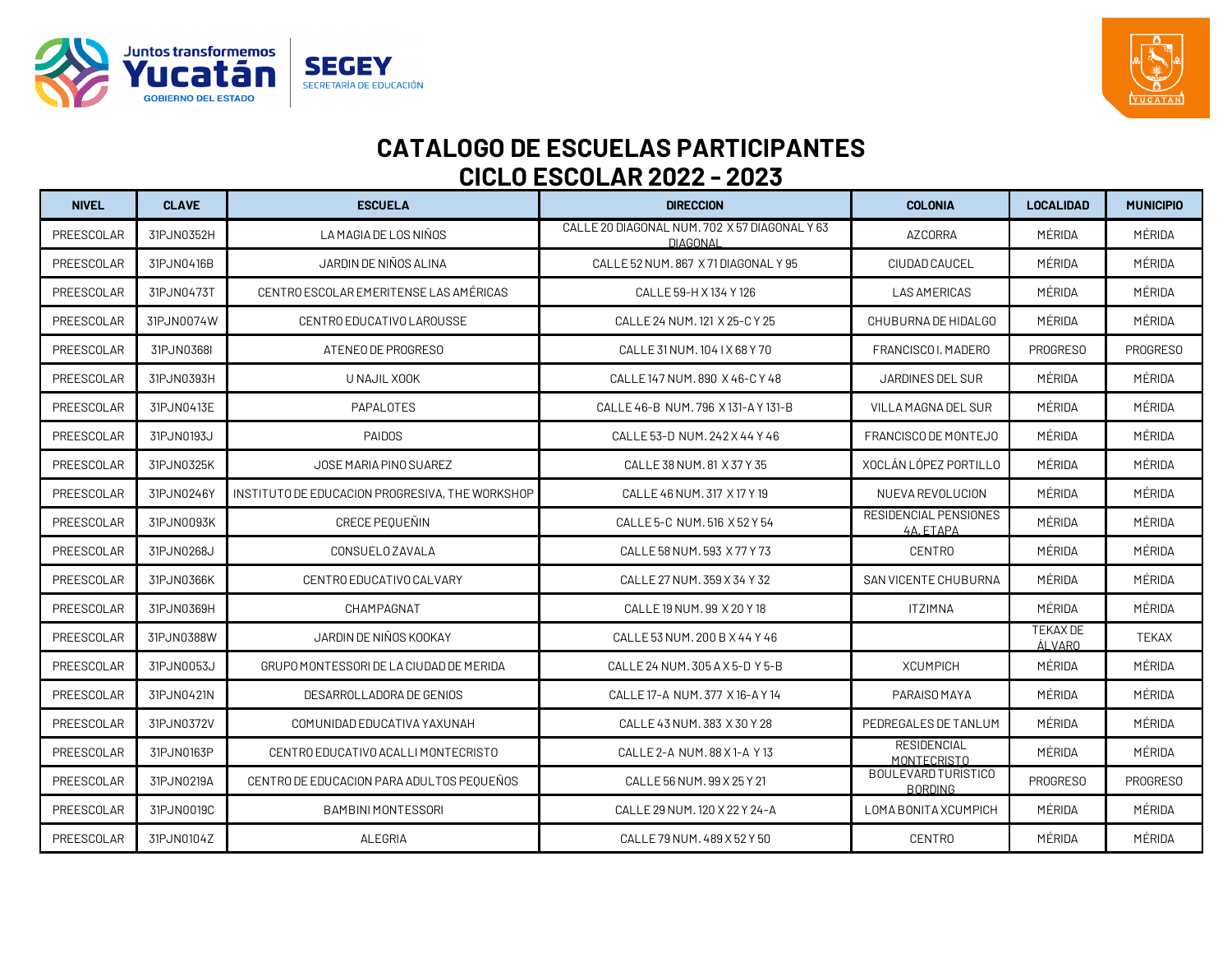# CATALOGO DE ESCUELAS PARTICIPANTES
## CICLO ESCOLAR 2022 - 2023

| NIVEL | CLAVE | ESCUELA | DIRECCION | COLONIA | LOCALIDAD | MUNICIPIO |
|---|---|---|---|---|---|---|
| PREESCOLAR | 31PJN0352H | LA MAGIA DE LOS NIÑOS | CALLE 20 DIAGONAL NUM. 702 X 57 DIAGONAL Y 63 DIAGONAL | AZCORRA | MÉRIDA | MÉRIDA |
| PREESCOLAR | 31PJN0416B | JARDIN DE NIÑOS ALINA | CALLE 52 NUM. 867 X 71 DIAGONAL Y 95 | CIUDAD CAUCEL | MÉRIDA | MÉRIDA |
| PREESCOLAR | 31PJN0473T | CENTRO ESCOLAR EMERITENSE LAS AMÉRICAS | CALLE 59-H X 134 Y 126 | LAS AMERICAS | MÉRIDA | MÉRIDA |
| PREESCOLAR | 31PJN0074W | CENTRO EDUCATIVO LAROUSSE | CALLE 24 NUM. 121 X 25-C Y 25 | CHUBURNA DE HIDALGO | MÉRIDA | MÉRIDA |
| PREESCOLAR | 31PJN0368I | ATENEO DE PROGRESO | CALLE 31 NUM. 104 I X 68 Y 70 | FRANCISCO I. MADERO | PROGRESO | PROGRESO |
| PREESCOLAR | 31PJN0393H | U NAJIL XOOK | CALLE 147 NUM. 890 X 46-C Y 48 | JARDINES DEL SUR | MÉRIDA | MÉRIDA |
| PREESCOLAR | 31PJN0413E | PAPALOTES | CALLE 46-B NUM. 796 X 131-A Y 131-B | VILLA MAGNA DEL SUR | MÉRIDA | MÉRIDA |
| PREESCOLAR | 31PJN0193J | PAIDOS | CALLE 53-D NUM. 242 X 44 Y 46 | FRANCISCO DE MONTEJO | MÉRIDA | MÉRIDA |
| PREESCOLAR | 31PJN0325K | JOSE MARIA PINO SUAREZ | CALLE 38 NUM. 81 X 37 Y 35 | XOCLÁN LÓPEZ PORTILLO | MÉRIDA | MÉRIDA |
| PREESCOLAR | 31PJN0246Y | INSTITUTO DE EDUCACION PROGRESIVA, THE WORKSHOP | CALLE 46 NUM. 317 X 17 Y 19 | NUEVA REVOLUCION | MÉRIDA | MÉRIDA |
| PREESCOLAR | 31PJN0093K | CRECE PEQUEÑIN | CALLE 5-C NUM. 516 X 52 Y 54 | RESIDENCIAL PENSIONES 4A. ETAPA | MÉRIDA | MÉRIDA |
| PREESCOLAR | 31PJN0268J | CONSUELO ZAVALA | CALLE 58 NUM. 593 X 77 Y 73 | CENTRO | MÉRIDA | MÉRIDA |
| PREESCOLAR | 31PJN0366K | CENTRO EDUCATIVO CALVARY | CALLE 27 NUM. 359 X 34 Y 32 | SAN VICENTE CHUBURNA | MÉRIDA | MÉRIDA |
| PREESCOLAR | 31PJN0369H | CHAMPAGNAT | CALLE 19 NUM. 99 X 20 Y 18 | ITZIMNA | MÉRIDA | MÉRIDA |
| PREESCOLAR | 31PJN0388W | JARDIN DE NIÑOS KOOKAY | CALLE 53 NUM. 200 B X 44 Y 46 | | TEKAX DE ÁLVARO | TEKAX |
| PREESCOLAR | 31PJN0053J | GRUPO MONTESSORI DE LA CIUDAD DE MERIDA | CALLE 24 NUM. 305 A X 5-D Y 5-B | XCUMPICH | MÉRIDA | MÉRIDA |
| PREESCOLAR | 31PJN0421N | DESARROLLADORA DE GENIOS | CALLE 17-A NUM. 377 X 16-A Y 14 | PARAISO MAYA | MÉRIDA | MÉRIDA |
| PREESCOLAR | 31PJN0372V | COMUNIDAD EDUCATIVA YAXUNAH | CALLE 43 NUM. 383 X 30 Y 28 | PEDREGALES DE TANLUM | MÉRIDA | MÉRIDA |
| PREESCOLAR | 31PJN0163P | CENTRO EDUCATIVO ACALLI MONTECRISTO | CALLE 2-A NUM. 88 X 1-A Y 13 | RESIDENCIAL MONTECRISTO | MÉRIDA | MÉRIDA |
| PREESCOLAR | 31PJN0219A | CENTRO DE EDUCACION PARA ADULTOS PEQUEÑOS | CALLE 56 NUM. 99 X 25 Y 21 | BOULEVARD TURISTICO BORDING | PROGRESO | PROGRESO |
| PREESCOLAR | 31PJN0019C | BAMBINI MONTESSORI | CALLE 29 NUM. 120 X 22 Y 24-A | LOMA BONITA XCUMPICH | MÉRIDA | MÉRIDA |
| PREESCOLAR | 31PJN0104Z | ALEGRIA | CALLE 79 NUM. 489 X 52 Y 50 | CENTRO | MÉRIDA | MÉRIDA |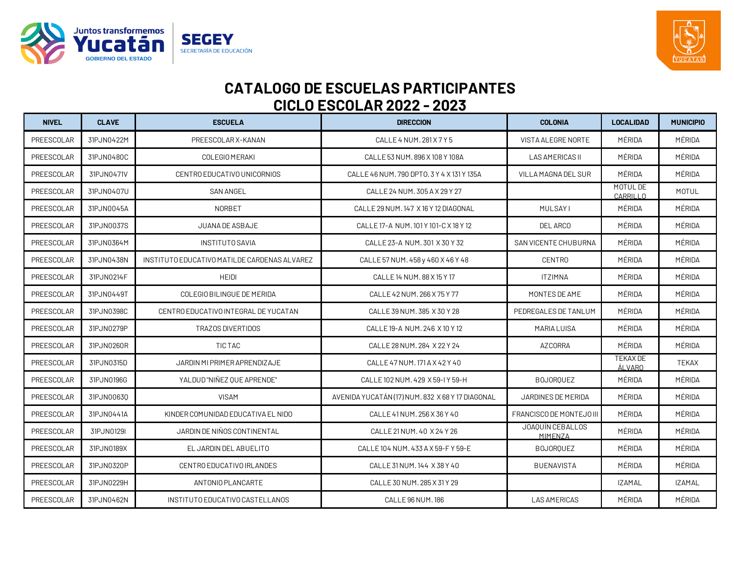# CATALOGO DE ESCUELAS PARTICIPANTES
## CICLO ESCOLAR 2022 - 2023

| NIVEL | CLAVE | ESCUELA | DIRECCION | COLONIA | LOCALIDAD | MUNICIPIO |
|---|---|---|---|---|---|---|
| PREESCOLAR | 31PJN0422M | PREESCOLAR X-KANAN | CALLE 4 NUM. 281 X 7 Y 5 | VISTA ALEGRE NORTE | MÉRIDA | MÉRIDA |
| PREESCOLAR | 31PJN0480C | COLEGIO MERAKI | CALLE 53 NUM. 896 X 108 Y 108A | LAS AMERICAS II | MÉRIDA | MÉRIDA |
| PREESCOLAR | 31PJN0471V | CENTRO EDUCATIVO UNICORNIOS | CALLE 46 NUM. 790 DPTO. 3 Y 4 X 131 Y 135A | VILLA MAGNA DEL SUR | MÉRIDA | MÉRIDA |
| PREESCOLAR | 31PJN0407U | SAN ANGEL | CALLE 24 NUM. 305 A X 29 Y 27 | | MOTUL DE CARRILLO | MOTUL |
| PREESCOLAR | 31PJN0045A | NORBET | CALLE 29 NUM. 147 X 16 Y 12 DIAGONAL | MULSAY I | MÉRIDA | MÉRIDA |
| PREESCOLAR | 31PJN0037S | JUANA DE ASBAJE | CALLE 17-A NUM. 101 Y 101-C X 18 Y 12 | DEL ARCO | MÉRIDA | MÉRIDA |
| PREESCOLAR | 31PJN0364M | INSTITUTO SAVIA | CALLE 23-A NUM. 301 X 30 Y 32 | SAN VICENTE CHUBURNA | MÉRIDA | MÉRIDA |
| PREESCOLAR | 31PJN0438N | INSTITUTO EDUCATIVO MATILDE CARDENAS ALVAREZ | CALLE 57 NUM. 458 y 460 X 46 Y 48 | CENTRO | MÉRIDA | MÉRIDA |
| PREESCOLAR | 31PJN0214F | HEIDI | CALLE 14 NUM. 88 X 15 Y 17 | ITZIMNA | MÉRIDA | MÉRIDA |
| PREESCOLAR | 31PJN0449T | COLEGIO BILINGUE DE MERIDA | CALLE 42 NUM. 266 X 75 Y 77 | MONTES DE AME | MÉRIDA | MÉRIDA |
| PREESCOLAR | 31PJN0398C | CENTRO EDUCATIVO INTEGRAL DE YUCATAN | CALLE 39 NUM. 385 X 30 Y 28 | PEDREGALES DE TANLUM | MÉRIDA | MÉRIDA |
| PREESCOLAR | 31PJN0279P | TRAZOS DIVERTIDOS | CALLE 19-A NUM. 246 X 10 Y 12 | MARIA LUISA | MÉRIDA | MÉRIDA |
| PREESCOLAR | 31PJN0260R | TIC TAC | CALLE 28 NUM. 284 X 22 Y 24 | AZCORRA | MÉRIDA | MÉRIDA |
| PREESCOLAR | 31PJN0315D | JARDIN MI PRIMER APRENDIZAJE | CALLE 47 NUM. 171 A X 42 Y 40 | | TEKAX DE ÁLVARO | TEKAX |
| PREESCOLAR | 31PJN0196G | YALDUD "NIÑEZ QUE APRENDE" | CALLE 102 NUM. 429 X 59-I Y 59-H | BOJORQUEZ | MÉRIDA | MÉRIDA |
| PREESCOLAR | 31PJN0063Q | VISAM | AVENIDA YUCATÁN (17) NUM. 832 X 68 Y 17 DIAGONAL | JARDINES DE MERIDA | MÉRIDA | MÉRIDA |
| PREESCOLAR | 31PJN0441A | KINDER COMUNIDAD EDUCATIVA EL NIDO | CALLE 41 NUM. 256 X 36 Y 40 | FRANCISCO DE MONTEJO III | MÉRIDA | MÉRIDA |
| PREESCOLAR | 31PJN0129I | JARDIN DE NIÑOS CONTINENTAL | CALLE 21 NUM. 40 X 24 Y 26 | JOAQUÍN CEBALLOS MIMENZA | MÉRIDA | MÉRIDA |
| PREESCOLAR | 31PJN0189X | EL JARDIN DEL ABUELITO | CALLE 104 NUM. 433 A X 59-F Y 59-E | BOJORQUEZ | MÉRIDA | MÉRIDA |
| PREESCOLAR | 31PJN0320P | CENTRO EDUCATIVO IRLANDES | CALLE 31 NUM. 144 X 38 Y 40 | BUENAVISTA | MÉRIDA | MÉRIDA |
| PREESCOLAR | 31PJN0229H | ANTONIO PLANCARTE | CALLE 30 NUM. 285 X 31 Y 29 | | IZAMAL | IZAMAL |
| PREESCOLAR | 31PJN0462N | INSTITUTO EDUCATIVO CASTELLANOS | CALLE 96 NUM. 186 | LAS AMERICAS | MÉRIDA | MÉRIDA |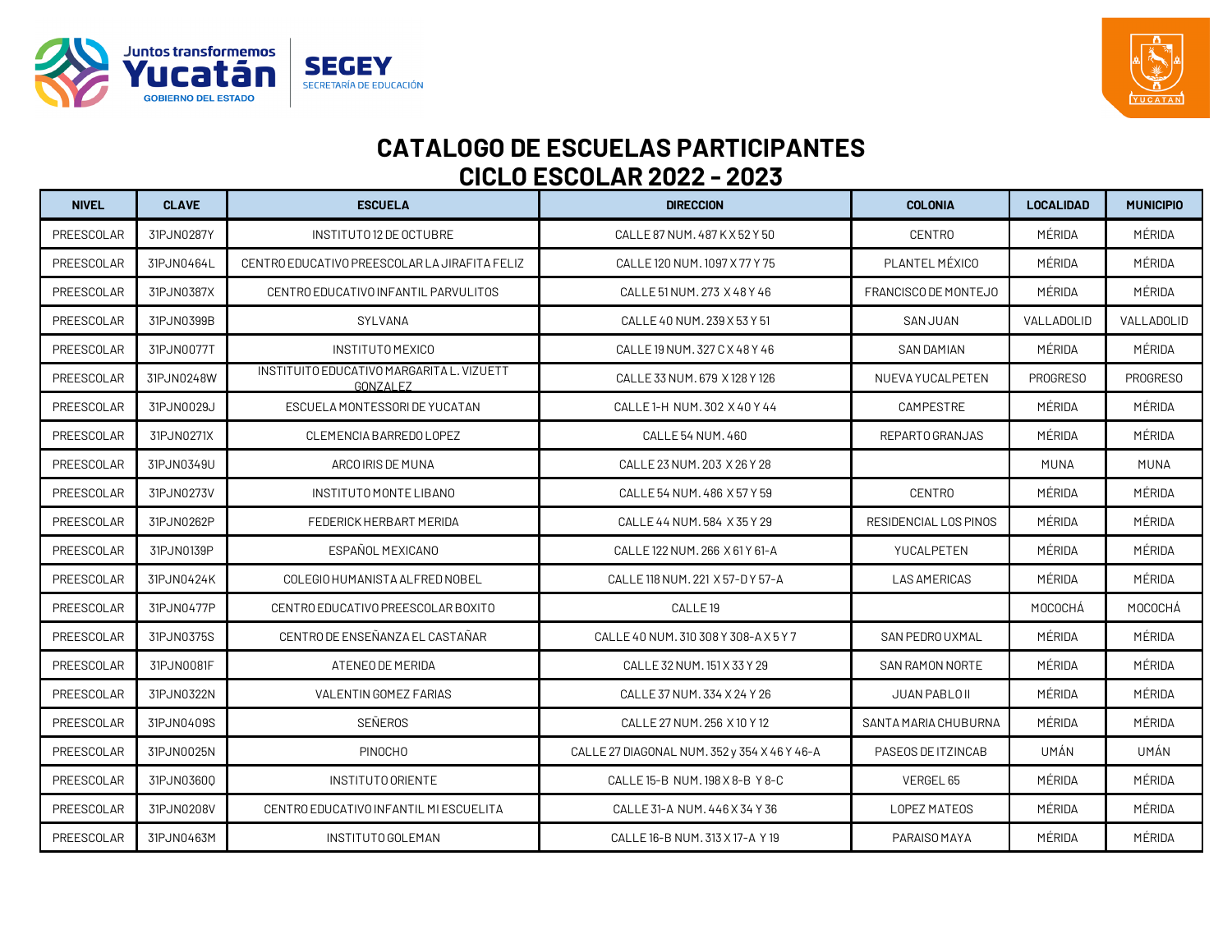# CATALOGO DE ESCUELAS PARTICIPANTES
## CICLO ESCOLAR 2022 - 2023

| NIVEL | CLAVE | ESCUELA | DIRECCION | COLONIA | LOCALIDAD | MUNICIPIO |
|---|---|---|---|---|---|---|
| PREESCOLAR | 31PJN0287Y | INSTITUTO 12 DE OCTUBRE | CALLE 87 NUM. 487 K X 52 Y 50 | CENTRO | MÉRIDA | MÉRIDA |
| PREESCOLAR | 31PJN0464L | CENTRO EDUCATIVO PREESCOLAR LA JIRAFITA FELIZ | CALLE 120 NUM. 1097 X 77 Y 75 | PLANTEL MÉXICO | MÉRIDA | MÉRIDA |
| PREESCOLAR | 31PJN0387X | CENTRO EDUCATIVO INFANTIL PARVULITOS | CALLE 51 NUM. 273 X 48 Y 46 | FRANCISCO DE MONTEJO | MÉRIDA | MÉRIDA |
| PREESCOLAR | 31PJN0399B | SYLVANA | CALLE 40 NUM. 239 X 53 Y 51 | SAN JUAN | VALLADOLID | VALLADOLID |
| PREESCOLAR | 31PJN0077T | INSTITUTO MEXICO | CALLE 19 NUM. 327 C X 48 Y 46 | SAN DAMIAN | MÉRIDA | MÉRIDA |
| PREESCOLAR | 31PJN0248W | INSTITUITO EDUCATIVO MARGARITA L. VIZUETT GONZALEZ | CALLE 33 NUM. 679 X 128 Y 126 | NUEVA YUCALPETEN | PROGRESO | PROGRESO |
| PREESCOLAR | 31PJN0029J | ESCUELA MONTESSORI DE YUCATAN | CALLE 1-H NUM. 302 X 40 Y 44 | CAMPESTRE | MÉRIDA | MÉRIDA |
| PREESCOLAR | 31PJN0271X | CLEMENCIA BARREDO LOPEZ | CALLE 54 NUM. 460 | REPARTO GRANJAS | MÉRIDA | MÉRIDA |
| PREESCOLAR | 31PJN0349U | ARCO IRIS DE MUNA | CALLE 23 NUM. 203 X 26 Y 28 | | MUNA | MUNA |
| PREESCOLAR | 31PJN0273V | INSTITUTO MONTE LIBANO | CALLE 54 NUM. 486 X 57 Y 59 | CENTRO | MÉRIDA | MÉRIDA |
| PREESCOLAR | 31PJN0262P | FEDERICK HERBART MERIDA | CALLE 44 NUM. 584 X 35 Y 29 | RESIDENCIAL LOS PINOS | MÉRIDA | MÉRIDA |
| PREESCOLAR | 31PJN0139P | ESPAÑOL MEXICANO | CALLE 122 NUM. 266 X 61 Y 61-A | YUCALPETEN | MÉRIDA | MÉRIDA |
| PREESCOLAR | 31PJN0424K | COLEGIO HUMANISTA ALFRED NOBEL | CALLE 118 NUM. 221 X 57-D Y 57-A | LAS AMERICAS | MÉRIDA | MÉRIDA |
| PREESCOLAR | 31PJN0477P | CENTRO EDUCATIVO PREESCOLAR BOXITO | CALLE 19 | | MOCOCHÁ | MOCOCHÁ |
| PREESCOLAR | 31PJN0375S | CENTRO DE ENSEÑANZA EL CASTAÑAR | CALLE 40 NUM. 310 308 Y 308-A X 5 Y 7 | SAN PEDRO UXMAL | MÉRIDA | MÉRIDA |
| PREESCOLAR | 31PJN0081F | ATENEO DE MERIDA | CALLE 32 NUM. 151 X 33 Y 29 | SAN RAMON NORTE | MÉRIDA | MÉRIDA |
| PREESCOLAR | 31PJN0322N | VALENTIN GOMEZ FARIAS | CALLE 37 NUM. 334 X 24 Y 26 | JUAN PABLO II | MÉRIDA | MÉRIDA |
| PREESCOLAR | 31PJN0409S | SEÑEROS | CALLE 27 NUM. 256 X 10 Y 12 | SANTA MARIA CHUBURNA | MÉRIDA | MÉRIDA |
| PREESCOLAR | 31PJN0025N | PINOCHO | CALLE 27 DIAGONAL NUM. 352 y 354 X 46 Y 46-A | PASEOS DE ITZINCAB | UMÁN | UMÁN |
| PREESCOLAR | 31PJN0360Q | INSTITUTO ORIENTE | CALLE 15-B NUM. 198 X 8-B Y 8-C | VERGEL 65 | MÉRIDA | MÉRIDA |
| PREESCOLAR | 31PJN0208V | CENTRO EDUCATIVO INFANTIL MI ESCUELITA | CALLE 31-A NUM. 446 X 34 Y 36 | LOPEZ MATEOS | MÉRIDA | MÉRIDA |
| PREESCOLAR | 31PJN0463M | INSTITUTO GOLEMAN | CALLE 16-B NUM. 313 X 17-A Y 19 | PARAISO MAYA | MÉRIDA | MÉRIDA |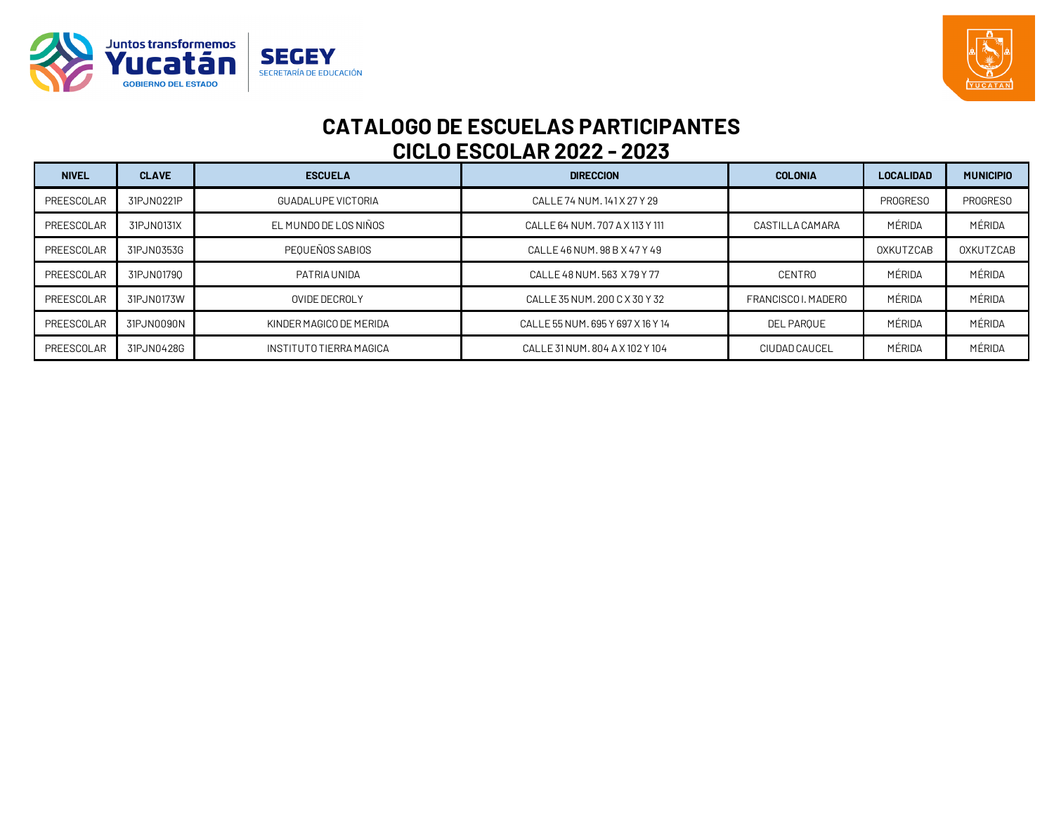# CATALOGO DE ESCUELAS PARTICIPANTES
## CICLO ESCOLAR 2022 - 2023

| NIVEL | CLAVE | ESCUELA | DIRECCION | COLONIA | LOCALIDAD | MUNICIPIO |
|---|---|---|---|---|---|---|
| PREESCOLAR | 31PJN0221P | GUADALUPE VICTORIA | CALLE 74 NUM. 141 X 27 Y 29 | | PROGRESO | PROGRESO |
| PREESCOLAR | 31PJN0131X | EL MUNDO DE LOS NIÑOS | CALLE 64 NUM. 707 A X 113 Y 111 | CASTILLA CAMARA | MÉRIDA | MÉRIDA |
| PREESCOLAR | 31PJN0353G | PEQUEÑOS SABIOS | CALLE 46 NUM. 98 B X 47 Y 49 | | OXKUTZCAB | OXKUTZCAB |
| PREESCOLAR | 31PJN0179Q | PATRIA UNIDA | CALLE 48 NUM. 563 X 79 Y 77 | CENTRO | MÉRIDA | MÉRIDA |
| PREESCOLAR | 31PJN0173W | OVIDE DECROLY | CALLE 35 NUM. 200 C X 30 Y 32 | FRANCISCO I. MADERO | MÉRIDA | MÉRIDA |
| PREESCOLAR | 31PJN0090N | KINDER MAGICO DE MERIDA | CALLE 55 NUM. 695 Y 697 X 16 Y 14 | DEL PARQUE | MÉRIDA | MÉRIDA |
| PREESCOLAR | 31PJN0428G | INSTITUTO TIERRA MAGICA | CALLE 31 NUM. 804 A X 102 Y 104 | CIUDAD CAUCEL | MÉRIDA | MÉRIDA |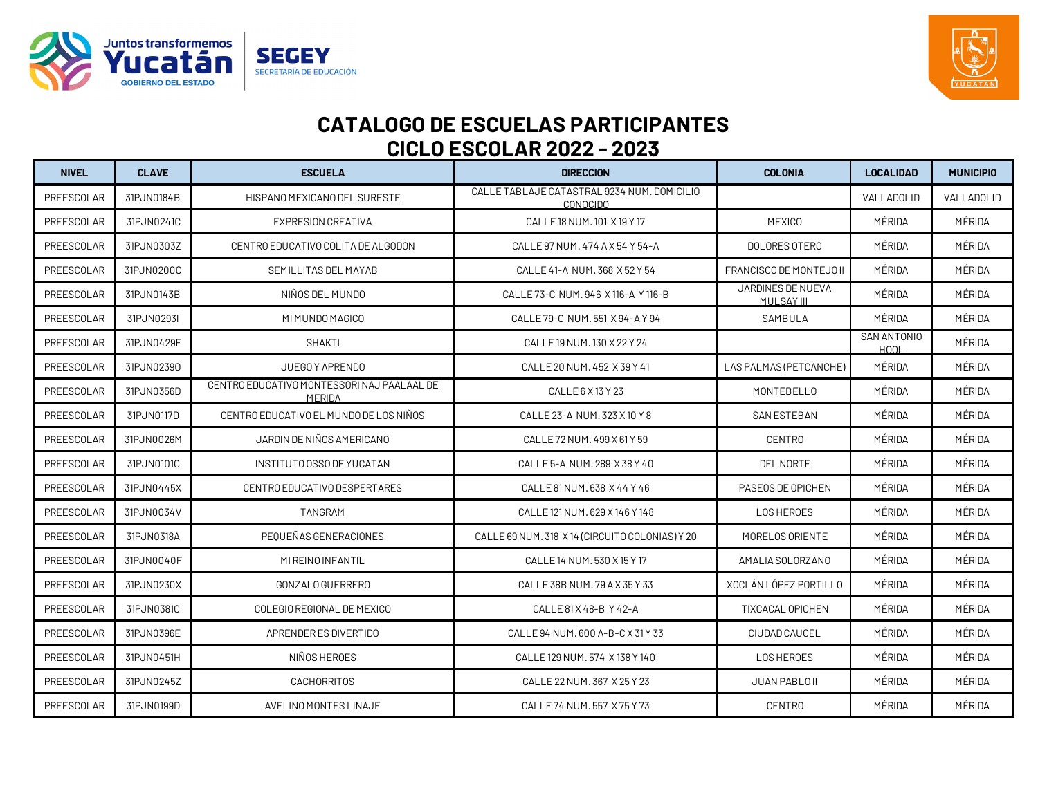# CATALOGO DE ESCUELAS PARTICIPANTES
# CICLO ESCOLAR 2022 - 2023

| NIVEL | CLAVE | ESCUELA | DIRECCION | COLONIA | LOCALIDAD | MUNICIPIO |
|---|---|---|---|---|---|---|
| PREESCOLAR | 31PJN0184B | HISPANO MEXICANO DEL SURESTE | CALLE TABLAJE CATASTRAL 9234 NUM. DOMICILIO CONOCIDO | | VALLADOLID | VALLADOLID |
| PREESCOLAR | 31PJN0241C | EXPRESION CREATIVA | CALLE 18 NUM. 101 X 19 Y 17 | MEXICO | MÉRIDA | MÉRIDA |
| PREESCOLAR | 31PJN0303Z | CENTRO EDUCATIVO COLITA DE ALGODON | CALLE 97 NUM. 474 A X 54 Y 54-A | DOLORES OTERO | MÉRIDA | MÉRIDA |
| PREESCOLAR | 31PJN0200C | SEMILLITAS DEL MAYAB | CALLE 41-A NUM. 368 X 52 Y 54 | FRANCISCO DE MONTEJO II | MÉRIDA | MÉRIDA |
| PREESCOLAR | 31PJN0143B | NIÑOS DEL MUNDO | CALLE 73-C NUM. 946 X 116-A Y 116-B | JARDINES DE NUEVA MULSAY III | MÉRIDA | MÉRIDA |
| PREESCOLAR | 31PJN0293I | MI MUNDO MAGICO | CALLE 79-C NUM. 551 X 94-A Y 94 | SAMBULA | MÉRIDA | MÉRIDA |
| PREESCOLAR | 31PJN0429F | SHAKTI | CALLE 19 NUM. 130 X 22 Y 24 | | SAN ANTONIO HOOL | MÉRIDA |
| PREESCOLAR | 31PJN0239O | JUEGO Y APRENDO | CALLE 20 NUM. 452 X 39 Y 41 | LAS PALMAS (PETCANCHE) | MÉRIDA | MÉRIDA |
| PREESCOLAR | 31PJN0356D | CENTRO EDUCATIVO MONTESSORI NAJ PAALAAL DE MERIDA | CALLE 6 X 13 Y 23 | MONTEBELLO | MÉRIDA | MÉRIDA |
| PREESCOLAR | 31PJN0117D | CENTRO EDUCATIVO EL MUNDO DE LOS NIÑOS | CALLE 23-A NUM. 323 X 10 Y 8 | SAN ESTEBAN | MÉRIDA | MÉRIDA |
| PREESCOLAR | 31PJN0026M | JARDIN DE NIÑOS AMERICANO | CALLE 72 NUM. 499 X 61 Y 59 | CENTRO | MÉRIDA | MÉRIDA |
| PREESCOLAR | 31PJN0101C | INSTITUTO OSSO DE YUCATAN | CALLE 5-A NUM. 289 X 38 Y 40 | DEL NORTE | MÉRIDA | MÉRIDA |
| PREESCOLAR | 31PJN0445X | CENTRO EDUCATIVO DESPERTARES | CALLE 81 NUM. 638 X 44 Y 46 | PASEOS DE OPICHEN | MÉRIDA | MÉRIDA |
| PREESCOLAR | 31PJN0034V | TANGRAM | CALLE 121 NUM. 629 X 146 Y 148 | LOS HEROES | MÉRIDA | MÉRIDA |
| PREESCOLAR | 31PJN0318A | PEQUEÑAS GENERACIONES | CALLE 69 NUM. 318 X 14 (CIRCUITO COLONIAS) Y 20 | MORELOS ORIENTE | MÉRIDA | MÉRIDA |
| PREESCOLAR | 31PJN0040F | MI REINO INFANTIL | CALLE 14 NUM. 530 X 15 Y 17 | AMALIA SOLORZANO | MÉRIDA | MÉRIDA |
| PREESCOLAR | 31PJN0230X | GONZALO GUERRERO | CALLE 38B NUM. 79 A X 35 Y 33 | XOCLÁN LÓPEZ PORTILLO | MÉRIDA | MÉRIDA |
| PREESCOLAR | 31PJN0381C | COLEGIO REGIONAL DE MEXICO | CALLE 81 X 48-B Y 42-A | TIXCACAL OPICHEN | MÉRIDA | MÉRIDA |
| PREESCOLAR | 31PJN0396E | APRENDER ES DIVERTIDO | CALLE 94 NUM. 600 A-B-C X 31 Y 33 | CIUDAD CAUCEL | MÉRIDA | MÉRIDA |
| PREESCOLAR | 31PJN0451H | NIÑOS HEROES | CALLE 129 NUM. 574 X 138 Y 140 | LOS HEROES | MÉRIDA | MÉRIDA |
| PREESCOLAR | 31PJN0245Z | CACHORRITOS | CALLE 22 NUM. 367 X 25 Y 23 | JUAN PABLO II | MÉRIDA | MÉRIDA |
| PREESCOLAR | 31PJN0199D | AVELINO MONTES LINAJE | CALLE 74 NUM. 557 X 75 Y 73 | CENTRO | MÉRIDA | MÉRIDA |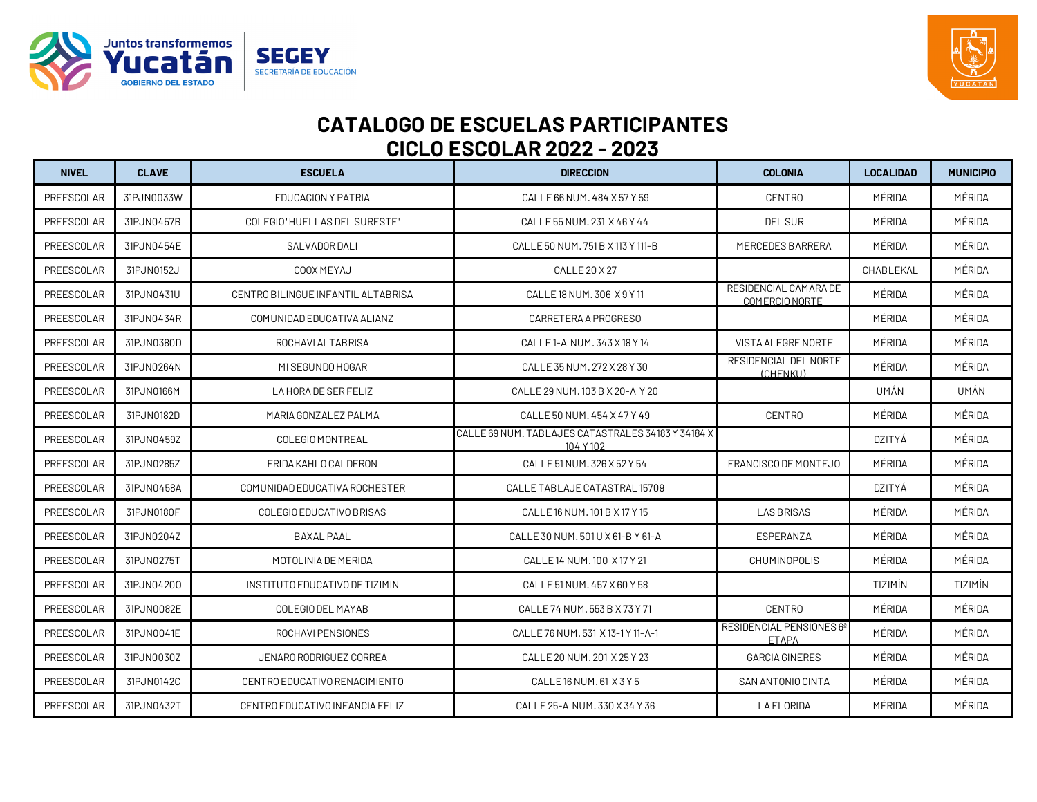# CATALOGO DE ESCUELAS PARTICIPANTES
## CICLO ESCOLAR 2022 - 2023

| NIVEL | CLAVE | ESCUELA | DIRECCION | COLONIA | LOCALIDAD | MUNICIPIO |
|---|---|---|---|---|---|---|
| PREESCOLAR | 31PJN0033W | EDUCACION Y PATRIA | CALLE 66 NUM. 484 X 57 Y 59 | CENTRO | MÉRIDA | MÉRIDA |
| PREESCOLAR | 31PJN0457B | COLEGIO "HUELLAS DEL SURESTE" | CALLE 55 NUM. 231 X 46 Y 44 | DEL SUR | MÉRIDA | MÉRIDA |
| PREESCOLAR | 31PJN0454E | SALVADOR DALI | CALLE 50 NUM. 751 B X 113 Y 111-B | MERCEDES BARRERA | MÉRIDA | MÉRIDA |
| PREESCOLAR | 31PJN0152J | COOX MEYAJ | CALLE 20 X 27 | | CHABLEKAL | MÉRIDA |
| PREESCOLAR | 31PJN0431U | CENTRO BILINGUE INFANTIL ALTABRISA | CALLE 18 NUM. 306 X 9 Y 11 | RESIDENCIAL CÁMARA DE COMERCIO NORTE | MÉRIDA | MÉRIDA |
| PREESCOLAR | 31PJN0434R | COMUNIDAD EDUCATIVA ALIANZ | CARRETERA A PROGRESO | | MÉRIDA | MÉRIDA |
| PREESCOLAR | 31PJN0380D | ROCHAVI ALTABRISA | CALLE 1-A NUM. 343 X 18 Y 14 | VISTA ALEGRE NORTE | MÉRIDA | MÉRIDA |
| PREESCOLAR | 31PJN0264N | MI SEGUNDO HOGAR | CALLE 35 NUM. 272 X 28 Y 30 | RESIDENCIAL DEL NORTE (CHENKU) | MÉRIDA | MÉRIDA |
| PREESCOLAR | 31PJN0166M | LA HORA DE SER FELIZ | CALLE 29 NUM. 103 B X 20-A Y 20 | | UMÁN | UMÁN |
| PREESCOLAR | 31PJN0182D | MARIA GONZALEZ PALMA | CALLE 50 NUM. 454 X 47 Y 49 | CENTRO | MÉRIDA | MÉRIDA |
| PREESCOLAR | 31PJN0459Z | COLEGIO MONTREAL | CALLE 69 NUM. TABLAJES CATASTRALES 34183 Y 34184 X 104 Y 102 | | DZITYÁ | MÉRIDA |
| PREESCOLAR | 31PJN0285Z | FRIDA KAHLO CALDERON | CALLE 51 NUM. 326 X 52 Y 54 | FRANCISCO DE MONTEJO | MÉRIDA | MÉRIDA |
| PREESCOLAR | 31PJN0458A | COMUNIDAD EDUCATIVA ROCHESTER | CALLE TABLAJE CATASTRAL 15709 | | DZITYÁ | MÉRIDA |
| PREESCOLAR | 31PJN0180F | COLEGIO EDUCATIVO BRISAS | CALLE 16 NUM. 101 B X 17 Y 15 | LAS BRISAS | MÉRIDA | MÉRIDA |
| PREESCOLAR | 31PJN0204Z | BAXAL PAAL | CALLE 30 NUM. 501 U X 61-B Y 61-A | ESPERANZA | MÉRIDA | MÉRIDA |
| PREESCOLAR | 31PJN0275T | MOTOLINIA DE MERIDA | CALLE 14 NUM. 100 X 17 Y 21 | CHUMINOPOLIS | MÉRIDA | MÉRIDA |
| PREESCOLAR | 31PJN0420O | INSTITUTO EDUCATIVO DE TIZIMIN | CALLE 51 NUM. 457 X 60 Y 58 | | TIZIMÍN | TIZIMÍN |
| PREESCOLAR | 31PJN0082E | COLEGIO DEL MAYAB | CALLE 74 NUM. 553 B X 73 Y 71 | CENTRO | MÉRIDA | MÉRIDA |
| PREESCOLAR | 31PJN0041E | ROCHAVI PENSIONES | CALLE 76 NUM. 531 X 13-1 Y 11-A-1 | RESIDENCIAL PENSIONES 6ª ETAPA | MÉRIDA | MÉRIDA |
| PREESCOLAR | 31PJN0030Z | JENARO RODRIGUEZ CORREA | CALLE 20 NUM. 201 X 25 Y 23 | GARCIA GINERES | MÉRIDA | MÉRIDA |
| PREESCOLAR | 31PJN0142C | CENTRO EDUCATIVO RENACIMIENTO | CALLE 16 NUM. 61 X 3 Y 5 | SAN ANTONIO CINTA | MÉRIDA | MÉRIDA |
| PREESCOLAR | 31PJN0432T | CENTRO EDUCATIVO INFANCIA FELIZ | CALLE 25-A NUM. 330 X 34 Y 36 | LA FLORIDA | MÉRIDA | MÉRIDA |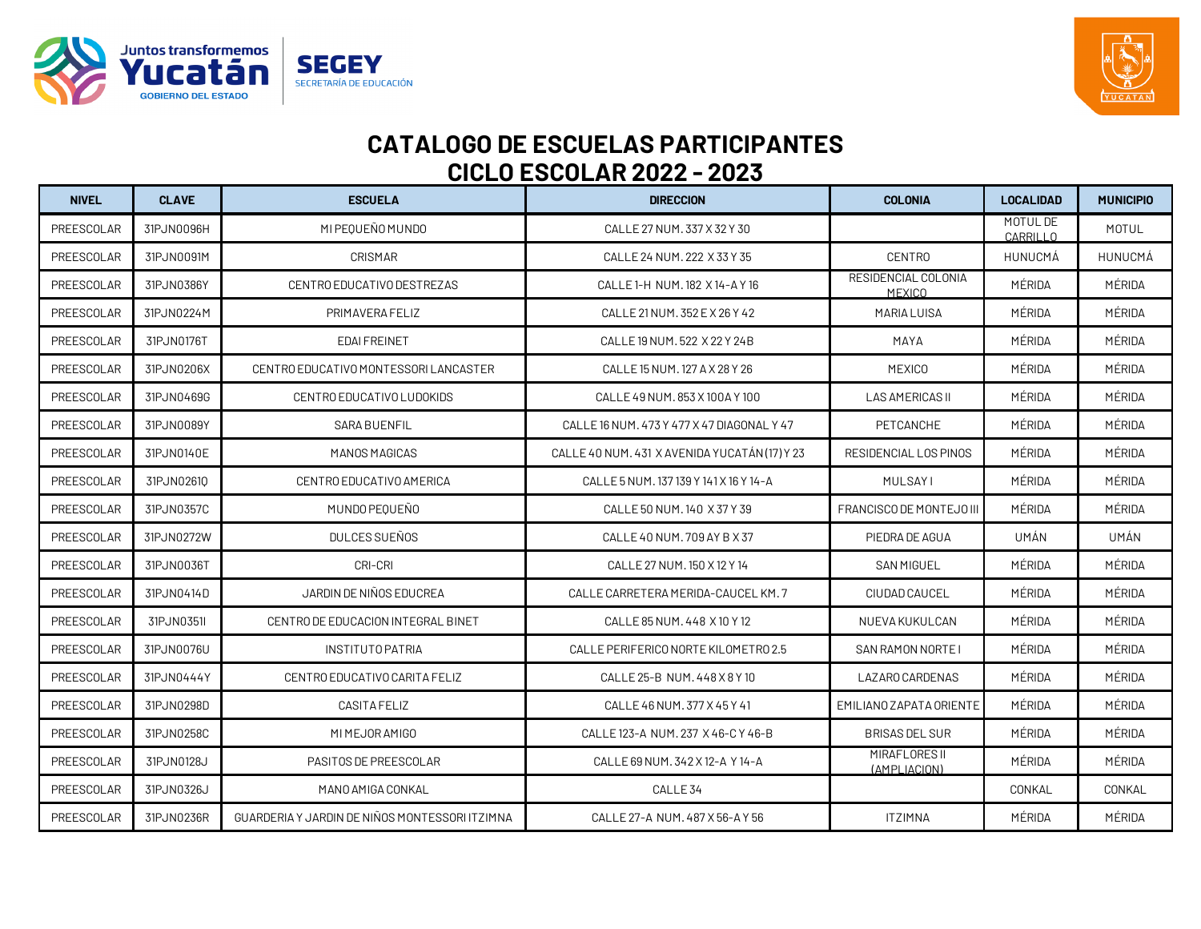# CATALOGO DE ESCUELAS PARTICIPANTES
# CICLO ESCOLAR 2022 - 2023

| NIVEL | CLAVE | ESCUELA | DIRECCION | COLONIA | LOCALIDAD | MUNICIPIO |
|---|---|---|---|---|---|---|
| PREESCOLAR | 31PJN0096H | MI PEQUEÑO MUNDO | CALLE 27 NUM. 337 X 32 Y 30 | | MOTUL DE CARRILLO | MOTUL |
| PREESCOLAR | 31PJN0091M | CRISMAR | CALLE 24 NUM. 222 X 33 Y 35 | CENTRO | HUNUCMÁ | HUNUCMÁ |
| PREESCOLAR | 31PJN0386Y | CENTRO EDUCATIVO DESTREZAS | CALLE 1-H NUM. 182 X 14-A Y 16 | RESIDENCIAL COLONIA MEXICO | MÉRIDA | MÉRIDA |
| PREESCOLAR | 31PJN0224M | PRIMAVERA FELIZ | CALLE 21 NUM. 352 E X 26 Y 42 | MARIA LUISA | MÉRIDA | MÉRIDA |
| PREESCOLAR | 31PJN0176T | EDAI FREINET | CALLE 19 NUM. 522 X 22 Y 24B | MAYA | MÉRIDA | MÉRIDA |
| PREESCOLAR | 31PJN0206X | CENTRO EDUCATIVO MONTESSORI LANCASTER | CALLE 15 NUM. 127 A X 28 Y 26 | MEXICO | MÉRIDA | MÉRIDA |
| PREESCOLAR | 31PJN0469G | CENTRO EDUCATIVO LUDOKIDS | CALLE 49 NUM. 853 X 100A Y 100 | LAS AMERICAS II | MÉRIDA | MÉRIDA |
| PREESCOLAR | 31PJN0089Y | SARA BUENFIL | CALLE 16 NUM. 473 Y 477 X 47 DIAGONAL Y 47 | PETCANCHE | MÉRIDA | MÉRIDA |
| PREESCOLAR | 31PJN0140E | MANOS MAGICAS | CALLE 40 NUM. 431 X AVENIDA YUCATÁN (17) Y 23 | RESIDENCIAL LOS PINOS | MÉRIDA | MÉRIDA |
| PREESCOLAR | 31PJN0261Q | CENTRO EDUCATIVO AMERICA | CALLE 5 NUM. 137 139 Y 141 X 16 Y 14-A | MULSAY I | MÉRIDA | MÉRIDA |
| PREESCOLAR | 31PJN0357C | MUNDO PEQUEÑO | CALLE 50 NUM. 140 X 37 Y 39 | FRANCISCO DE MONTEJO III | MÉRIDA | MÉRIDA |
| PREESCOLAR | 31PJN0272W | DULCES SUEÑOS | CALLE 40 NUM. 709 AY B X 37 | PIEDRA DE AGUA | UMÁN | UMÁN |
| PREESCOLAR | 31PJN0036T | CRI-CRI | CALLE 27 NUM. 150 X 12 Y 14 | SAN MIGUEL | MÉRIDA | MÉRIDA |
| PREESCOLAR | 31PJN0414D | JARDIN DE NIÑOS EDUCREA | CALLE CARRETERA MERIDA-CAUCEL KM. 7 | CIUDAD CAUCEL | MÉRIDA | MÉRIDA |
| PREESCOLAR | 31PJN0351I | CENTRO DE EDUCACION INTEGRAL BINET | CALLE 85 NUM. 448 X 10 Y 12 | NUEVA KUKULCAN | MÉRIDA | MÉRIDA |
| PREESCOLAR | 31PJN0076U | INSTITUTO PATRIA | CALLE PERIFERICO NORTE KILOMETRO 2.5 | SAN RAMON NORTE I | MÉRIDA | MÉRIDA |
| PREESCOLAR | 31PJN0444Y | CENTRO EDUCATIVO CARITA FELIZ | CALLE 25-B NUM. 448 X 8 Y 10 | LAZARO CARDENAS | MÉRIDA | MÉRIDA |
| PREESCOLAR | 31PJN0298D | CASITA FELIZ | CALLE 46 NUM. 377 X 45 Y 41 | EMILIANO ZAPATA ORIENTE | MÉRIDA | MÉRIDA |
| PREESCOLAR | 31PJN0258C | MI MEJOR AMIGO | CALLE 123-A NUM. 237 X 46-C Y 46-B | BRISAS DEL SUR | MÉRIDA | MÉRIDA |
| PREESCOLAR | 31PJN0128J | PASITOS DE PREESCOLAR | CALLE 69 NUM. 342 X 12-A Y 14-A | MIRAFLORES II (AMPLIACION) | MÉRIDA | MÉRIDA |
| PREESCOLAR | 31PJN0326J | MANO AMIGA CONKAL | CALLE 34 | | CONKAL | CONKAL |
| PREESCOLAR | 31PJN0236R | GUARDERIA Y JARDIN DE NIÑOS MONTESSORI ITZIMNA | CALLE 27-A NUM. 487 X 56-A Y 56 | ITZIMNA | MÉRIDA | MÉRIDA |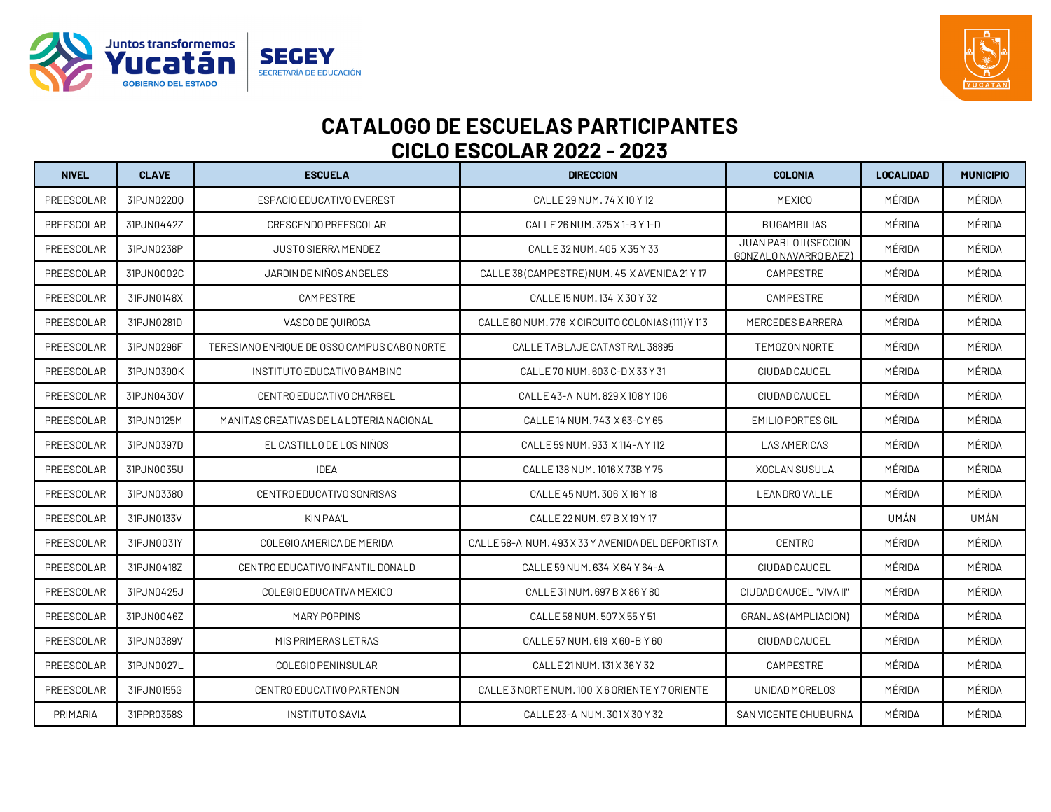# CATALOGO DE ESCUELAS PARTICIPANTES
## CICLO ESCOLAR 2022 - 2023

| NIVEL | CLAVE | ESCUELA | DIRECCION | COLONIA | LOCALIDAD | MUNICIPIO |
|---|---|---|---|---|---|---|
| PREESCOLAR | 31PJN0220Q | ESPACIO EDUCATIVO EVEREST | CALLE 29 NUM. 74 X 10 Y 12 | MEXICO | MÉRIDA | MÉRIDA |
| PREESCOLAR | 31PJN0442Z | CRESCENDO PREESCOLAR | CALLE 26 NUM. 325 X 1-B Y 1-D | BUGAMBILIAS | MÉRIDA | MÉRIDA |
| PREESCOLAR | 31PJN0238P | JUSTO SIERRA MENDEZ | CALLE 32 NUM. 405 X 35 Y 33 | JUAN PABLO II (SECCION GONZALO NAVARRO BAEZ) | MÉRIDA | MÉRIDA |
| PREESCOLAR | 31PJN0002C | JARDIN DE NIÑOS ANGELES | CALLE 38 (CAMPESTRE) NUM. 45 X AVENIDA 21 Y 17 | CAMPESTRE | MÉRIDA | MÉRIDA |
| PREESCOLAR | 31PJN0148X | CAMPESTRE | CALLE 15 NUM. 134 X 30 Y 32 | CAMPESTRE | MÉRIDA | MÉRIDA |
| PREESCOLAR | 31PJN0281D | VASCO DE QUIROGA | CALLE 60 NUM. 776 X CIRCUITO COLONIAS (111) Y 113 | MERCEDES BARRERA | MÉRIDA | MÉRIDA |
| PREESCOLAR | 31PJN0296F | TERESIANO ENRIQUE DE OSSO CAMPUS CABO NORTE | CALLE TABLAJE CATASTRAL 38895 | TEMOZON NORTE | MÉRIDA | MÉRIDA |
| PREESCOLAR | 31PJN0390K | INSTITUTO EDUCATIVO BAMBINO | CALLE 70 NUM. 603 C-D X 33 Y 31 | CIUDAD CAUCEL | MÉRIDA | MÉRIDA |
| PREESCOLAR | 31PJN0430V | CENTRO EDUCATIVO CHARBEL | CALLE 43-A NUM. 829 X 108 Y 106 | CIUDAD CAUCEL | MÉRIDA | MÉRIDA |
| PREESCOLAR | 31PJN0125M | MANITAS CREATIVAS DE LA LOTERIA NACIONAL | CALLE 14 NUM. 743 X 63-C Y 65 | EMILIO PORTES GIL | MÉRIDA | MÉRIDA |
| PREESCOLAR | 31PJN0397D | EL CASTILLO DE LOS NIÑOS | CALLE 59 NUM. 933 X 114-A Y 112 | LAS AMERICAS | MÉRIDA | MÉRIDA |
| PREESCOLAR | 31PJN0035U | IDEA | CALLE 138 NUM. 1016 X 73B Y 75 | XOCLAN SUSULA | MÉRIDA | MÉRIDA |
| PREESCOLAR | 31PJN0338O | CENTRO EDUCATIVO SONRISAS | CALLE 45 NUM. 306 X 16 Y 18 | LEANDRO VALLE | MÉRIDA | MÉRIDA |
| PREESCOLAR | 31PJN0133V | KIN PAA'L | CALLE 22 NUM. 97 B X 19 Y 17 | | UMÁN | UMÁN |
| PREESCOLAR | 31PJN0031Y | COLEGIO AMERICA DE MERIDA | CALLE 58-A NUM. 493 X 33 Y AVENIDA DEL DEPORTISTA | CENTRO | MÉRIDA | MÉRIDA |
| PREESCOLAR | 31PJN0418Z | CENTRO EDUCATIVO INFANTIL DONALD | CALLE 59 NUM. 634 X 64 Y 64-A | CIUDAD CAUCEL | MÉRIDA | MÉRIDA |
| PREESCOLAR | 31PJN0425J | COLEGIO EDUCATIVA MEXICO | CALLE 31 NUM. 697 B X 86 Y 80 | CIUDAD CAUCEL "VIVA II" | MÉRIDA | MÉRIDA |
| PREESCOLAR | 31PJN0046Z | MARY POPPINS | CALLE 58 NUM. 507 X 55 Y 51 | GRANJAS (AMPLIACION) | MÉRIDA | MÉRIDA |
| PREESCOLAR | 31PJN0389V | MIS PRIMERAS LETRAS | CALLE 57 NUM. 619 X 60-B Y 60 | CIUDAD CAUCEL | MÉRIDA | MÉRIDA |
| PREESCOLAR | 31PJN0027L | COLEGIO PENINSULAR | CALLE 21 NUM. 131 X 36 Y 32 | CAMPESTRE | MÉRIDA | MÉRIDA |
| PREESCOLAR | 31PJN0155G | CENTRO EDUCATIVO PARTENON | CALLE 3 NORTE NUM. 100 X 6 ORIENTE Y 7 ORIENTE | UNIDAD MORELOS | MÉRIDA | MÉRIDA |
| PRIMARIA | 31PPR0358S | INSTITUTO SAVIA | CALLE 23-A NUM. 301 X 30 Y 32 | SAN VICENTE CHUBURNA | MÉRIDA | MÉRIDA |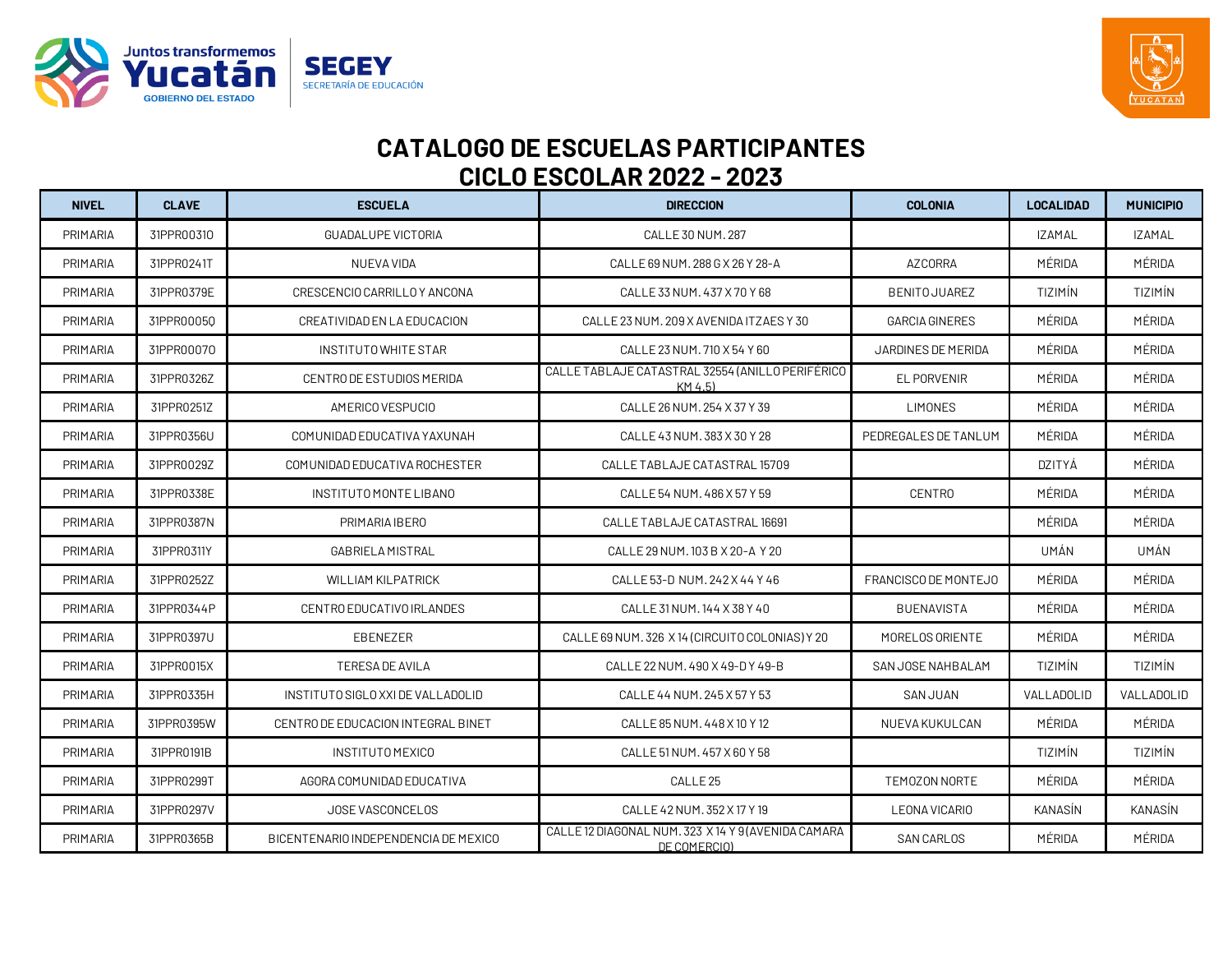# CATALOGO DE ESCUELAS PARTICIPANTES
## CICLO ESCOLAR 2022 - 2023

| NIVEL | CLAVE | ESCUELA | DIRECCION | COLONIA | LOCALIDAD | MUNICIPIO |
|---|---|---|---|---|---|---|
| PRIMARIA | 31PPR0031O | GUADALUPE VICTORIA | CALLE 30 NUM. 287 | | IZAMAL | IZAMAL |
| PRIMARIA | 31PPR0241T | NUEVA VIDA | CALLE 69 NUM. 288 G X 26 Y 28-A | AZCORRA | MÉRIDA | MÉRIDA |
| PRIMARIA | 31PPR0379E | CRESCENCIO CARRILLO Y ANCONA | CALLE 33 NUM. 437 X 70 Y 68 | BENITO JUAREZ | TIZIMÍN | TIZIMÍN |
| PRIMARIA | 31PPR0005Q | CREATIVIDAD EN LA EDUCACION | CALLE 23 NUM. 209 X AVENIDA ITZAES Y 30 | GARCIA GINERES | MÉRIDA | MÉRIDA |
| PRIMARIA | 31PPR0007O | INSTITUTO WHITE STAR | CALLE 23 NUM. 710 X 54 Y 60 | JARDINES DE MERIDA | MÉRIDA | MÉRIDA |
| PRIMARIA | 31PPR0326Z | CENTRO DE ESTUDIOS MERIDA | CALLE TABLAJE CATASTRAL 32554 (ANILLO PERIFÉRICO KM 4.5) | EL PORVENIR | MÉRIDA | MÉRIDA |
| PRIMARIA | 31PPR0251Z | AMERICO VESPUCIO | CALLE 26 NUM. 254 X 37 Y 39 | LIMONES | MÉRIDA | MÉRIDA |
| PRIMARIA | 31PPR0356U | COMUNIDAD EDUCATIVA YAXUNAH | CALLE 43 NUM. 383 X 30 Y 28 | PEDREGALES DE TANLUM | MÉRIDA | MÉRIDA |
| PRIMARIA | 31PPR0029Z | COMUNIDAD EDUCATIVA ROCHESTER | CALLE TABLAJE CATASTRAL 15709 | | DZITYÁ | MÉRIDA |
| PRIMARIA | 31PPR0338E | INSTITUTO MONTE LIBANO | CALLE 54 NUM. 486 X 57 Y 59 | CENTRO | MÉRIDA | MÉRIDA |
| PRIMARIA | 31PPR0387N | PRIMARIA IBERO | CALLE TABLAJE CATASTRAL 16691 | | MÉRIDA | MÉRIDA |
| PRIMARIA | 31PPR0311Y | GABRIELA MISTRAL | CALLE 29 NUM. 103 B X 20-A Y 20 | | UMÁN | UMÁN |
| PRIMARIA | 31PPR0252Z | WILLIAM KILPATRICK | CALLE 53-D NUM. 242 X 44 Y 46 | FRANCISCO DE MONTEJO | MÉRIDA | MÉRIDA |
| PRIMARIA | 31PPR0344P | CENTRO EDUCATIVO IRLANDES | CALLE 31 NUM. 144 X 38 Y 40 | BUENAVISTA | MÉRIDA | MÉRIDA |
| PRIMARIA | 31PPR0397U | EBENEZER | CALLE 69 NUM. 326 X 14 (CIRCUITO COLONIAS) Y 20 | MORELOS ORIENTE | MÉRIDA | MÉRIDA |
| PRIMARIA | 31PPR0015X | TERESA DE AVILA | CALLE 22 NUM. 490 X 49-D Y 49-B | SAN JOSE NAHBALAM | TIZIMÍN | TIZIMÍN |
| PRIMARIA | 31PPR0335H | INSTITUTO SIGLO XXI DE VALLADOLID | CALLE 44 NUM. 245 X 57 Y 53 | SAN JUAN | VALLADOLID | VALLADOLID |
| PRIMARIA | 31PPR0395W | CENTRO DE EDUCACION INTEGRAL BINET | CALLE 85 NUM. 448 X 10 Y 12 | NUEVA KUKULCAN | MÉRIDA | MÉRIDA |
| PRIMARIA | 31PPR0191B | INSTITUTO MEXICO | CALLE 51 NUM. 457 X 60 Y 58 | | TIZIMÍN | TIZIMÍN |
| PRIMARIA | 31PPR0299T | AGORA COMUNIDAD EDUCATIVA | CALLE 25 | TEMOZON NORTE | MÉRIDA | MÉRIDA |
| PRIMARIA | 31PPR0297V | JOSE VASCONCELOS | CALLE 42 NUM. 352 X 17 Y 19 | LEONA VICARIO | KANASÍN | KANASÍN |
| PRIMARIA | 31PPR0365B | BICENTENARIO INDEPENDENCIA DE MEXICO | CALLE 12 DIAGONAL NUM. 323 X 14 Y 9 (AVENIDA CAMARA DE COMERCIO) | SAN CARLOS | MÉRIDA | MÉRIDA |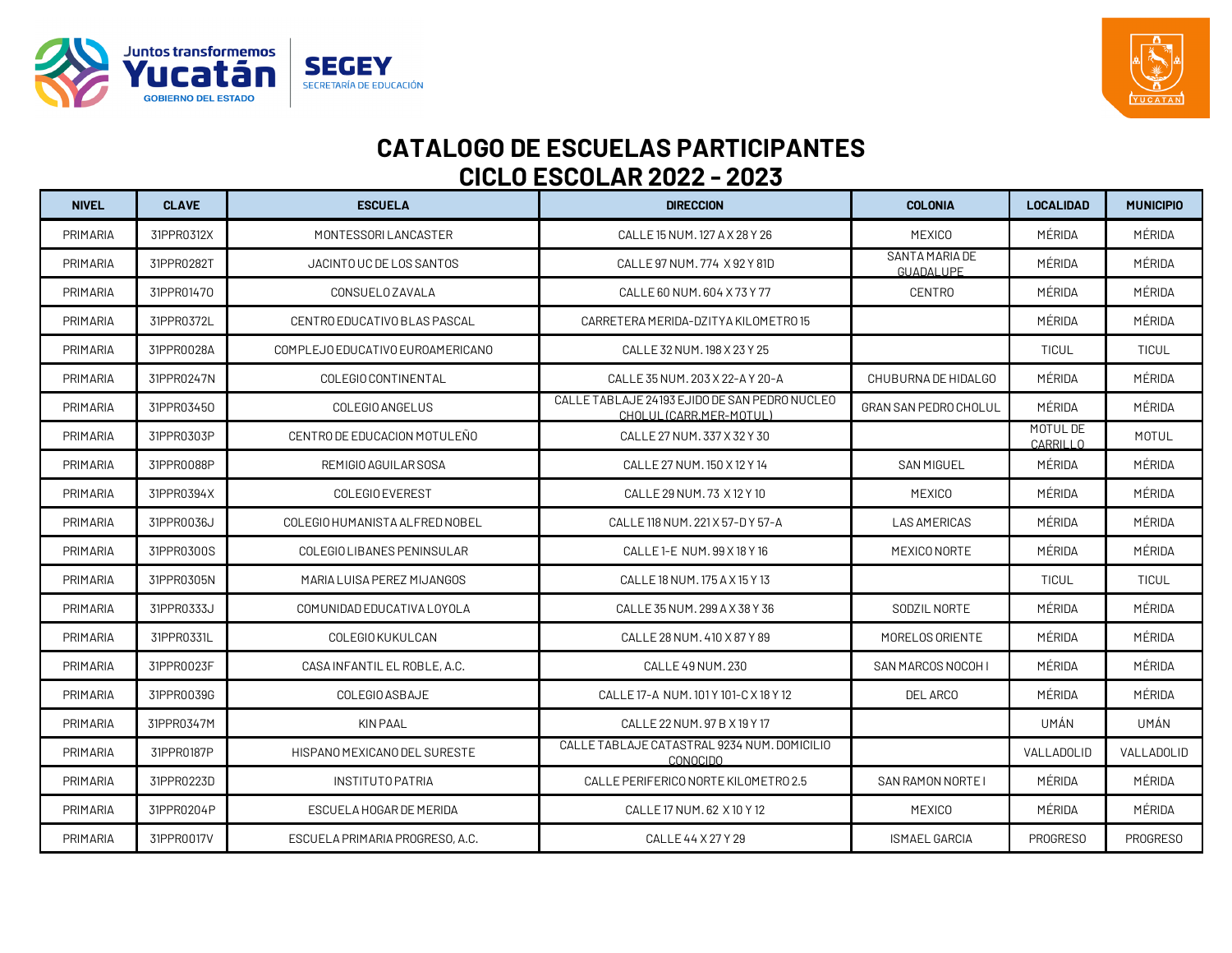# CATALOGO DE ESCUELAS PARTICIPANTES
## CICLO ESCOLAR 2022 - 2023

| NIVEL | CLAVE | ESCUELA | DIRECCION | COLONIA | LOCALIDAD | MUNICIPIO |
|---|---|---|---|---|---|---|
| PRIMARIA | 31PPR0312X | MONTESSORI LANCASTER | CALLE 15 NUM. 127 A X 28 Y 26 | MEXICO | MÉRIDA | MÉRIDA |
| PRIMARIA | 31PPR0282T | JACINTO UC DE LOS SANTOS | CALLE 97 NUM. 774 X 92 Y 81D | SANTA MARIA DE GUADALUPE | MÉRIDA | MÉRIDA |
| PRIMARIA | 31PPR0147O | CONSUELO ZAVALA | CALLE 60 NUM. 604 X 73 Y 77 | CENTRO | MÉRIDA | MÉRIDA |
| PRIMARIA | 31PPR0372L | CENTRO EDUCATIVO BLAS PASCAL | CARRETERA MERIDA-DZITYA KILOMETRO 15 | | MÉRIDA | MÉRIDA |
| PRIMARIA | 31PPR0028A | COMPLEJO EDUCATIVO EUROAMERICANO | CALLE 32 NUM. 198 X 23 Y 25 | | TICUL | TICUL |
| PRIMARIA | 31PPR0247N | COLEGIO CONTINENTAL | CALLE 35 NUM. 203 X 22-A Y 20-A | CHUBURNA DE HIDALGO | MÉRIDA | MÉRIDA |
| PRIMARIA | 31PPR0345O | COLEGIO ANGELUS | CALLE TABLAJE 24193 EJIDO DE SAN PEDRO NUCLEO CHOLUL (CARR.MER-MOTUL) | GRAN SAN PEDRO CHOLUL | MÉRIDA | MÉRIDA |
| PRIMARIA | 31PPR0303P | CENTRO DE EDUCACION MOTULEÑO | CALLE 27 NUM. 337 X 32 Y 30 | | MOTUL DE CARRILLO | MOTUL |
| PRIMARIA | 31PPR0088P | REMIGIO AGUILAR SOSA | CALLE 27 NUM. 150 X 12 Y 14 | SAN MIGUEL | MÉRIDA | MÉRIDA |
| PRIMARIA | 31PPR0394X | COLEGIO EVEREST | CALLE 29 NUM. 73 X 12 Y 10 | MEXICO | MÉRIDA | MÉRIDA |
| PRIMARIA | 31PPR0036J | COLEGIO HUMANISTA ALFRED NOBEL | CALLE 118 NUM. 221 X 57-D Y 57-A | LAS AMERICAS | MÉRIDA | MÉRIDA |
| PRIMARIA | 31PPR0300S | COLEGIO LIBANES PENINSULAR | CALLE 1-E NUM. 99 X 18 Y 16 | MEXICO NORTE | MÉRIDA | MÉRIDA |
| PRIMARIA | 31PPR0305N | MARIA LUISA PEREZ MIJANGOS | CALLE 18 NUM. 175 A X 15 Y 13 | | TICUL | TICUL |
| PRIMARIA | 31PPR0333J | COMUNIDAD EDUCATIVA LOYOLA | CALLE 35 NUM. 299 A X 38 Y 36 | SODZIL NORTE | MÉRIDA | MÉRIDA |
| PRIMARIA | 31PPR0331L | COLEGIO KUKULCAN | CALLE 28 NUM. 410 X 87 Y 89 | MORELOS ORIENTE | MÉRIDA | MÉRIDA |
| PRIMARIA | 31PPR0023F | CASA INFANTIL EL ROBLE, A.C. | CALLE 49 NUM. 230 | SAN MARCOS NOCOH I | MÉRIDA | MÉRIDA |
| PRIMARIA | 31PPR0039G | COLEGIO ASBAJE | CALLE 17-A NUM. 101 Y 101-C X 18 Y 12 | DEL ARCO | MÉRIDA | MÉRIDA |
| PRIMARIA | 31PPR0347M | KIN PAAL | CALLE 22 NUM. 97 B X 19 Y 17 | | UMÁN | UMÁN |
| PRIMARIA | 31PPR0187P | HISPANO MEXICANO DEL SURESTE | CALLE TABLAJE CATASTRAL 9234 NUM. DOMICILIO CONOCIDO | | VALLADOLID | VALLADOLID |
| PRIMARIA | 31PPR0223D | INSTITUTO PATRIA | CALLE PERIFERICO NORTE KILOMETRO 2.5 | SAN RAMON NORTE I | MÉRIDA | MÉRIDA |
| PRIMARIA | 31PPR0204P | ESCUELA HOGAR DE MERIDA | CALLE 17 NUM. 62 X 10 Y 12 | MEXICO | MÉRIDA | MÉRIDA |
| PRIMARIA | 31PPR0017V | ESCUELA PRIMARIA PROGRESO, A.C. | CALLE 44 X 27 Y 29 | ISMAEL GARCIA | PROGRESO | PROGRESO |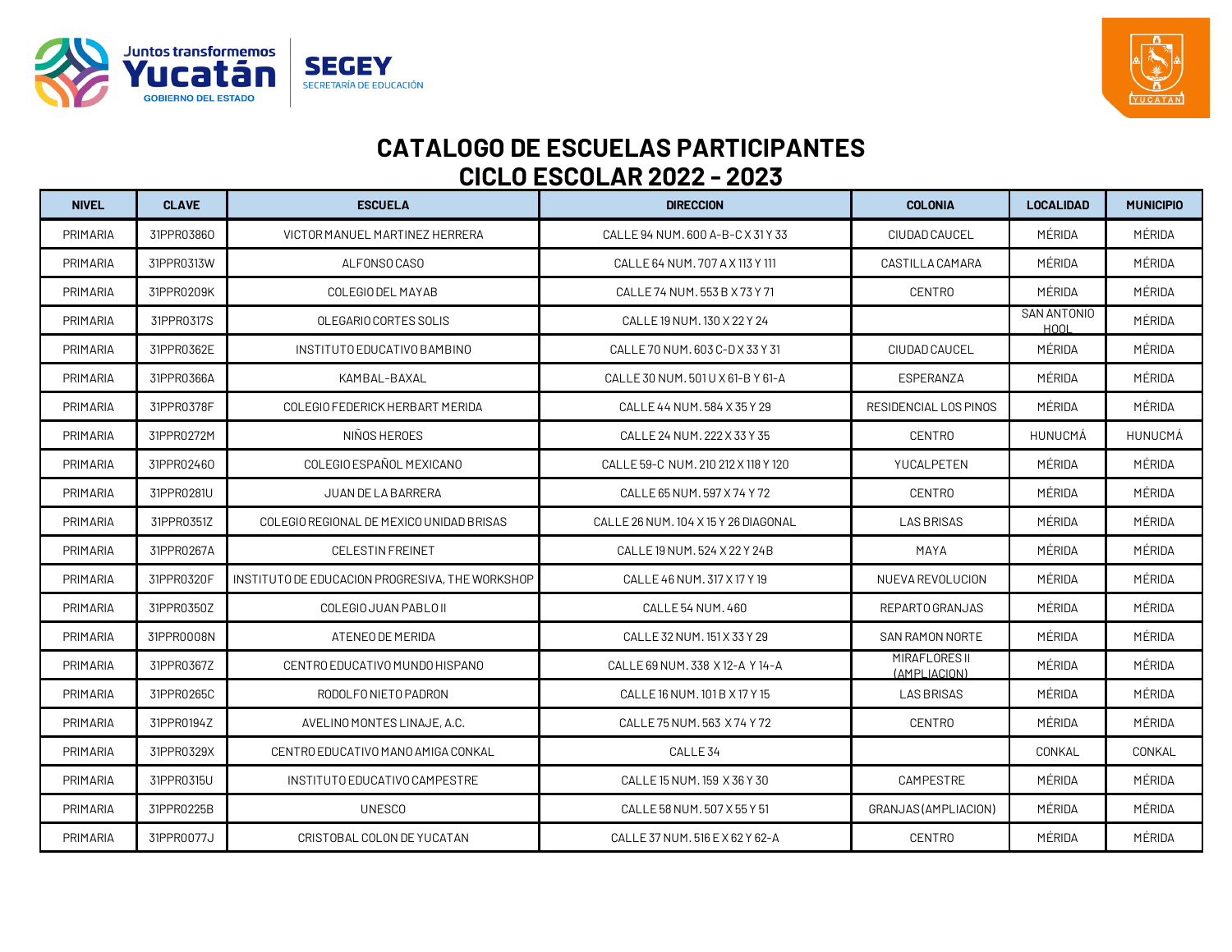# CATALOGO DE ESCUELAS PARTICIPANTES
## CICLO ESCOLAR 2022 - 2023

| NIVEL | CLAVE | ESCUELA | DIRECCION | COLONIA | LOCALIDAD | MUNICIPIO |
|---|---|---|---|---|---|---|
| PRIMARIA | 31PPR0386O | VICTOR MANUEL MARTINEZ HERRERA | CALLE 94 NUM. 600 A-B-C X 31 Y 33 | CIUDAD CAUCEL | MÉRIDA | MÉRIDA |
| PRIMARIA | 31PPR0313W | ALFONSO CASO | CALLE 64 NUM. 707 A X 113 Y 111 | CASTILLA CAMARA | MÉRIDA | MÉRIDA |
| PRIMARIA | 31PPR0209K | COLEGIO DEL MAYAB | CALLE 74 NUM. 553 B X 73 Y 71 | CENTRO | MÉRIDA | MÉRIDA |
| PRIMARIA | 31PPR0317S | OLEGARIO CORTES SOLIS | CALLE 19 NUM. 130 X 22 Y 24 | | SAN ANTONIO HOOL | MÉRIDA |
| PRIMARIA | 31PPR0362E | INSTITUTO EDUCATIVO BAMBINO | CALLE 70 NUM. 603 C-D X 33 Y 31 | CIUDAD CAUCEL | MÉRIDA | MÉRIDA |
| PRIMARIA | 31PPR0366A | KAMBAL-BAXAL | CALLE 30 NUM. 501 U X 61-B Y 61-A | ESPERANZA | MÉRIDA | MÉRIDA |
| PRIMARIA | 31PPR0378F | COLEGIO FEDERICK HERBART MERIDA | CALLE 44 NUM. 584 X 35 Y 29 | RESIDENCIAL LOS PINOS | MÉRIDA | MÉRIDA |
| PRIMARIA | 31PPR0272M | NIÑOS HEROES | CALLE 24 NUM. 222 X 33 Y 35 | CENTRO | HUNUCMÁ | HUNUCMÁ |
| PRIMARIA | 31PPR0246O | COLEGIO ESPAÑOL MEXICANO | CALLE 59-C NUM. 210 212 X 118 Y 120 | YUCALPETEN | MÉRIDA | MÉRIDA |
| PRIMARIA | 31PPR0281U | JUAN DE LA BARRERA | CALLE 65 NUM. 597 X 74 Y 72 | CENTRO | MÉRIDA | MÉRIDA |
| PRIMARIA | 31PPR0351Z | COLEGIO REGIONAL DE MEXICO UNIDAD BRISAS | CALLE 26 NUM. 104 X 15 Y 26 DIAGONAL | LAS BRISAS | MÉRIDA | MÉRIDA |
| PRIMARIA | 31PPR0267A | CELESTIN FREINET | CALLE 19 NUM. 524 X 22 Y 24B | MAYA | MÉRIDA | MÉRIDA |
| PRIMARIA | 31PPR0320F | INSTITUTO DE EDUCACION PROGRESIVA, THE WORKSHOP | CALLE 46 NUM. 317 X 17 Y 19 | NUEVA REVOLUCION | MÉRIDA | MÉRIDA |
| PRIMARIA | 31PPR0350Z | COLEGIO JUAN PABLO II | CALLE 54 NUM. 460 | REPARTO GRANJAS | MÉRIDA | MÉRIDA |
| PRIMARIA | 31PPR0008N | ATENEO DE MERIDA | CALLE 32 NUM. 151 X 33 Y 29 | SAN RAMON NORTE | MÉRIDA | MÉRIDA |
| PRIMARIA | 31PPR0367Z | CENTRO EDUCATIVO MUNDO HISPANO | CALLE 69 NUM. 338 X 12-A Y 14-A | MIRAFLORES II (AMPLIACION) | MÉRIDA | MÉRIDA |
| PRIMARIA | 31PPR0265C | RODOLFO NIETO PADRON | CALLE 16 NUM. 101 B X 17 Y 15 | LAS BRISAS | MÉRIDA | MÉRIDA |
| PRIMARIA | 31PPR0194Z | AVELINO MONTES LINAJE, A.C. | CALLE 75 NUM. 563 X 74 Y 72 | CENTRO | MÉRIDA | MÉRIDA |
| PRIMARIA | 31PPR0329X | CENTRO EDUCATIVO MANO AMIGA CONKAL | CALLE 34 | | CONKAL | CONKAL |
| PRIMARIA | 31PPR0315U | INSTITUTO EDUCATIVO CAMPESTRE | CALLE 15 NUM. 159 X 36 Y 30 | CAMPESTRE | MÉRIDA | MÉRIDA |
| PRIMARIA | 31PPR0225B | UNESCO | CALLE 58 NUM. 507 X 55 Y 51 | GRANJAS (AMPLIACION) | MÉRIDA | MÉRIDA |
| PRIMARIA | 31PPR0077J | CRISTOBAL COLON DE YUCATAN | CALLE 37 NUM. 516 E X 62 Y 62-A | CENTRO | MÉRIDA | MÉRIDA |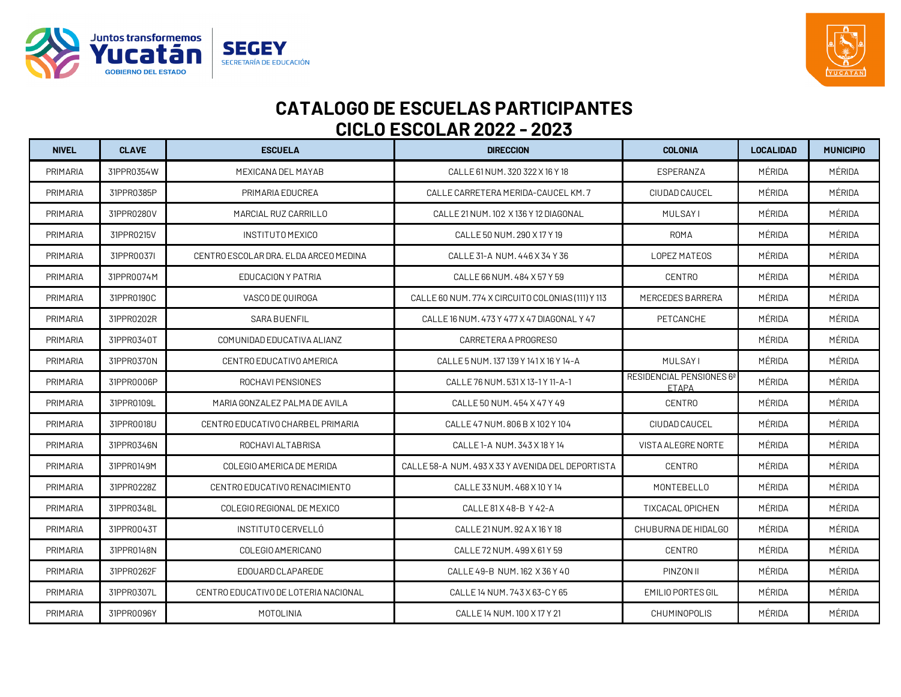# CATALOGO DE ESCUELAS PARTICIPANTES
## CICLO ESCOLAR 2022 - 2023

| NIVEL | CLAVE | ESCUELA | DIRECCION | COLONIA | LOCALIDAD | MUNICIPIO |
|---|---|---|---|---|---|---|
| PRIMARIA | 31PPR0354W | MEXICANA DEL MAYAB | CALLE 61 NUM. 320 322 X 16 Y 18 | ESPERANZA | MÉRIDA | MÉRIDA |
| PRIMARIA | 31PPR0385P | PRIMARIA EDUCREA | CALLE CARRETERA MERIDA-CAUCEL KM. 7 | CIUDAD CAUCEL | MÉRIDA | MÉRIDA |
| PRIMARIA | 31PPR0280V | MARCIAL RUZ CARRILLO | CALLE 21 NUM. 102 X 136 Y 12 DIAGONAL | MULSAY I | MÉRIDA | MÉRIDA |
| PRIMARIA | 31PPR0215V | INSTITUTO MEXICO | CALLE 50 NUM. 290 X 17 Y 19 | ROMA | MÉRIDA | MÉRIDA |
| PRIMARIA | 31PPR0037I | CENTRO ESCOLAR DRA. ELDA ARCEO MEDINA | CALLE 31-A NUM. 446 X 34 Y 36 | LOPEZ MATEOS | MÉRIDA | MÉRIDA |
| PRIMARIA | 31PPR0074M | EDUCACION Y PATRIA | CALLE 66 NUM. 484 X 57 Y 59 | CENTRO | MÉRIDA | MÉRIDA |
| PRIMARIA | 31PPR0190C | VASCO DE QUIROGA | CALLE 60 NUM. 774 X CIRCUITO COLONIAS (111) Y 113 | MERCEDES BARRERA | MÉRIDA | MÉRIDA |
| PRIMARIA | 31PPR0202R | SARA BUENFIL | CALLE 16 NUM. 473 Y 477 X 47 DIAGONAL Y 47 | PETCANCHE | MÉRIDA | MÉRIDA |
| PRIMARIA | 31PPR0340T | COMUNIDAD EDUCATIVA ALIANZ | CARRETERA A PROGRESO | | MÉRIDA | MÉRIDA |
| PRIMARIA | 31PPR0370N | CENTRO EDUCATIVO AMERICA | CALLE 5 NUM. 137 139 Y 141 X 16 Y 14-A | MULSAY I | MÉRIDA | MÉRIDA |
| PRIMARIA | 31PPR0006P | ROCHAVI PENSIONES | CALLE 76 NUM. 531 X 13-1 Y 11-A-1 | RESIDENCIAL PENSIONES 6ª ETAPA | MÉRIDA | MÉRIDA |
| PRIMARIA | 31PPR0109L | MARIA GONZALEZ PALMA DE AVILA | CALLE 50 NUM. 454 X 47 Y 49 | CENTRO | MÉRIDA | MÉRIDA |
| PRIMARIA | 31PPR0018U | CENTRO EDUCATIVO CHARBEL PRIMARIA | CALLE 47 NUM. 806 B X 102 Y 104 | CIUDAD CAUCEL | MÉRIDA | MÉRIDA |
| PRIMARIA | 31PPR0346N | ROCHAVI ALTABRISA | CALLE 1-A NUM. 343 X 18 Y 14 | VISTA ALEGRE NORTE | MÉRIDA | MÉRIDA |
| PRIMARIA | 31PPR0149M | COLEGIO AMERICA DE MERIDA | CALLE 58-A NUM. 493 X 33 Y AVENIDA DEL DEPORTISTA | CENTRO | MÉRIDA | MÉRIDA |
| PRIMARIA | 31PPR0228Z | CENTRO EDUCATIVO RENACIMIENTO | CALLE 33 NUM. 468 X 10 Y 14 | MONTEBELLO | MÉRIDA | MÉRIDA |
| PRIMARIA | 31PPR0348L | COLEGIO REGIONAL DE MEXICO | CALLE 81 X 48-B Y 42-A | TIXCACAL OPICHEN | MÉRIDA | MÉRIDA |
| PRIMARIA | 31PPR0043T | INSTITUTO CERVELLÓ | CALLE 21 NUM. 92 A X 16 Y 18 | CHUBURNA DE HIDALGO | MÉRIDA | MÉRIDA |
| PRIMARIA | 31PPR0148N | COLEGIO AMERICANO | CALLE 72 NUM. 499 X 61 Y 59 | CENTRO | MÉRIDA | MÉRIDA |
| PRIMARIA | 31PPR0262F | EDOUARD CLAPAREDE | CALLE 49-B NUM. 162 X 36 Y 40 | PINZON II | MÉRIDA | MÉRIDA |
| PRIMARIA | 31PPR0307L | CENTRO EDUCATIVO DE LOTERIA NACIONAL | CALLE 14 NUM. 743 X 63-C Y 65 | EMILIO PORTES GIL | MÉRIDA | MÉRIDA |
| PRIMARIA | 31PPR0096Y | MOTOLINIA | CALLE 14 NUM. 100 X 17 Y 21 | CHUMINOPOLIS | MÉRIDA | MÉRIDA |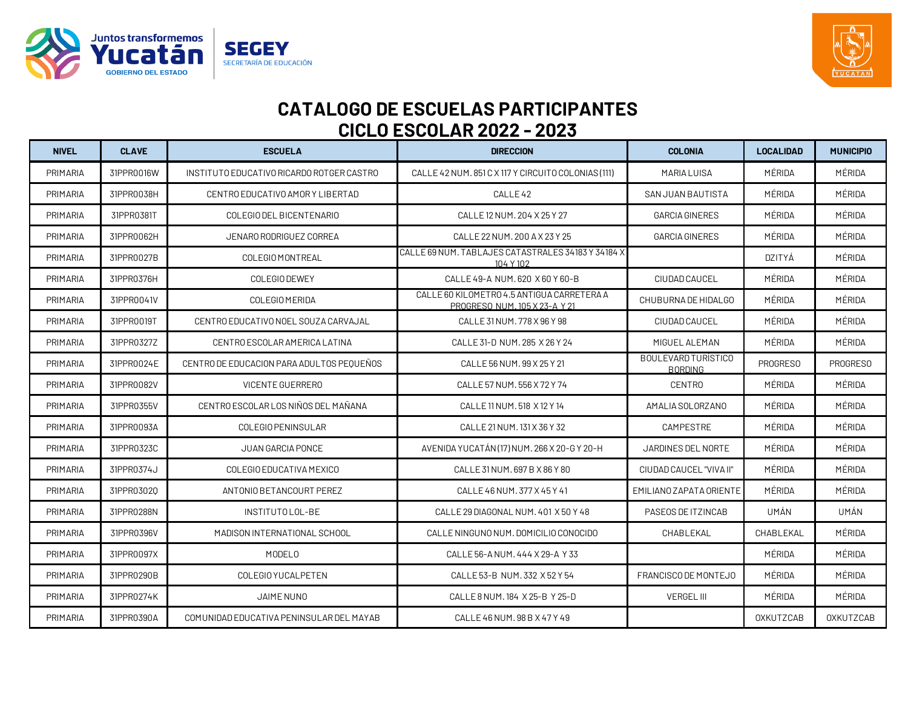# CATALOGO DE ESCUELAS PARTICIPANTES
## CICLO ESCOLAR 2022 - 2023

| NIVEL | CLAVE | ESCUELA | DIRECCION | COLONIA | LOCALIDAD | MUNICIPIO |
|---|---|---|---|---|---|---|
| PRIMARIA | 31PPR0016W | INSTITUTO EDUCATIVO RICARDO ROTGER CASTRO | CALLE 42 NUM. 851 C X 117 Y CIRCUITO COLONIAS (111) | MARIA LUISA | MÉRIDA | MÉRIDA |
| PRIMARIA | 31PPR0038H | CENTRO EDUCATIVO AMOR Y LIBERTAD | CALLE 42 | SAN JUAN BAUTISTA | MÉRIDA | MÉRIDA |
| PRIMARIA | 31PPR0381T | COLEGIO DEL BICENTENARIO | CALLE 12 NUM. 204 X 25 Y 27 | GARCIA GINERES | MÉRIDA | MÉRIDA |
| PRIMARIA | 31PPR0062H | JENARO RODRIGUEZ CORREA | CALLE 22 NUM. 200 A X 23 Y 25 | GARCIA GINERES | MÉRIDA | MÉRIDA |
| PRIMARIA | 31PPR0027B | COLEGIO MONTREAL | CALLE 69 NUM. TABLAJES CATASTRALES 34183 Y 34184 X 104 Y 102 | | DZITYÁ | MÉRIDA |
| PRIMARIA | 31PPR0376H | COLEGIO DEWEY | CALLE 49-A NUM. 620 X 60 Y 60-B | CIUDAD CAUCEL | MÉRIDA | MÉRIDA |
| PRIMARIA | 31PPR0041V | COLEGIO MERIDA | CALLE 60 KILOMETRO 4.5 ANTIGUA CARRETERA A PROGRESO NUM. 105 X 23-A Y 21 | CHUBURNA DE HIDALGO | MÉRIDA | MÉRIDA |
| PRIMARIA | 31PPR0019T | CENTRO EDUCATIVO NOEL SOUZA CARVAJAL | CALLE 31 NUM. 778 X 96 Y 98 | CIUDAD CAUCEL | MÉRIDA | MÉRIDA |
| PRIMARIA | 31PPR0327Z | CENTRO ESCOLAR AMERICA LATINA | CALLE 31-D NUM. 285 X 26 Y 24 | MIGUEL ALEMAN | MÉRIDA | MÉRIDA |
| PRIMARIA | 31PPR0024E | CENTRO DE EDUCACION PARA ADULTOS PEQUEÑOS | CALLE 56 NUM. 99 X 25 Y 21 | BOULEVARD TURÍSTICO BORDING | PROGRESO | PROGRESO |
| PRIMARIA | 31PPR0082V | VICENTE GUERRERO | CALLE 57 NUM. 556 X 72 Y 74 | CENTRO | MÉRIDA | MÉRIDA |
| PRIMARIA | 31PPR0355V | CENTRO ESCOLAR LOS NIÑOS DEL MAÑANA | CALLE 11 NUM. 518 X 12 Y 14 | AMALIA SOLORZANO | MÉRIDA | MÉRIDA |
| PRIMARIA | 31PPR0093A | COLEGIO PENINSULAR | CALLE 21 NUM. 131 X 36 Y 32 | CAMPESTRE | MÉRIDA | MÉRIDA |
| PRIMARIA | 31PPR0323C | JUAN GARCIA PONCE | AVENIDA YUCATÁN (17) NUM. 266 X 20-G Y 20-H | JARDINES DEL NORTE | MÉRIDA | MÉRIDA |
| PRIMARIA | 31PPR0374J | COLEGIO EDUCATIVA MEXICO | CALLE 31 NUM. 697 B X 86 Y 80 | CIUDAD CAUCEL "VIVA II" | MÉRIDA | MÉRIDA |
| PRIMARIA | 31PPR0302Q | ANTONIO BETANCOURT PEREZ | CALLE 46 NUM. 377 X 45 Y 41 | EMILIANO ZAPATA ORIENTE | MÉRIDA | MÉRIDA |
| PRIMARIA | 31PPR0288N | INSTITUTO LOL-BE | CALLE 29 DIAGONAL NUM. 401 X 50 Y 48 | PASEOS DE ITZINCAB | UMÁN | UMÁN |
| PRIMARIA | 31PPR0396V | MADISON INTERNATIONAL SCHOOL | CALLE NINGUNO NUM. DOMICILIO CONOCIDO | CHABLEKAL | CHABLEKAL | MÉRIDA |
| PRIMARIA | 31PPR0097X | MODELO | CALLE 56-A NUM. 444 X 29-A Y 33 | | MÉRIDA | MÉRIDA |
| PRIMARIA | 31PPR0290B | COLEGIO YUCALPETEN | CALLE 53-B NUM. 332 X 52 Y 54 | FRANCISCO DE MONTEJO | MÉRIDA | MÉRIDA |
| PRIMARIA | 31PPR0274K | JAIME NUNO | CALLE 8 NUM. 184 X 25-B Y 25-D | VERGEL III | MÉRIDA | MÉRIDA |
| PRIMARIA | 31PPR0390A | COMUNIDAD EDUCATIVA PENINSULAR DEL MAYAB | CALLE 46 NUM. 98 B X 47 Y 49 | | OXKUTZCAB | OXKUTZCAB |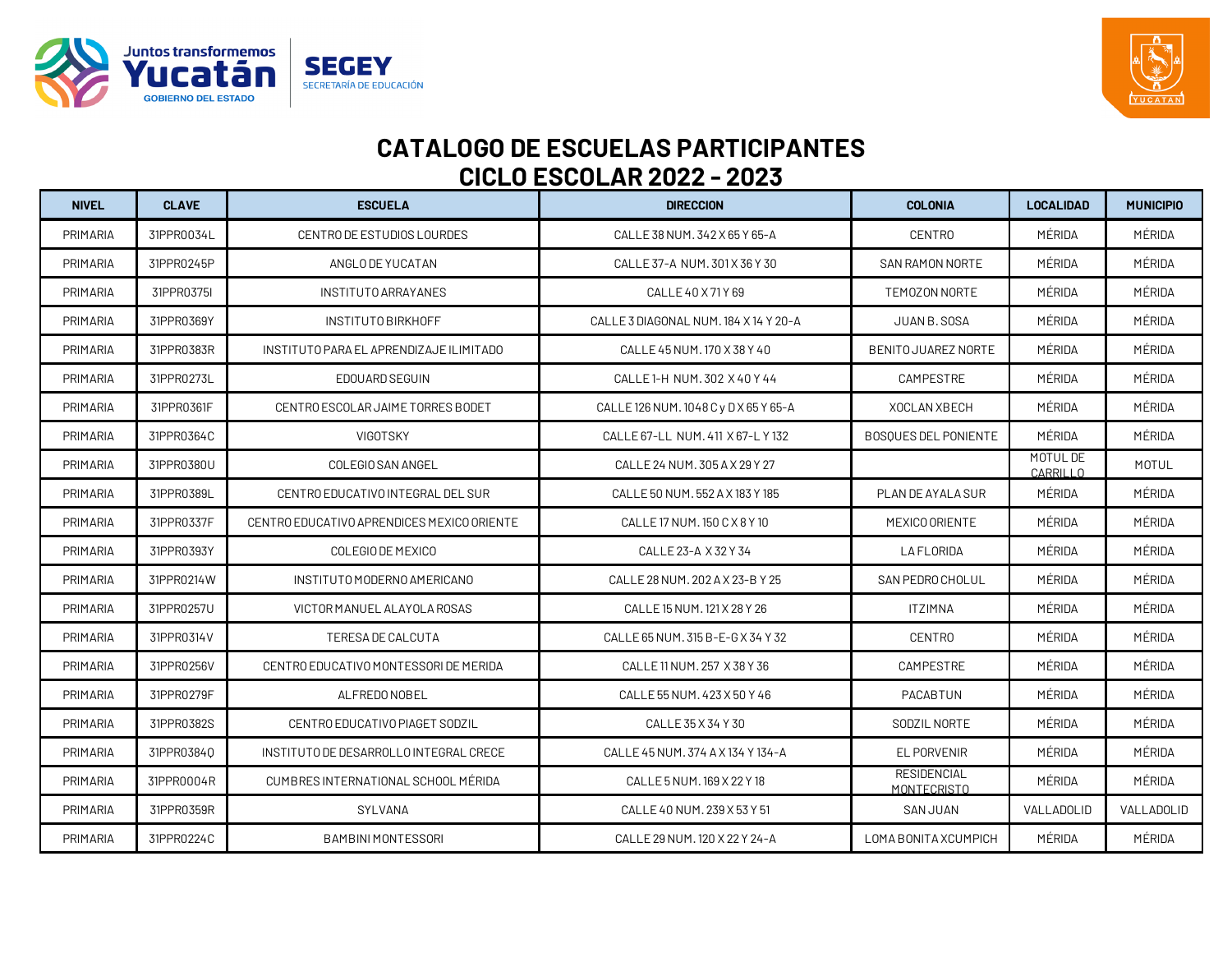# CATALOGO DE ESCUELAS PARTICIPANTES
## CICLO ESCOLAR 2022 - 2023

| NIVEL | CLAVE | ESCUELA | DIRECCION | COLONIA | LOCALIDAD | MUNICIPIO |
|---|---|---|---|---|---|---|
| PRIMARIA | 31PPR0034L | CENTRO DE ESTUDIOS LOURDES | CALLE 38 NUM. 342 X 65 Y 65-A | CENTRO | MÉRIDA | MÉRIDA |
| PRIMARIA | 31PPR0245P | ANGLO DE YUCATAN | CALLE 37-A NUM. 301 X 36 Y 30 | SAN RAMON NORTE | MÉRIDA | MÉRIDA |
| PRIMARIA | 31PPR0375I | INSTITUTO ARRAYANES | CALLE 40 X 71 Y 69 | TEMOZON NORTE | MÉRIDA | MÉRIDA |
| PRIMARIA | 31PPR0369Y | INSTITUTO BIRKHOFF | CALLE 3 DIAGONAL NUM. 184 X 14 Y 20-A | JUAN B. SOSA | MÉRIDA | MÉRIDA |
| PRIMARIA | 31PPR0383R | INSTITUTO PARA EL APRENDIZAJE ILIMITADO | CALLE 45 NUM. 170 X 38 Y 40 | BENITO JUAREZ NORTE | MÉRIDA | MÉRIDA |
| PRIMARIA | 31PPR0273L | EDOUARD SEGUIN | CALLE 1-H NUM. 302 X 40 Y 44 | CAMPESTRE | MÉRIDA | MÉRIDA |
| PRIMARIA | 31PPR0361F | CENTRO ESCOLAR JAIME TORRES BODET | CALLE 126 NUM. 1048 C y D X 65 Y 65-A | XOCLAN XBECH | MÉRIDA | MÉRIDA |
| PRIMARIA | 31PPR0364C | VIGOTSKY | CALLE 67-LL NUM. 411 X 67-L Y 132 | BOSQUES DEL PONIENTE | MÉRIDA | MÉRIDA |
| PRIMARIA | 31PPR0380U | COLEGIO SAN ANGEL | CALLE 24 NUM. 305 A X 29 Y 27 | | MOTUL DE CARRILLO | MOTUL |
| PRIMARIA | 31PPR0389L | CENTRO EDUCATIVO INTEGRAL DEL SUR | CALLE 50 NUM. 552 A X 183 Y 185 | PLAN DE AYALA SUR | MÉRIDA | MÉRIDA |
| PRIMARIA | 31PPR0337F | CENTRO EDUCATIVO APRENDICES MEXICO ORIENTE | CALLE 17 NUM. 150 C X 8 Y 10 | MEXICO ORIENTE | MÉRIDA | MÉRIDA |
| PRIMARIA | 31PPR0393Y | COLEGIO DE MEXICO | CALLE 23-A X 32 Y 34 | LA FLORIDA | MÉRIDA | MÉRIDA |
| PRIMARIA | 31PPR0214W | INSTITUTO MODERNO AMERICANO | CALLE 28 NUM. 202 A X 23-B Y 25 | SAN PEDRO CHOLUL | MÉRIDA | MÉRIDA |
| PRIMARIA | 31PPR0257U | VICTOR MANUEL ALAYOLA ROSAS | CALLE 15 NUM. 121 X 28 Y 26 | ITZIMNA | MÉRIDA | MÉRIDA |
| PRIMARIA | 31PPR0314V | TERESA DE CALCUTA | CALLE 65 NUM. 315 B-E-G X 34 Y 32 | CENTRO | MÉRIDA | MÉRIDA |
| PRIMARIA | 31PPR0256V | CENTRO EDUCATIVO MONTESSORI DE MERIDA | CALLE 11 NUM. 257 X 38 Y 36 | CAMPESTRE | MÉRIDA | MÉRIDA |
| PRIMARIA | 31PPR0279F | ALFREDO NOBEL | CALLE 55 NUM. 423 X 50 Y 46 | PACABTUN | MÉRIDA | MÉRIDA |
| PRIMARIA | 31PPR0382S | CENTRO EDUCATIVO PIAGET SODZIL | CALLE 35 X 34 Y 30 | SODZIL NORTE | MÉRIDA | MÉRIDA |
| PRIMARIA | 31PPR0384Q | INSTITUTO DE DESARROLLO INTEGRAL CRECE | CALLE 45 NUM. 374 A X 134 Y 134-A | EL PORVENIR | MÉRIDA | MÉRIDA |
| PRIMARIA | 31PPR0004R | CUMBRES INTERNATIONAL SCHOOL MÉRIDA | CALLE 5 NUM. 169 X 22 Y 18 | RESIDENCIAL MONTECRISTO | MÉRIDA | MÉRIDA |
| PRIMARIA | 31PPR0359R | SYLVANA | CALLE 40 NUM. 239 X 53 Y 51 | SAN JUAN | VALLADOLID | VALLADOLID |
| PRIMARIA | 31PPR0224C | BAMBINI MONTESSORI | CALLE 29 NUM. 120 X 22 Y 24-A | LOMA BONITA XCUMPICH | MÉRIDA | MÉRIDA |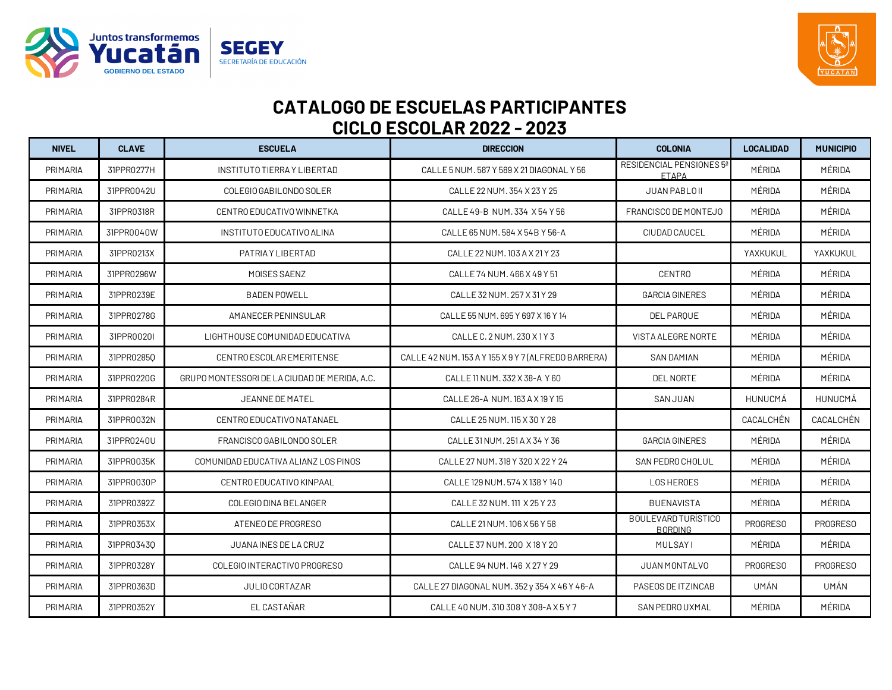# CATALOGO DE ESCUELAS PARTICIPANTES
## CICLO ESCOLAR 2022 - 2023

| NIVEL | CLAVE | ESCUELA | DIRECCION | COLONIA | LOCALIDAD | MUNICIPIO |
|---|---|---|---|---|---|---|
| PRIMARIA | 31PPR0277H | INSTITUTO TIERRA Y LIBERTAD | CALLE 5 NUM. 587 Y 589 X 21 DIAGONAL Y 56 | RESIDENCIAL PENSIONES 5ª ETAPA | MÉRIDA | MÉRIDA |
| PRIMARIA | 31PPR0042U | COLEGIO GABILONDO SOLER | CALLE 22 NUM. 354 X 23 Y 25 | JUAN PABLO II | MÉRIDA | MÉRIDA |
| PRIMARIA | 31PPR0318R | CENTRO EDUCATIVO WINNETKA | CALLE 49-B NUM. 334 X 54 Y 56 | FRANCISCO DE MONTEJO | MÉRIDA | MÉRIDA |
| PRIMARIA | 31PPR0040W | INSTITUTO EDUCATIVO ALINA | CALLE 65 NUM. 584 X 54B Y 56-A | CIUDAD CAUCEL | MÉRIDA | MÉRIDA |
| PRIMARIA | 31PPR0213X | PATRIA Y LIBERTAD | CALLE 22 NUM. 103 A X 21 Y 23 | | YAXKUKUL | YAXKUKUL |
| PRIMARIA | 31PPR0296W | MOISES SAENZ | CALLE 74 NUM. 466 X 49 Y 51 | CENTRO | MÉRIDA | MÉRIDA |
| PRIMARIA | 31PPR0239E | BADEN POWELL | CALLE 32 NUM. 257 X 31 Y 29 | GARCIA GINERES | MÉRIDA | MÉRIDA |
| PRIMARIA | 31PPR0278G | AMANECER PENINSULAR | CALLE 55 NUM. 695 Y 697 X 16 Y 14 | DEL PARQUE | MÉRIDA | MÉRIDA |
| PRIMARIA | 31PPR0020I | LIGHTHOUSE COMUNIDAD EDUCATIVA | CALLE C. 2 NUM. 230 X 1 Y 3 | VISTA ALEGRE NORTE | MÉRIDA | MÉRIDA |
| PRIMARIA | 31PPR0285Q | CENTRO ESCOLAR EMERITENSE | CALLE 42 NUM. 153 A Y 155 X 9 Y 7 (ALFREDO BARRERA) | SAN DAMIAN | MÉRIDA | MÉRIDA |
| PRIMARIA | 31PPR0220G | GRUPO MONTESSORI DE LA CIUDAD DE MERIDA, A.C. | CALLE 11 NUM. 332 X 38-A Y 60 | DEL NORTE | MÉRIDA | MÉRIDA |
| PRIMARIA | 31PPR0284R | JEANNE DE MATEL | CALLE 26-A NUM. 163 A X 19 Y 15 | SAN JUAN | HUNUCMÁ | HUNUCMÁ |
| PRIMARIA | 31PPR0032N | CENTRO EDUCATIVO NATANAEL | CALLE 25 NUM. 115 X 30 Y 28 | | CACALCHÉN | CACALCHÉN |
| PRIMARIA | 31PPR0240U | FRANCISCO GABILONDO SOLER | CALLE 31 NUM. 251 A X 34 Y 36 | GARCIA GINERES | MÉRIDA | MÉRIDA |
| PRIMARIA | 31PPR0035K | COMUNIDAD EDUCATIVA ALIANZ LOS PINOS | CALLE 27 NUM. 318 Y 320 X 22 Y 24 | SAN PEDRO CHOLUL | MÉRIDA | MÉRIDA |
| PRIMARIA | 31PPR0030P | CENTRO EDUCATIVO KINPAAL | CALLE 129 NUM. 574 X 138 Y 140 | LOS HEROES | MÉRIDA | MÉRIDA |
| PRIMARIA | 31PPR0392Z | COLEGIO DINA BELANGER | CALLE 32 NUM. 111 X 25 Y 23 | BUENAVISTA | MÉRIDA | MÉRIDA |
| PRIMARIA | 31PPR0353X | ATENEO DE PROGRESO | CALLE 21 NUM. 106 X 56 Y 58 | BOULEVARD TURÍSTICO BORDING | PROGRESO | PROGRESO |
| PRIMARIA | 31PPR0343Q | JUANA INES DE LA CRUZ | CALLE 37 NUM. 200 X 18 Y 20 | MULSAY I | MÉRIDA | MÉRIDA |
| PRIMARIA | 31PPR0328Y | COLEGIO INTERACTIVO PROGRESO | CALLE 94 NUM. 146 X 27 Y 29 | JUAN MONTALVO | PROGRESO | PROGRESO |
| PRIMARIA | 31PPR0363D | JULIO CORTAZAR | CALLE 27 DIAGONAL NUM. 352 y 354 X 46 Y 46-A | PASEOS DE ITZINCAB | UMÁN | UMÁN |
| PRIMARIA | 31PPR0352Y | EL CASTAÑAR | CALLE 40 NUM. 310 308 Y 308-A X 5 Y 7 | SAN PEDRO UXMAL | MÉRIDA | MÉRIDA |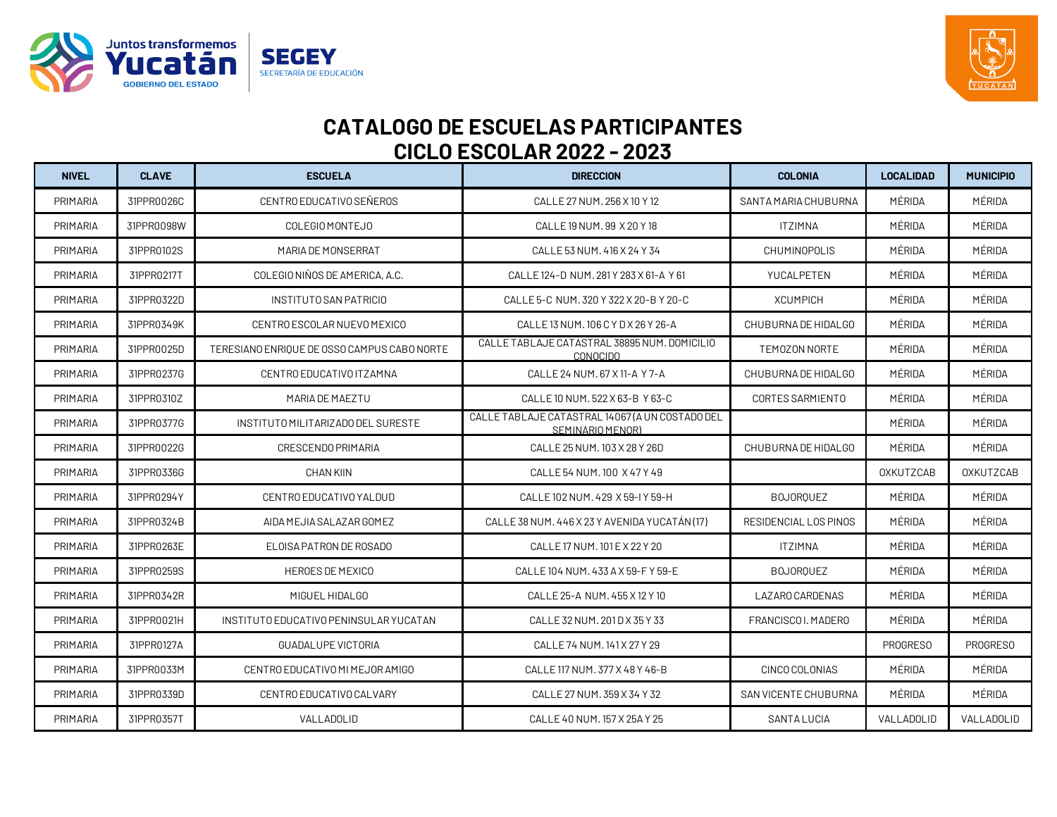# CATALOGO DE ESCUELAS PARTICIPANTES
## CICLO ESCOLAR 2022 - 2023

| NIVEL | CLAVE | ESCUELA | DIRECCION | COLONIA | LOCALIDAD | MUNICIPIO |
|---|---|---|---|---|---|---|
| PRIMARIA | 31PPR0026C | CENTRO EDUCATIVO SEÑEROS | CALLE 27 NUM. 256 X 10 Y 12 | SANTA MARIA CHUBURNA | MÉRIDA | MÉRIDA |
| PRIMARIA | 31PPR0098W | COLEGIO MONTEJO | CALLE 19 NUM. 99 X 20 Y 18 | ITZIMNA | MÉRIDA | MÉRIDA |
| PRIMARIA | 31PPR0102S | MARIA DE MONSERRAT | CALLE 53 NUM. 416 X 24 Y 34 | CHUMINOPOLIS | MÉRIDA | MÉRIDA |
| PRIMARIA | 31PPR0217T | COLEGIO NIÑOS DE AMERICA, A.C. | CALLE 124-D NUM. 281 Y 283 X 61-A Y 61 | YUCALPETEN | MÉRIDA | MÉRIDA |
| PRIMARIA | 31PPR0322D | INSTITUTO SAN PATRICIO | CALLE 5-C NUM. 320 Y 322 X 20-B Y 20-C | XCUMPICH | MÉRIDA | MÉRIDA |
| PRIMARIA | 31PPR0349K | CENTRO ESCOLAR NUEVO MEXICO | CALLE 13 NUM. 106 C Y D X 26 Y 26-A | CHUBURNA DE HIDALGO | MÉRIDA | MÉRIDA |
| PRIMARIA | 31PPR0025D | TERESIANO ENRIQUE DE OSSO CAMPUS CABO NORTE | CALLE TABLAJE CATASTRAL 38895 NUM. DOMICILIO CONOCIDO | TEMOZON NORTE | MÉRIDA | MÉRIDA |
| PRIMARIA | 31PPR0237G | CENTRO EDUCATIVO ITZAMNA | CALLE 24 NUM. 67 X 11-A Y 7-A | CHUBURNA DE HIDALGO | MÉRIDA | MÉRIDA |
| PRIMARIA | 31PPR0310Z | MARIA DE MAEZTU | CALLE 10 NUM. 522 X 63-B Y 63-C | CORTES SARMIENTO | MÉRIDA | MÉRIDA |
| PRIMARIA | 31PPR0377G | INSTITUTO MILITARIZADO DEL SURESTE | CALLE TABLAJE CATASTRAL 14067 (A UN COSTADO DEL SEMINARIO MENOR) | | MÉRIDA | MÉRIDA |
| PRIMARIA | 31PPR0022G | CRESCENDO PRIMARIA | CALLE 25 NUM. 103 X 28 Y 26D | CHUBURNA DE HIDALGO | MÉRIDA | MÉRIDA |
| PRIMARIA | 31PPR0336G | CHAN KIIN | CALLE 54 NUM. 100 X 47 Y 49 | | OXKUTZCAB | OXKUTZCAB |
| PRIMARIA | 31PPR0294Y | CENTRO EDUCATIVO YALDUD | CALLE 102 NUM. 429 X 59-I Y 59-H | BOJORQUEZ | MÉRIDA | MÉRIDA |
| PRIMARIA | 31PPR0324B | AIDA MEJIA SALAZAR GOMEZ | CALLE 38 NUM. 446 X 23 Y AVENIDA YUCATÁN (17) | RESIDENCIAL LOS PINOS | MÉRIDA | MÉRIDA |
| PRIMARIA | 31PPR0263E | ELOISA PATRON DE ROSADO | CALLE 17 NUM. 101 E X 22 Y 20 | ITZIMNA | MÉRIDA | MÉRIDA |
| PRIMARIA | 31PPR0259S | HEROES DE MEXICO | CALLE 104 NUM. 433 A X 59-F Y 59-E | BOJORQUEZ | MÉRIDA | MÉRIDA |
| PRIMARIA | 31PPR0342R | MIGUEL HIDALGO | CALLE 25-A NUM. 455 X 12 Y 10 | LAZARO CARDENAS | MÉRIDA | MÉRIDA |
| PRIMARIA | 31PPR0021H | INSTITUTO EDUCATIVO PENINSULAR YUCATAN | CALLE 32 NUM. 201 D X 35 Y 33 | FRANCISCO I. MADERO | MÉRIDA | MÉRIDA |
| PRIMARIA | 31PPR0127A | GUADALUPE VICTORIA | CALLE 74 NUM. 141 X 27 Y 29 | | PROGRESO | PROGRESO |
| PRIMARIA | 31PPR0033M | CENTRO EDUCATIVO MI MEJOR AMIGO | CALLE 117 NUM. 377 X 48 Y 46-B | CINCO COLONIAS | MÉRIDA | MÉRIDA |
| PRIMARIA | 31PPR0339D | CENTRO EDUCATIVO CALVARY | CALLE 27 NUM. 359 X 34 Y 32 | SAN VICENTE CHUBURNA | MÉRIDA | MÉRIDA |
| PRIMARIA | 31PPR0357T | VALLADOLID | CALLE 40 NUM. 157 X 25A Y 25 | SANTA LUCIA | VALLADOLID | VALLADOLID |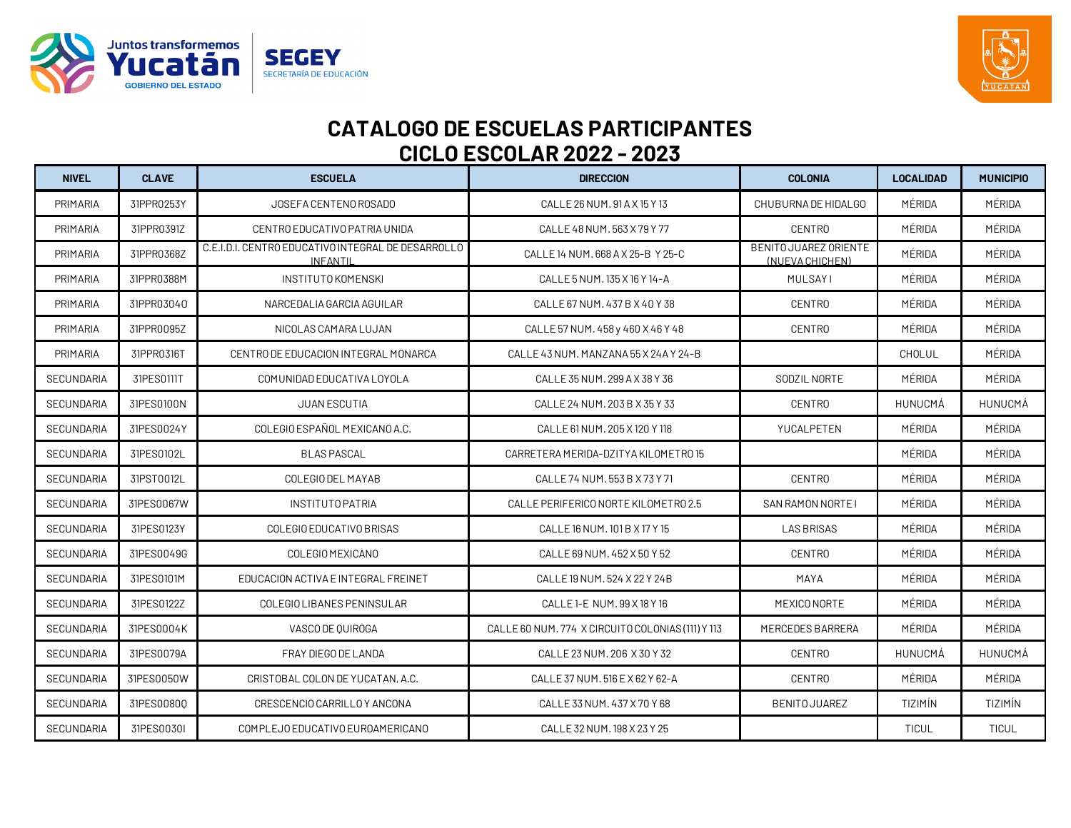# CATALOGO DE ESCUELAS PARTICIPANTES
## CICLO ESCOLAR 2022 - 2023

| NIVEL | CLAVE | ESCUELA | DIRECCION | COLONIA | LOCALIDAD | MUNICIPIO |
|---|---|---|---|---|---|---|
| PRIMARIA | 31PPR0253Y | JOSEFA CENTENO ROSADO | CALLE 26 NUM. 91 A X 15 Y 13 | CHUBURNA DE HIDALGO | MÉRIDA | MÉRIDA |
| PRIMARIA | 31PPR0391Z | CENTRO EDUCATIVO PATRIA UNIDA | CALLE 48 NUM. 563 X 79 Y 77 | CENTRO | MÉRIDA | MÉRIDA |
| PRIMARIA | 31PPR0368Z | C.E.I.D.I. CENTRO EDUCATIVO INTEGRAL DE DESARROLLO INFANTIL | CALLE 14 NUM. 668 A X 25-B Y 25-C | BENITO JUAREZ ORIENTE (NUEVA CHICHEN) | MÉRIDA | MÉRIDA |
| PRIMARIA | 31PPR0388M | INSTITUTO KOMENSKI | CALLE 5 NUM. 135 X 16 Y 14-A | MULSAY I | MÉRIDA | MÉRIDA |
| PRIMARIA | 31PPR0304O | NARCEDALIA GARCIA AGUILAR | CALLE 67 NUM. 437 B X 40 Y 38 | CENTRO | MÉRIDA | MÉRIDA |
| PRIMARIA | 31PPR0095Z | NICOLAS CAMARA LUJAN | CALLE 57 NUM. 458 y 460 X 46 Y 48 | CENTRO | MÉRIDA | MÉRIDA |
| PRIMARIA | 31PPR0316T | CENTRO DE EDUCACION INTEGRAL MONARCA | CALLE 43 NUM. MANZANA 55 X 24A Y 24-B | | CHOLUL | MÉRIDA |
| SECUNDARIA | 31PES0111T | COMUNIDAD EDUCATIVA LOYOLA | CALLE 35 NUM. 299 A X 38 Y 36 | SODZIL NORTE | MÉRIDA | MÉRIDA |
| SECUNDARIA | 31PES0100N | JUAN ESCUTIA | CALLE 24 NUM. 203 B X 35 Y 33 | CENTRO | HUNUCMÁ | HUNUCMÁ |
| SECUNDARIA | 31PES0024Y | COLEGIO ESPAÑOL MEXICANO A.C. | CALLE 61 NUM. 205 X 120 Y 118 | YUCALPETEN | MÉRIDA | MÉRIDA |
| SECUNDARIA | 31PES0102L | BLAS PASCAL | CARRETERA MERIDA-DZITYA KILOMETRO 15 | | MÉRIDA | MÉRIDA |
| SECUNDARIA | 31PST0012L | COLEGIO DEL MAYAB | CALLE 74 NUM. 553 B X 73 Y 71 | CENTRO | MÉRIDA | MÉRIDA |
| SECUNDARIA | 31PES0067W | INSTITUTO PATRIA | CALLE PERIFERICO NORTE KILOMETRO 2.5 | SAN RAMON NORTE I | MÉRIDA | MÉRIDA |
| SECUNDARIA | 31PES0123Y | COLEGIO EDUCATIVO BRISAS | CALLE 16 NUM. 101 B X 17 Y 15 | LAS BRISAS | MÉRIDA | MÉRIDA |
| SECUNDARIA | 31PES0049G | COLEGIO MEXICANO | CALLE 69 NUM. 452 X 50 Y 52 | CENTRO | MÉRIDA | MÉRIDA |
| SECUNDARIA | 31PES0101M | EDUCACION ACTIVA E INTEGRAL FREINET | CALLE 19 NUM. 524 X 22 Y 24B | MAYA | MÉRIDA | MÉRIDA |
| SECUNDARIA | 31PES0122Z | COLEGIO LIBANES PENINSULAR | CALLE 1-E NUM. 99 X 18 Y 16 | MEXICO NORTE | MÉRIDA | MÉRIDA |
| SECUNDARIA | 31PES0004K | VASCO DE QUIROGA | CALLE 60 NUM. 774 X CIRCUITO COLONIAS (111) Y 113 | MERCEDES BARRERA | MÉRIDA | MÉRIDA |
| SECUNDARIA | 31PES0079A | FRAY DIEGO DE LANDA | CALLE 23 NUM. 206 X 30 Y 32 | CENTRO | HUNUCMÁ | HUNUCMÁ |
| SECUNDARIA | 31PES0050W | CRISTOBAL COLON DE YUCATAN, A.C. | CALLE 37 NUM. 516 E X 62 Y 62-A | CENTRO | MÉRIDA | MÉRIDA |
| SECUNDARIA | 31PES0080Q | CRESCENCIO CARRILLO Y ANCONA | CALLE 33 NUM. 437 X 70 Y 68 | BENITO JUAREZ | TIZIMÍN | TIZIMÍN |
| SECUNDARIA | 31PES0030I | COMPLEJO EDUCATIVO EUROAMERICANO | CALLE 32 NUM. 198 X 23 Y 25 | | TICUL | TICUL |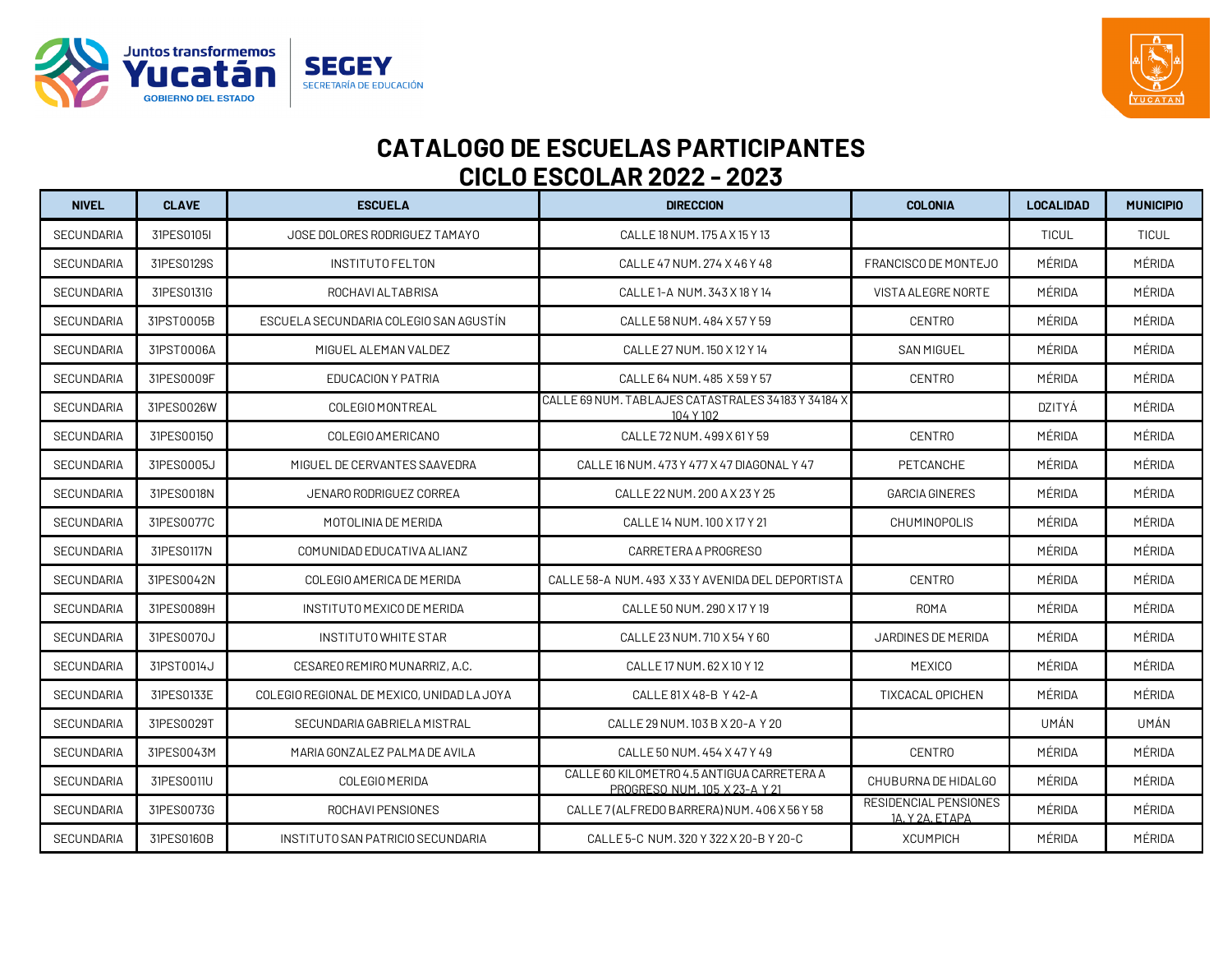# CATALOGO DE ESCUELAS PARTICIPANTES
## CICLO ESCOLAR 2022 - 2023

| NIVEL | CLAVE | ESCUELA | DIRECCION | COLONIA | LOCALIDAD | MUNICIPIO |
|---|---|---|---|---|---|---|
| SECUNDARIA | 31PES0105I | JOSE DOLORES RODRIGUEZ TAMAYO | CALLE 18 NUM. 175 A X 15 Y 13 | | TICUL | TICUL |
| SECUNDARIA | 31PES0129S | INSTITUTO FELTON | CALLE 47 NUM. 274 X 46 Y 48 | FRANCISCO DE MONTEJO | MÉRIDA | MÉRIDA |
| SECUNDARIA | 31PES0131G | ROCHAVI ALTABRISA | CALLE 1-A NUM. 343 X 18 Y 14 | VISTA ALEGRE NORTE | MÉRIDA | MÉRIDA |
| SECUNDARIA | 31PST0005B | ESCUELA SECUNDARIA COLEGIO SAN AGUSTÍN | CALLE 58 NUM. 484 X 57 Y 59 | CENTRO | MÉRIDA | MÉRIDA |
| SECUNDARIA | 31PST0006A | MIGUEL ALEMAN VALDEZ | CALLE 27 NUM. 150 X 12 Y 14 | SAN MIGUEL | MÉRIDA | MÉRIDA |
| SECUNDARIA | 31PES0009F | EDUCACION Y PATRIA | CALLE 64 NUM. 485 X 59 Y 57 | CENTRO | MÉRIDA | MÉRIDA |
| SECUNDARIA | 31PES0026W | COLEGIO MONTREAL | CALLE 69 NUM. TABLAJES CATASTRALES 34183 Y 34184 X 104 Y 102 | | DZITYÁ | MÉRIDA |
| SECUNDARIA | 31PES0015Q | COLEGIO AMERICANO | CALLE 72 NUM. 499 X 61 Y 59 | CENTRO | MÉRIDA | MÉRIDA |
| SECUNDARIA | 31PES0005J | MIGUEL DE CERVANTES SAAVEDRA | CALLE 16 NUM. 473 Y 477 X 47 DIAGONAL Y 47 | PETCANCHE | MÉRIDA | MÉRIDA |
| SECUNDARIA | 31PES0018N | JENARO RODRIGUEZ CORREA | CALLE 22 NUM. 200 A X 23 Y 25 | GARCIA GINERES | MÉRIDA | MÉRIDA |
| SECUNDARIA | 31PES0077C | MOTOLINIA DE MERIDA | CALLE 14 NUM. 100 X 17 Y 21 | CHUMINOPOLIS | MÉRIDA | MÉRIDA |
| SECUNDARIA | 31PES0117N | COMUNIDAD EDUCATIVA ALIANZ | CARRETERA A PROGRESO | | MÉRIDA | MÉRIDA |
| SECUNDARIA | 31PES0042N | COLEGIO AMERICA DE MERIDA | CALLE 58-A NUM. 493 X 33 Y AVENIDA DEL DEPORTISTA | CENTRO | MÉRIDA | MÉRIDA |
| SECUNDARIA | 31PES0089H | INSTITUTO MEXICO DE MERIDA | CALLE 50 NUM. 290 X 17 Y 19 | ROMA | MÉRIDA | MÉRIDA |
| SECUNDARIA | 31PES0070J | INSTITUTO WHITE STAR | CALLE 23 NUM. 710 X 54 Y 60 | JARDINES DE MERIDA | MÉRIDA | MÉRIDA |
| SECUNDARIA | 31PST0014J | CESAREO REMIRO MUNARRIZ, A.C. | CALLE 17 NUM. 62 X 10 Y 12 | MEXICO | MÉRIDA | MÉRIDA |
| SECUNDARIA | 31PES0133E | COLEGIO REGIONAL DE MEXICO, UNIDAD LA JOYA | CALLE 81 X 48-B Y 42-A | TIXCACAL OPICHEN | MÉRIDA | MÉRIDA |
| SECUNDARIA | 31PES0029T | SECUNDARIA GABRIELA MISTRAL | CALLE 29 NUM. 103 B X 20-A Y 20 | | UMÁN | UMÁN |
| SECUNDARIA | 31PES0043M | MARIA GONZALEZ PALMA DE AVILA | CALLE 50 NUM. 454 X 47 Y 49 | CENTRO | MÉRIDA | MÉRIDA |
| SECUNDARIA | 31PES0011U | COLEGIO MERIDA | CALLE 60 KILOMETRO 4.5 ANTIGUA CARRETERA A PROGRESO NUM. 105 X 23-A Y 21 | CHUBURNA DE HIDALGO | MÉRIDA | MÉRIDA |
| SECUNDARIA | 31PES0073G | ROCHAVI PENSIONES | CALLE 7 (ALFREDO BARRERA) NUM. 406 X 56 Y 58 | RESIDENCIAL PENSIONES 1A. Y 2A. ETAPA | MÉRIDA | MÉRIDA |
| SECUNDARIA | 31PES0160B | INSTITUTO SAN PATRICIO SECUNDARIA | CALLE 5-C NUM. 320 Y 322 X 20-B Y 20-C | XCUMPICH | MÉRIDA | MÉRIDA |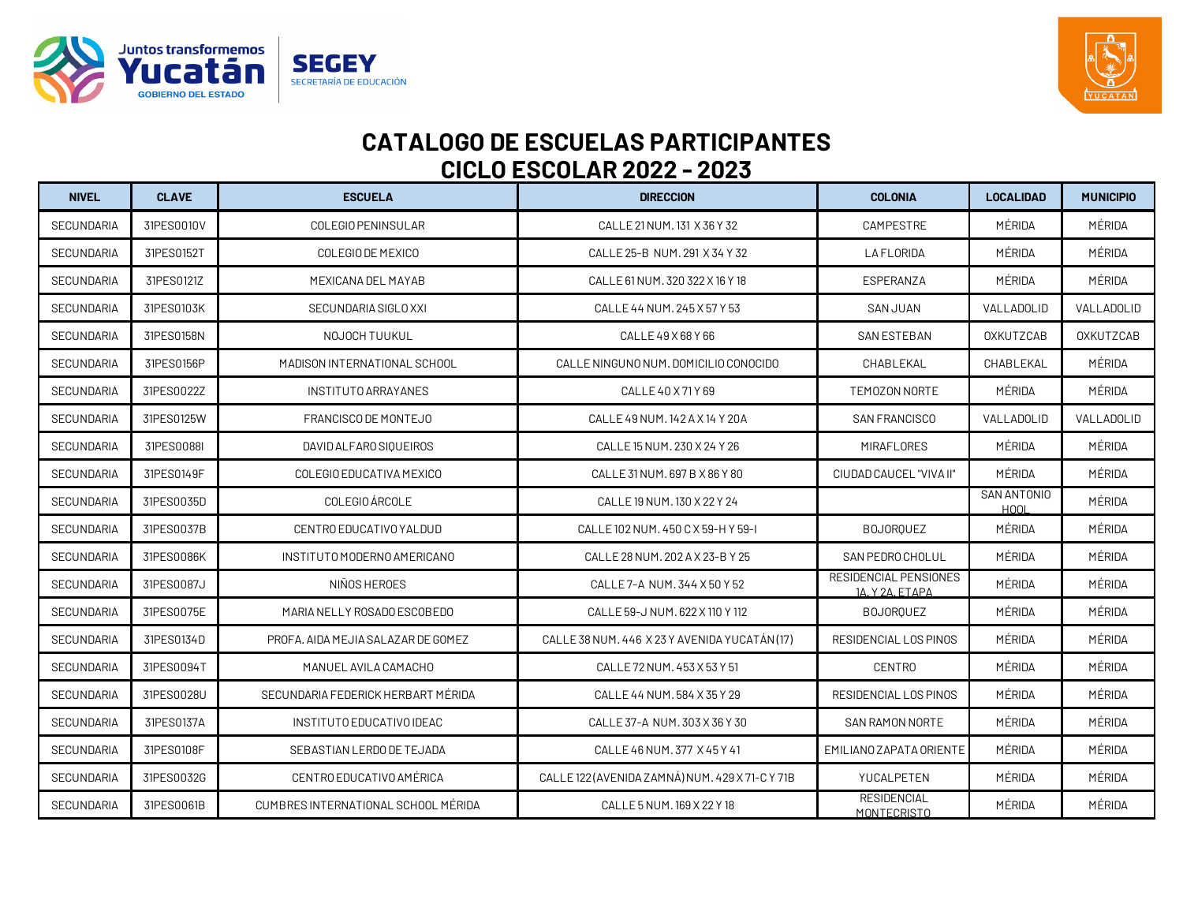# CATALOGO DE ESCUELAS PARTICIPANTES
## CICLO ESCOLAR 2022 - 2023

| NIVEL | CLAVE | ESCUELA | DIRECCION | COLONIA | LOCALIDAD | MUNICIPIO |
|---|---|---|---|---|---|---|
| SECUNDARIA | 31PES0010V | COLEGIO PENINSULAR | CALLE 21 NUM. 131 X 36 Y 32 | CAMPESTRE | MÉRIDA | MÉRIDA |
| SECUNDARIA | 31PES0152T | COLEGIO DE MEXICO | CALLE 25-B NUM. 291 X 34 Y 32 | LA FLORIDA | MÉRIDA | MÉRIDA |
| SECUNDARIA | 31PES0121Z | MEXICANA DEL MAYAB | CALLE 61 NUM. 320 322 X 16 Y 18 | ESPERANZA | MÉRIDA | MÉRIDA |
| SECUNDARIA | 31PES0103K | SECUNDARIA SIGLO XXI | CALLE 44 NUM. 245 X 57 Y 53 | SAN JUAN | VALLADOLID | VALLADOLID |
| SECUNDARIA | 31PES0158N | NOJOCH TUUKUL | CALLE 49 X 68 Y 66 | SAN ESTEBAN | OXKUTZCAB | OXKUTZCAB |
| SECUNDARIA | 31PES0156P | MADISON INTERNATIONAL SCHOOL | CALLE NINGUNO NUM. DOMICILIO CONOCIDO | CHABLEKAL | CHABLEKAL | MÉRIDA |
| SECUNDARIA | 31PES0022Z | INSTITUTO ARRAYANES | CALLE 40 X 71 Y 69 | TEMOZON NORTE | MÉRIDA | MÉRIDA |
| SECUNDARIA | 31PES0125W | FRANCISCO DE MONTEJO | CALLE 49 NUM. 142 A X 14 Y 20A | SAN FRANCISCO | VALLADOLID | VALLADOLID |
| SECUNDARIA | 31PES0088I | DAVID ALFARO SIQUEIROS | CALLE 15 NUM. 230 X 24 Y 26 | MIRAFLORES | MÉRIDA | MÉRIDA |
| SECUNDARIA | 31PES0149F | COLEGIO EDUCATIVA MEXICO | CALLE 31 NUM. 697 B X 86 Y 80 | CIUDAD CAUCEL "VIVA II" | MÉRIDA | MÉRIDA |
| SECUNDARIA | 31PES0035D | COLEGIO ÁRCOLE | CALLE 19 NUM. 130 X 22 Y 24 | | SAN ANTONIO HOOL | MÉRIDA |
| SECUNDARIA | 31PES0037B | CENTRO EDUCATIVO YALDUD | CALLE 102 NUM. 450 C X 59-H Y 59-I | BOJORQUEZ | MÉRIDA | MÉRIDA |
| SECUNDARIA | 31PES0086K | INSTITUTO MODERNO AMERICANO | CALLE 28 NUM. 202 A X 23-B Y 25 | SAN PEDRO CHOLUL | MÉRIDA | MÉRIDA |
| SECUNDARIA | 31PES0087J | NIÑOS HEROES | CALLE 7-A NUM. 344 X 50 Y 52 | RESIDENCIAL PENSIONES 1A. Y 2A. ETAPA | MÉRIDA | MÉRIDA |
| SECUNDARIA | 31PES0075E | MARIA NELLY ROSADO ESCOBEDO | CALLE 59-J NUM. 622 X 110 Y 112 | BOJORQUEZ | MÉRIDA | MÉRIDA |
| SECUNDARIA | 31PES0134D | PROFA. AIDA MEJIA SALAZAR DE GOMEZ | CALLE 38 NUM. 446 X 23 Y AVENIDA YUCATÁN (17) | RESIDENCIAL LOS PINOS | MÉRIDA | MÉRIDA |
| SECUNDARIA | 31PES0094T | MANUEL AVILA CAMACHO | CALLE 72 NUM. 453 X 53 Y 51 | CENTRO | MÉRIDA | MÉRIDA |
| SECUNDARIA | 31PES0028U | SECUNDARIA FEDERICK HERBART MÉRIDA | CALLE 44 NUM. 584 X 35 Y 29 | RESIDENCIAL LOS PINOS | MÉRIDA | MÉRIDA |
| SECUNDARIA | 31PES0137A | INSTITUTO EDUCATIVO IDEAC | CALLE 37-A NUM. 303 X 36 Y 30 | SAN RAMON NORTE | MÉRIDA | MÉRIDA |
| SECUNDARIA | 31PES0108F | SEBASTIAN LERDO DE TEJADA | CALLE 46 NUM. 377 X 45 Y 41 | EMILIANO ZAPATA ORIENTE | MÉRIDA | MÉRIDA |
| SECUNDARIA | 31PES0032G | CENTRO EDUCATIVO AMÉRICA | CALLE 122 (AVENIDA ZAMNÁ) NUM. 429 X 71-C Y 71B | YUCALPETEN | MÉRIDA | MÉRIDA |
| SECUNDARIA | 31PES0061B | CUMBRES INTERNATIONAL SCHOOL MÉRIDA | CALLE 5 NUM. 169 X 22 Y 18 | RESIDENCIAL MONTECRISTO | MÉRIDA | MÉRIDA |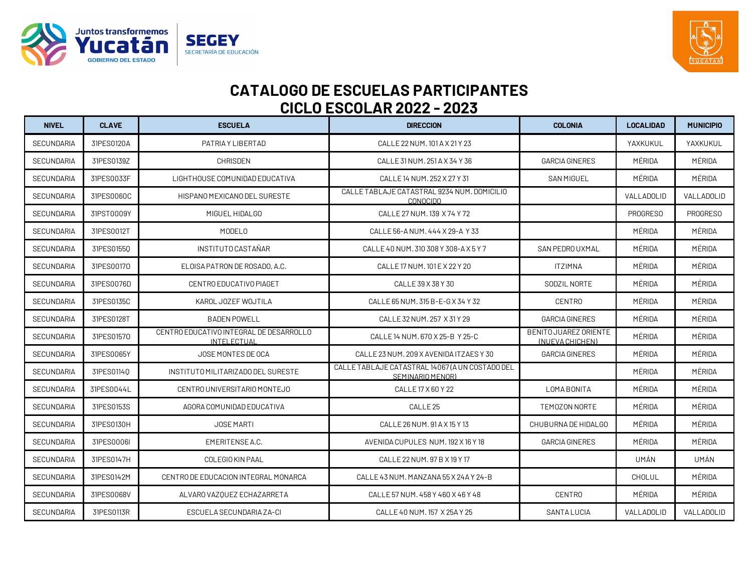# CATALOGO DE ESCUELAS PARTICIPANTES
## CICLO ESCOLAR 2022 - 2023

| NIVEL | CLAVE | ESCUELA | DIRECCION | COLONIA | LOCALIDAD | MUNICIPIO |
|---|---|---|---|---|---|---|
| SECUNDARIA | 31PES0120A | PATRIA Y LIBERTAD | CALLE 22 NUM. 101 A X 21 Y 23 | | YAXKUKUL | YAXKUKUL |
| SECUNDARIA | 31PES0139Z | CHRISDEN | CALLE 31 NUM. 251 A X 34 Y 36 | GARCIA GINERES | MÉRIDA | MÉRIDA |
| SECUNDARIA | 31PES0033F | LIGHTHOUSE COMUNIDAD EDUCATIVA | CALLE 14 NUM. 252 X 27 Y 31 | SAN MIGUEL | MÉRIDA | MÉRIDA |
| SECUNDARIA | 31PES0060C | HISPANO MEXICANO DEL SURESTE | CALLE TABLAJE CATASTRAL 9234 NUM. DOMICILIO CONOCIDO | | VALLADOLID | VALLADOLID |
| SECUNDARIA | 31PST0009Y | MIGUEL HIDALGO | CALLE 27 NUM. 139 X 74 Y 72 | | PROGRESO | PROGRESO |
| SECUNDARIA | 31PES0012T | MODELO | CALLE 56-A NUM. 444 X 29-A Y 33 | | MÉRIDA | MÉRIDA |
| SECUNDARIA | 31PES0155Q | INSTITUTO CASTAÑAR | CALLE 40 NUM. 310 308 Y 308-A X 5 Y 7 | SAN PEDRO UXMAL | MÉRIDA | MÉRIDA |
| SECUNDARIA | 31PES0017O | ELOISA PATRON DE ROSADO, A.C. | CALLE 17 NUM. 101 E X 22 Y 20 | ITZIMNA | MÉRIDA | MÉRIDA |
| SECUNDARIA | 31PES0076D | CENTRO EDUCATIVO PIAGET | CALLE 39 X 38 Y 30 | SODZIL NORTE | MÉRIDA | MÉRIDA |
| SECUNDARIA | 31PES0135C | KAROL JOZEF WOJTILA | CALLE 65 NUM. 315 B-E-G X 34 Y 32 | CENTRO | MÉRIDA | MÉRIDA |
| SECUNDARIA | 31PES0128T | BADEN POWELL | CALLE 32 NUM. 257 X 31 Y 29 | GARCIA GINERES | MÉRIDA | MÉRIDA |
| SECUNDARIA | 31PES0157O | CENTRO EDUCATIVO INTEGRAL DE DESARROLLO INTELECTUAL | CALLE 14 NUM. 670 X 25-B Y 25-C | BENITO JUAREZ ORIENTE (NUEVA CHICHEN) | MÉRIDA | MÉRIDA |
| SECUNDARIA | 31PES0065Y | JOSE MONTES DE OCA | CALLE 23 NUM. 209 X AVENIDA ITZAES Y 30 | GARCIA GINERES | MÉRIDA | MÉRIDA |
| SECUNDARIA | 31PES0114Q | INSTITUTO MILITARIZADO DEL SURESTE | CALLE TABLAJE CATASTRAL 14067 (A UN COSTADO DEL SEMINARIO MENOR) | | MÉRIDA | MÉRIDA |
| SECUNDARIA | 31PES0044L | CENTRO UNIVERSITARIO MONTEJO | CALLE 17 X 60 Y 22 | LOMA BONITA | MÉRIDA | MÉRIDA |
| SECUNDARIA | 31PES0153S | AGORA COMUNIDAD EDUCATIVA | CALLE 25 | TEMOZON NORTE | MÉRIDA | MÉRIDA |
| SECUNDARIA | 31PES0130H | JOSE MARTI | CALLE 26 NUM. 91 A X 15 Y 13 | CHUBURNA DE HIDALGO | MÉRIDA | MÉRIDA |
| SECUNDARIA | 31PES0006I | EMERITENSE A.C. | AVENIDA CUPULES NUM. 192 X 16 Y 18 | GARCIA GINERES | MÉRIDA | MÉRIDA |
| SECUNDARIA | 31PES0147H | COLEGIO KIN PAAL | CALLE 22 NUM. 97 B X 19 Y 17 | | UMÁN | UMÁN |
| SECUNDARIA | 31PES0142M | CENTRO DE EDUCACION INTEGRAL MONARCA | CALLE 43 NUM. MANZANA 55 X 24A Y 24-B | | CHOLUL | MÉRIDA |
| SECUNDARIA | 31PES0068V | ALVARO VAZQUEZ ECHAZARRETA | CALLE 57 NUM. 458 Y 460 X 46 Y 48 | CENTRO | MÉRIDA | MÉRIDA |
| SECUNDARIA | 31PES0113R | ESCUELA SECUNDARIA ZA-CI | CALLE 40 NUM. 157 X 25A Y 25 | SANTA LUCIA | VALLADOLID | VALLADOLID |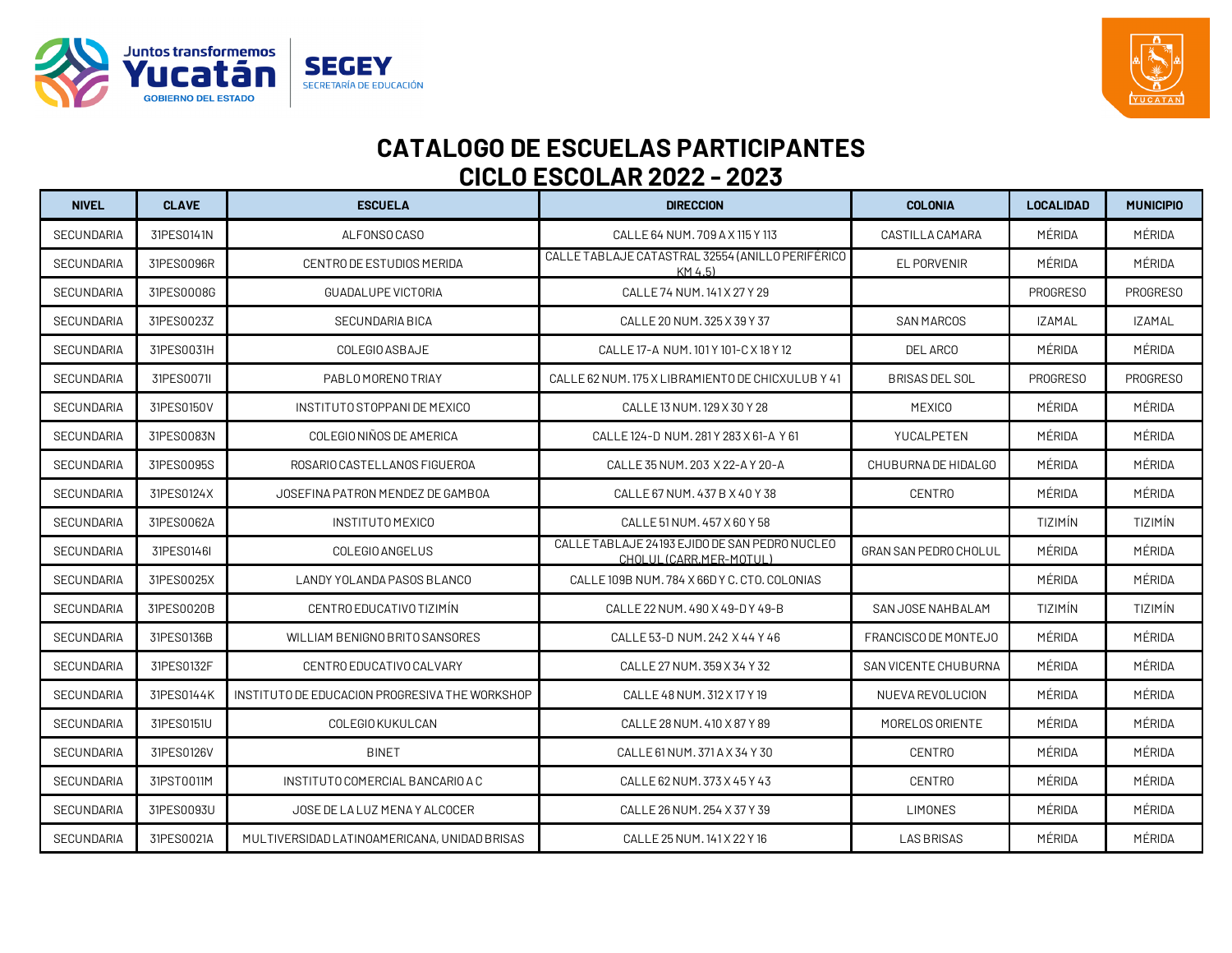# CATALOGO DE ESCUELAS PARTICIPANTES
## CICLO ESCOLAR 2022 - 2023

| NIVEL | CLAVE | ESCUELA | DIRECCION | COLONIA | LOCALIDAD | MUNICIPIO |
|---|---|---|---|---|---|---|
| SECUNDARIA | 31PES0141N | ALFONSO CASO | CALLE 64 NUM. 709 A X 115 Y 113 | CASTILLA CAMARA | MÉRIDA | MÉRIDA |
| SECUNDARIA | 31PES0096R | CENTRO DE ESTUDIOS MERIDA | CALLE TABLAJE CATASTRAL 32554 (ANILLO PERIFÉRICO KM 4.5) | EL PORVENIR | MÉRIDA | MÉRIDA |
| SECUNDARIA | 31PES0008G | GUADALUPE VICTORIA | CALLE 74 NUM. 141 X 27 Y 29 | | PROGRESO | PROGRESO |
| SECUNDARIA | 31PES0023Z | SECUNDARIA BICA | CALLE 20 NUM. 325 X 39 Y 37 | SAN MARCOS | IZAMAL | IZAMAL |
| SECUNDARIA | 31PES0031H | COLEGIO ASBAJE | CALLE 17-A NUM. 101 Y 101-C X 18 Y 12 | DEL ARCO | MÉRIDA | MÉRIDA |
| SECUNDARIA | 31PES0071I | PABLO MORENO TRIAY | CALLE 62 NUM. 175 X LIBRAMIENTO DE CHICXULUB Y 41 | BRISAS DEL SOL | PROGRESO | PROGRESO |
| SECUNDARIA | 31PES0150V | INSTITUTO STOPPANI DE MEXICO | CALLE 13 NUM. 129 X 30 Y 28 | MEXICO | MÉRIDA | MÉRIDA |
| SECUNDARIA | 31PES0083N | COLEGIO NIÑOS DE AMERICA | CALLE 124-D NUM. 281 Y 283 X 61-A Y 61 | YUCALPETEN | MÉRIDA | MÉRIDA |
| SECUNDARIA | 31PES0095S | ROSARIO CASTELLANOS FIGUEROA | CALLE 35 NUM. 203 X 22-A Y 20-A | CHUBURNA DE HIDALGO | MÉRIDA | MÉRIDA |
| SECUNDARIA | 31PES0124X | JOSEFINA PATRON MENDEZ DE GAMBOA | CALLE 67 NUM. 437 B X 40 Y 38 | CENTRO | MÉRIDA | MÉRIDA |
| SECUNDARIA | 31PES0062A | INSTITUTO MEXICO | CALLE 51 NUM. 457 X 60 Y 58 | | TIZIMÍN | TIZIMÍN |
| SECUNDARIA | 31PES0146I | COLEGIO ANGELUS | CALLE TABLAJE 24193 EJIDO DE SAN PEDRO NUCLEO CHOLUL (CARR.MER-MOTUL) | GRAN SAN PEDRO CHOLUL | MÉRIDA | MÉRIDA |
| SECUNDARIA | 31PES0025X | LANDY YOLANDA PASOS BLANCO | CALLE 109B NUM. 784 X 66D Y C. CTO. COLONIAS | | MÉRIDA | MÉRIDA |
| SECUNDARIA | 31PES0020B | CENTRO EDUCATIVO TIZIMÍN | CALLE 22 NUM. 490 X 49-D Y 49-B | SAN JOSE NAHBALAM | TIZIMÍN | TIZIMÍN |
| SECUNDARIA | 31PES0136B | WILLIAM BENIGNO BRITO SANSORES | CALLE 53-D NUM. 242 X 44 Y 46 | FRANCISCO DE MONTEJO | MÉRIDA | MÉRIDA |
| SECUNDARIA | 31PES0132F | CENTRO EDUCATIVO CALVARY | CALLE 27 NUM. 359 X 34 Y 32 | SAN VICENTE CHUBURNA | MÉRIDA | MÉRIDA |
| SECUNDARIA | 31PES0144K | INSTITUTO DE EDUCACION PROGRESIVA THE WORKSHOP | CALLE 48 NUM. 312 X 17 Y 19 | NUEVA REVOLUCION | MÉRIDA | MÉRIDA |
| SECUNDARIA | 31PES0151U | COLEGIO KUKULCAN | CALLE 28 NUM. 410 X 87 Y 89 | MORELOS ORIENTE | MÉRIDA | MÉRIDA |
| SECUNDARIA | 31PES0126V | BINET | CALLE 61 NUM. 371 A X 34 Y 30 | CENTRO | MÉRIDA | MÉRIDA |
| SECUNDARIA | 31PST0011M | INSTITUTO COMERCIAL BANCARIO A C | CALLE 62 NUM. 373 X 45 Y 43 | CENTRO | MÉRIDA | MÉRIDA |
| SECUNDARIA | 31PES0093U | JOSE DE LA LUZ MENA Y ALCOCER | CALLE 26 NUM. 254 X 37 Y 39 | LIMONES | MÉRIDA | MÉRIDA |
| SECUNDARIA | 31PES0021A | MULTIVERSIDAD LATINOAMERICANA, UNIDAD BRISAS | CALLE 25 NUM. 141 X 22 Y 16 | LAS BRISAS | MÉRIDA | MÉRIDA |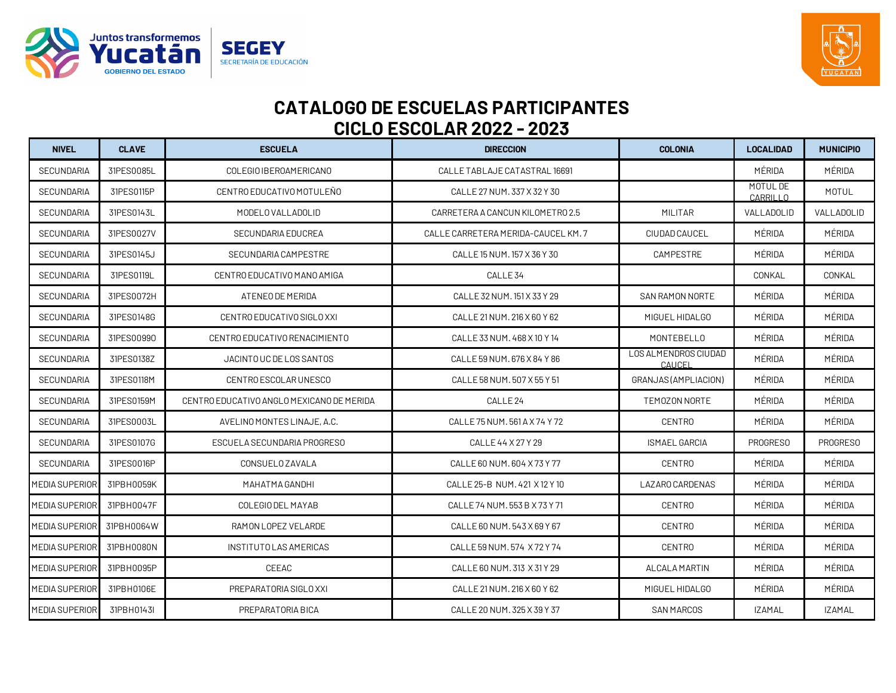# CATALOGO DE ESCUELAS PARTICIPANTES
# CICLO ESCOLAR 2022 - 2023

| NIVEL | CLAVE | ESCUELA | DIRECCION | COLONIA | LOCALIDAD | MUNICIPIO |
|---|---|---|---|---|---|---|
| SECUNDARIA | 31PES0085L | COLEGIO IBEROAMERICANO | CALLE TABLAJE CATASTRAL 16691 | | MÉRIDA | MÉRIDA |
| SECUNDARIA | 31PES0115P | CENTRO EDUCATIVO MOTULEÑO | CALLE 27 NUM. 337 X 32 Y 30 | | MOTUL DE CARRILLO | MOTUL |
| SECUNDARIA | 31PES0143L | MODELO VALLADOLID | CARRETERA A CANCUN KILOMETRO 2.5 | MILITAR | VALLADOLID | VALLADOLID |
| SECUNDARIA | 31PES0027V | SECUNDARIA EDUCREA | CALLE CARRETERA MERIDA-CAUCEL KM. 7 | CIUDAD CAUCEL | MÉRIDA | MÉRIDA |
| SECUNDARIA | 31PES0145J | SECUNDARIA CAMPESTRE | CALLE 15 NUM. 157 X 36 Y 30 | CAMPESTRE | MÉRIDA | MÉRIDA |
| SECUNDARIA | 31PES0119L | CENTRO EDUCATIVO MANO AMIGA | CALLE 34 | | CONKAL | CONKAL |
| SECUNDARIA | 31PES0072H | ATENEO DE MERIDA | CALLE 32 NUM. 151 X 33 Y 29 | SAN RAMON NORTE | MÉRIDA | MÉRIDA |
| SECUNDARIA | 31PES0148G | CENTRO EDUCATIVO SIGLO XXI | CALLE 21 NUM. 216 X 60 Y 62 | MIGUEL HIDALGO | MÉRIDA | MÉRIDA |
| SECUNDARIA | 31PES0099O | CENTRO EDUCATIVO RENACIMIENTO | CALLE 33 NUM. 468 X 10 Y 14 | MONTEBELLO | MÉRIDA | MÉRIDA |
| SECUNDARIA | 31PES0138Z | JACINTO UC DE LOS SANTOS | CALLE 59 NUM. 676 X 84 Y 86 | LOS ALMENDROS CIUDAD CAUCEL | MÉRIDA | MÉRIDA |
| SECUNDARIA | 31PES0118M | CENTRO ESCOLAR UNESCO | CALLE 58 NUM. 507 X 55 Y 51 | GRANJAS (AMPLIACION) | MÉRIDA | MÉRIDA |
| SECUNDARIA | 31PES0159M | CENTRO EDUCATIVO ANGLO MEXICANO DE MERIDA | CALLE 24 | TEMOZON NORTE | MÉRIDA | MÉRIDA |
| SECUNDARIA | 31PES0003L | AVELINO MONTES LINAJE, A.C. | CALLE 75 NUM. 561 A X 74 Y 72 | CENTRO | MÉRIDA | MÉRIDA |
| SECUNDARIA | 31PES0107G | ESCUELA SECUNDARIA PROGRESO | CALLE 44 X 27 Y 29 | ISMAEL GARCIA | PROGRESO | PROGRESO |
| SECUNDARIA | 31PES0016P | CONSUELO ZAVALA | CALLE 60 NUM. 604 X 73 Y 77 | CENTRO | MÉRIDA | MÉRIDA |
| MEDIA SUPERIOR | 31PBH0059K | MAHATMA GANDHI | CALLE 25-B NUM. 421 X 12 Y 10 | LAZARO CARDENAS | MÉRIDA | MÉRIDA |
| MEDIA SUPERIOR | 31PBH0047F | COLEGIO DEL MAYAB | CALLE 74 NUM. 553 B X 73 Y 71 | CENTRO | MÉRIDA | MÉRIDA |
| MEDIA SUPERIOR | 31PBH0064W | RAMON LOPEZ VELARDE | CALLE 60 NUM. 543 X 69 Y 67 | CENTRO | MÉRIDA | MÉRIDA |
| MEDIA SUPERIOR | 31PBH0080N | INSTITUTO LAS AMERICAS | CALLE 59 NUM. 574 X 72 Y 74 | CENTRO | MÉRIDA | MÉRIDA |
| MEDIA SUPERIOR | 31PBH0095P | CEEAC | CALLE 60 NUM. 313 X 31 Y 29 | ALCALA MARTIN | MÉRIDA | MÉRIDA |
| MEDIA SUPERIOR | 31PBH0106E | PREPARATORIA SIGLO XXI | CALLE 21 NUM. 216 X 60 Y 62 | MIGUEL HIDALGO | MÉRIDA | MÉRIDA |
| MEDIA SUPERIOR | 31PBH0143I | PREPARATORIA BICA | CALLE 20 NUM. 325 X 39 Y 37 | SAN MARCOS | IZAMAL | IZAMAL |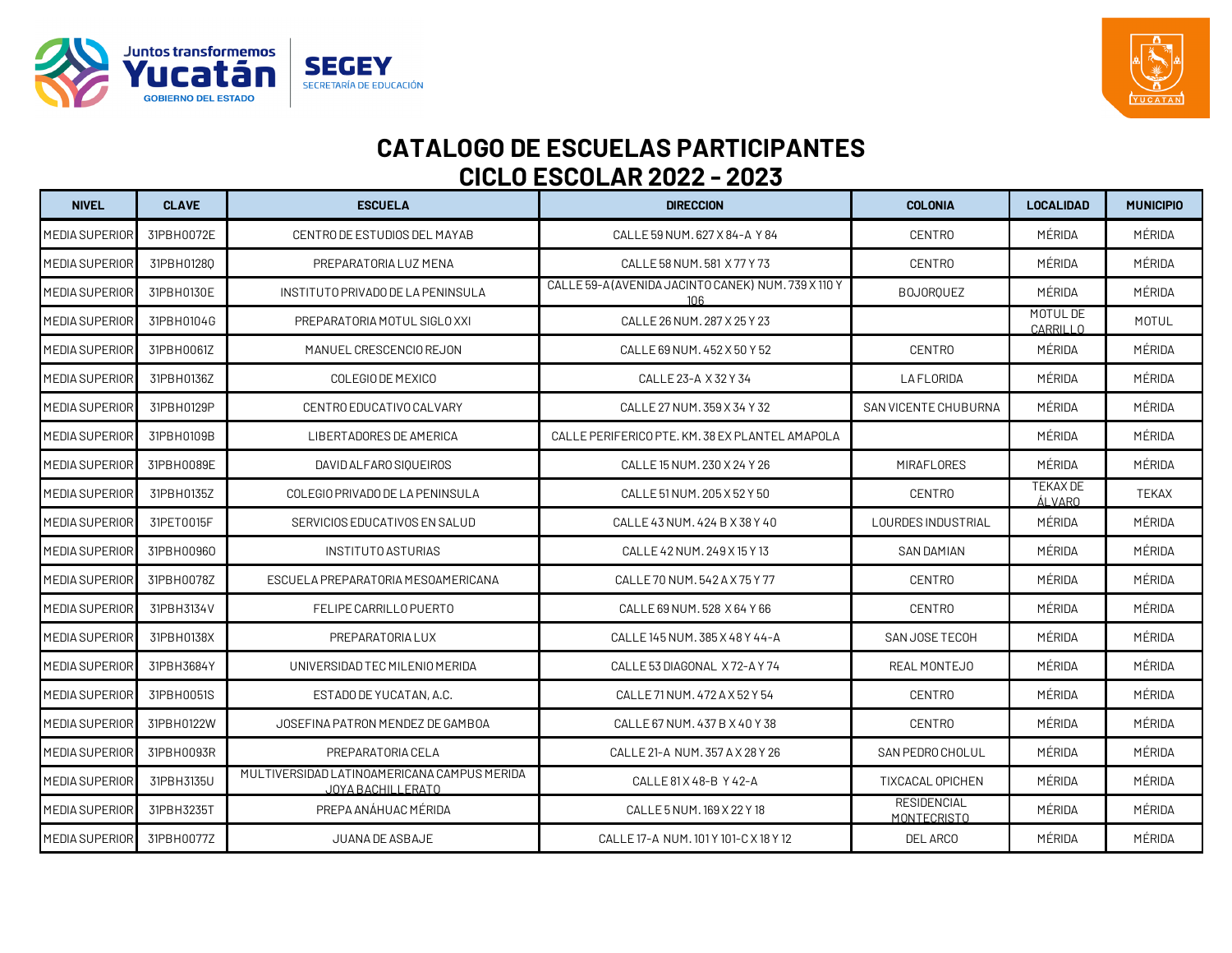# CATALOGO DE ESCUELAS PARTICIPANTES
## CICLO ESCOLAR 2022 - 2023

| NIVEL | CLAVE | ESCUELA | DIRECCION | COLONIA | LOCALIDAD | MUNICIPIO |
|---|---|---|---|---|---|---|
| MEDIA SUPERIOR | 31PBH0072E | CENTRO DE ESTUDIOS DEL MAYAB | CALLE 59 NUM. 627 X 84-A Y 84 | CENTRO | MÉRIDA | MÉRIDA |
| MEDIA SUPERIOR | 31PBH0128Q | PREPARATORIA LUZ MENA | CALLE 58 NUM. 581 X 77 Y 73 | CENTRO | MÉRIDA | MÉRIDA |
| MEDIA SUPERIOR | 31PBH0130E | INSTITUTO PRIVADO DE LA PENINSULA | CALLE 59-A (AVENIDA JACINTO CANEK) NUM. 739 X 110 Y 106 | BOJORQUEZ | MÉRIDA | MÉRIDA |
| MEDIA SUPERIOR | 31PBH0104G | PREPARATORIA MOTUL SIGLO XXI | CALLE 26 NUM. 287 X 25 Y 23 | | MOTUL DE CARRILLO | MOTUL |
| MEDIA SUPERIOR | 31PBH0061Z | MANUEL CRESCENCIO REJON | CALLE 69 NUM. 452 X 50 Y 52 | CENTRO | MÉRIDA | MÉRIDA |
| MEDIA SUPERIOR | 31PBH0136Z | COLEGIO DE MEXICO | CALLE 23-A X 32 Y 34 | LA FLORIDA | MÉRIDA | MÉRIDA |
| MEDIA SUPERIOR | 31PBH0129P | CENTRO EDUCATIVO CALVARY | CALLE 27 NUM. 359 X 34 Y 32 | SAN VICENTE CHUBURNA | MÉRIDA | MÉRIDA |
| MEDIA SUPERIOR | 31PBH0109B | LIBERTADORES DE AMERICA | CALLE PERIFERICO PTE. KM. 38 EX PLANTEL AMAPOLA | | MÉRIDA | MÉRIDA |
| MEDIA SUPERIOR | 31PBH0089E | DAVID ALFARO SIQUEIROS | CALLE 15 NUM. 230 X 24 Y 26 | MIRAFLORES | MÉRIDA | MÉRIDA |
| MEDIA SUPERIOR | 31PBH0135Z | COLEGIO PRIVADO DE LA PENINSULA | CALLE 51 NUM. 205 X 52 Y 50 | CENTRO | TEKAX DE ÁLVARO | TEKAX |
| MEDIA SUPERIOR | 31PET0015F | SERVICIOS EDUCATIVOS EN SALUD | CALLE 43 NUM. 424 B X 38 Y 40 | LOURDES INDUSTRIAL | MÉRIDA | MÉRIDA |
| MEDIA SUPERIOR | 31PBH0096O | INSTITUTO ASTURIAS | CALLE 42 NUM. 249 X 15 Y 13 | SAN DAMIAN | MÉRIDA | MÉRIDA |
| MEDIA SUPERIOR | 31PBH0078Z | ESCUELA PREPARATORIA MESOAMERICANA | CALLE 70 NUM. 542 A X 75 Y 77 | CENTRO | MÉRIDA | MÉRIDA |
| MEDIA SUPERIOR | 31PBH3134V | FELIPE CARRILLO PUERTO | CALLE 69 NUM. 528 X 64 Y 66 | CENTRO | MÉRIDA | MÉRIDA |
| MEDIA SUPERIOR | 31PBH0138X | PREPARATORIA LUX | CALLE 145 NUM. 385 X 48 Y 44-A | SAN JOSE TECOH | MÉRIDA | MÉRIDA |
| MEDIA SUPERIOR | 31PBH3684Y | UNIVERSIDAD TEC MILENIO MERIDA | CALLE 53 DIAGONAL X 72-A Y 74 | REAL MONTEJO | MÉRIDA | MÉRIDA |
| MEDIA SUPERIOR | 31PBH0051S | ESTADO DE YUCATAN, A.C. | CALLE 71 NUM. 472 A X 52 Y 54 | CENTRO | MÉRIDA | MÉRIDA |
| MEDIA SUPERIOR | 31PBH0122W | JOSEFINA PATRON MENDEZ DE GAMBOA | CALLE 67 NUM. 437 B X 40 Y 38 | CENTRO | MÉRIDA | MÉRIDA |
| MEDIA SUPERIOR | 31PBH0093R | PREPARATORIA CELA | CALLE 21-A NUM. 357 A X 28 Y 26 | SAN PEDRO CHOLUL | MÉRIDA | MÉRIDA |
| MEDIA SUPERIOR | 31PBH3135U | MULTIVERSIDAD LATINOAMERICANA CAMPUS MERIDA JOYA BACHILLERATO | CALLE 81 X 48-B Y 42-A | TIXCACAL OPICHEN | MÉRIDA | MÉRIDA |
| MEDIA SUPERIOR | 31PBH3235T | PREPA ANÁHUAC MÉRIDA | CALLE 5 NUM. 169 X 22 Y 18 | RESIDENCIAL MONTECRISTO | MÉRIDA | MÉRIDA |
| MEDIA SUPERIOR | 31PBH0077Z | JUANA DE ASBAJE | CALLE 17-A NUM. 101 Y 101-C X 18 Y 12 | DEL ARCO | MÉRIDA | MÉRIDA |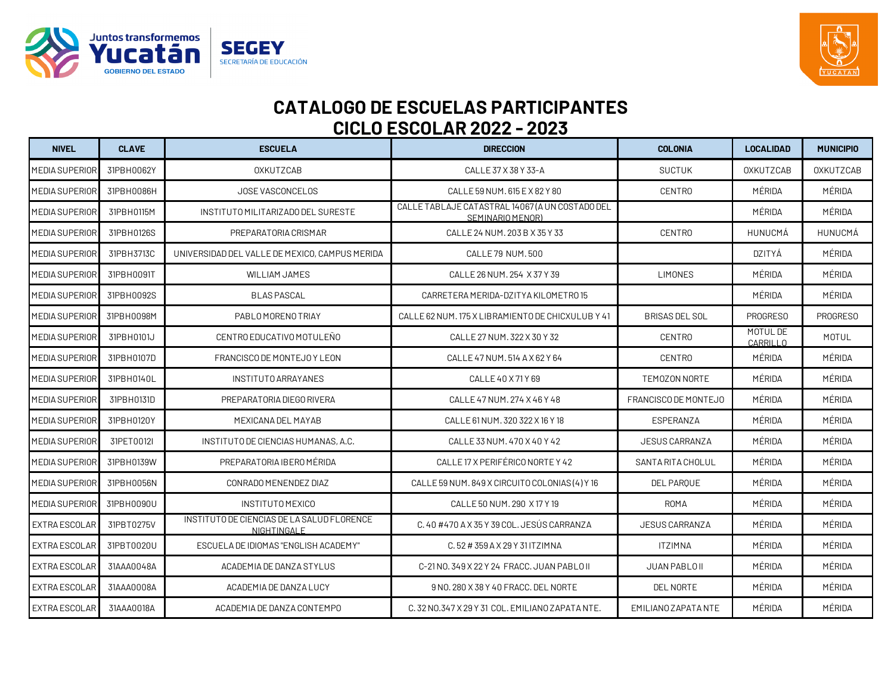# CATALOGO DE ESCUELAS PARTICIPANTES
# CICLO ESCOLAR 2022 - 2023

| NIVEL | CLAVE | ESCUELA | DIRECCION | COLONIA | LOCALIDAD | MUNICIPIO |
|---|---|---|---|---|---|---|
| MEDIA SUPERIOR | 31PBH0062Y | OXKUTZCAB | CALLE 37 X 38 Y 33-A | SUCTUK | OXKUTZCAB | OXKUTZCAB |
| MEDIA SUPERIOR | 31PBH0086H | JOSE VASCONCELOS | CALLE 59 NUM. 615 E X 82 Y 80 | CENTRO | MÉRIDA | MÉRIDA |
| MEDIA SUPERIOR | 31PBH0115M | INSTITUTO MILITARIZADO DEL SURESTE | CALLE TABLAJE CATASTRAL 14067 (A UN COSTADO DEL SEMINARIO MENOR) | | MÉRIDA | MÉRIDA |
| MEDIA SUPERIOR | 31PBH0126S | PREPARATORIA CRISMAR | CALLE 24 NUM. 203 B X 35 Y 33 | CENTRO | HUNUCMÁ | HUNUCMÁ |
| MEDIA SUPERIOR | 31PBH3713C | UNIVERSIDAD DEL VALLE DE MEXICO, CAMPUS MERIDA | CALLE 79 NUM. 500 | | DZITYÁ | MÉRIDA |
| MEDIA SUPERIOR | 31PBH0091T | WILLIAM JAMES | CALLE 26 NUM. 254 X 37 Y 39 | LIMONES | MÉRIDA | MÉRIDA |
| MEDIA SUPERIOR | 31PBH0092S | BLAS PASCAL | CARRETERA MERIDA-DZITYA KILOMETRO 15 | | MÉRIDA | MÉRIDA |
| MEDIA SUPERIOR | 31PBH0098M | PABLO MORENO TRIAY | CALLE 62 NUM. 175 X LIBRAMIENTO DE CHICXULUB Y 41 | BRISAS DEL SOL | PROGRESO | PROGRESO |
| MEDIA SUPERIOR | 31PBH0101J | CENTRO EDUCATIVO MOTULEÑO | CALLE 27 NUM. 322 X 30 Y 32 | CENTRO | MOTUL DE CARRILLO | MOTUL |
| MEDIA SUPERIOR | 31PBH0107D | FRANCISCO DE MONTEJO Y LEON | CALLE 47 NUM. 514 A X 62 Y 64 | CENTRO | MÉRIDA | MÉRIDA |
| MEDIA SUPERIOR | 31PBH0140L | INSTITUTO ARRAYANES | CALLE 40 X 71 Y 69 | TEMOZON NORTE | MÉRIDA | MÉRIDA |
| MEDIA SUPERIOR | 31PBH0131D | PREPARATORIA DIEGO RIVERA | CALLE 47 NUM. 274 X 46 Y 48 | FRANCISCO DE MONTEJO | MÉRIDA | MÉRIDA |
| MEDIA SUPERIOR | 31PBH0120Y | MEXICANA DEL MAYAB | CALLE 61 NUM. 320 322 X 16 Y 18 | ESPERANZA | MÉRIDA | MÉRIDA |
| MEDIA SUPERIOR | 31PET0012I | INSTITUTO DE CIENCIAS HUMANAS, A.C. | CALLE 33 NUM. 470 X 40 Y 42 | JESUS CARRANZA | MÉRIDA | MÉRIDA |
| MEDIA SUPERIOR | 31PBH0139W | PREPARATORIA IBERO MÉRIDA | CALLE 17 X PERIFÉRICO NORTE Y 42 | SANTA RITA CHOLUL | MÉRIDA | MÉRIDA |
| MEDIA SUPERIOR | 31PBH0056N | CONRADO MENENDEZ DIAZ | CALLE 59 NUM. 849 X CIRCUITO COLONIAS (4) Y 16 | DEL PARQUE | MÉRIDA | MÉRIDA |
| MEDIA SUPERIOR | 31PBH0090U | INSTITUTO MEXICO | CALLE 50 NUM. 290 X 17 Y 19 | ROMA | MÉRIDA | MÉRIDA |
| EXTRA ESCOLAR | 31PBT0275V | INSTITUTO DE CIENCIAS DE LA SALUD FLORENCE NIGHTINGALE | C. 40 #470 A X 35 Y 39 COL. JESÚS CARRANZA | JESUS CARRANZA | MÉRIDA | MÉRIDA |
| EXTRA ESCOLAR | 31PBT0020U | ESCUELA DE IDIOMAS "ENGLISH ACADEMY" | C. 52 # 359 A X 29 Y 31 ITZIMNA | ITZIMNA | MÉRIDA | MÉRIDA |
| EXTRA ESCOLAR | 31AAA0048A | ACADEMIA DE DANZA STYLUS | C-21 NO. 349 X 22 Y 24 FRACC. JUAN PABLO II | JUAN PABLO II | MÉRIDA | MÉRIDA |
| EXTRA ESCOLAR | 31AAA0008A | ACADEMIA DE DANZA LUCY | 9 NO. 280 X 38 Y 40 FRACC. DEL NORTE | DEL NORTE | MÉRIDA | MÉRIDA |
| EXTRA ESCOLAR | 31AAA0018A | ACADEMIA DE DANZA CONTEMPO | C. 32 NO.347 X 29 Y 31 COL. EMILIANO ZAPATA NTE. | EMILIANO ZAPATA NTE | MÉRIDA | MÉRIDA |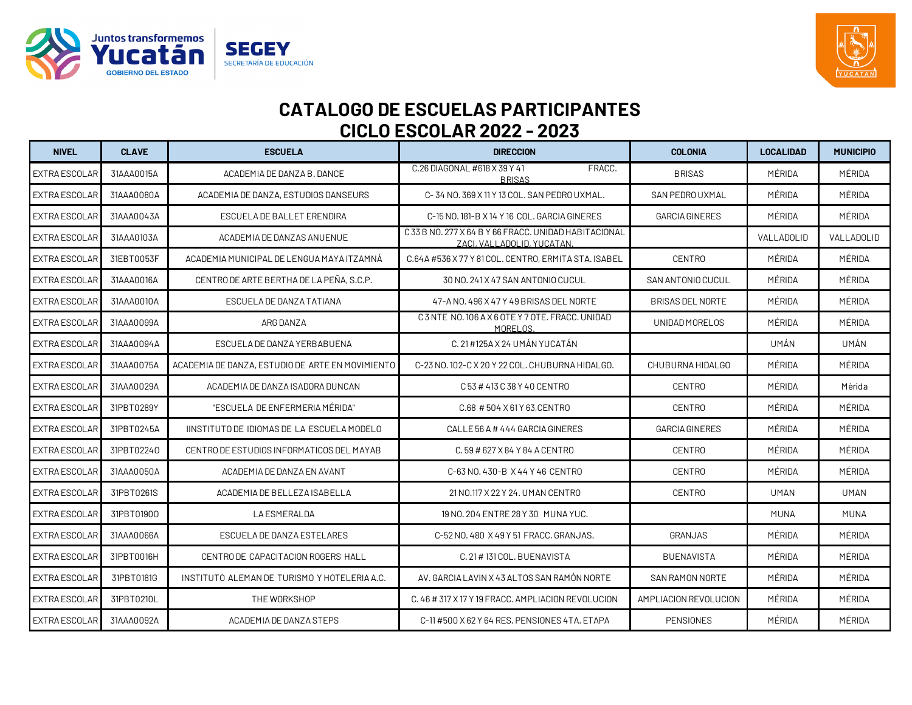# CATALOGO DE ESCUELAS PARTICIPANTES
## CICLO ESCOLAR 2022 - 2023

| NIVEL | CLAVE | ESCUELA | DIRECCION | COLONIA | LOCALIDAD | MUNICIPIO |
|---|---|---|---|---|---|---|
| EXTRA ESCOLAR | 31AAA0015A | ACADEMIA DE DANZA B. DANCE | C.26 DIAGONAL #618 X 39 Y 41 FRACC. BRISAS | BRISAS | MÉRIDA | MÉRIDA |
| EXTRA ESCOLAR | 31AAA0080A | ACADEMIA DE DANZA, ESTUDIOS DANSEURS | C- 34 NO. 369 X 11 Y 13 COL. SAN PEDRO UXMAL. | SAN PEDRO UXMAL | MÉRIDA | MÉRIDA |
| EXTRA ESCOLAR | 31AAA0043A | ESCUELA DE BALLET ERENDIRA | C-15 NO. 181-B X 14 Y 16 COL. GARCIA GINERES | GARCIA GINERES | MÉRIDA | MÉRIDA |
| EXTRA ESCOLAR | 31AAA0103A | ACADEMIA DE DANZAS ANUENUE | C 33 B NO. 277 X 64 B Y 66 FRACC. UNIDAD HABITACIONAL ZACI, VALLADOLID, YUCATAN. | | VALLADOLID | VALLADOLID |
| EXTRA ESCOLAR | 31EBT0053F | ACADEMIA MUNICIPAL DE LENGUA MAYA ITZAMNÁ | C.64A #536 X 77 Y 81 COL. CENTRO, ERMITA STA. ISABEL | CENTRO | MÉRIDA | MÉRIDA |
| EXTRA ESCOLAR | 31AAA0016A | CENTRO DE ARTE BERTHA DE LA PEÑA, S.C.P. | 30 NO. 241 X 47 SAN ANTONIO CUCUL | SAN ANTONIO CUCUL | MÉRIDA | MÉRIDA |
| EXTRA ESCOLAR | 31AAA0010A | ESCUELA DE DANZA TATIANA | 47-A NO. 496 X 47 Y 49 BRISAS DEL NORTE | BRISAS DEL NORTE | MÉRIDA | MÉRIDA |
| EXTRA ESCOLAR | 31AAA0099A | ARG DANZA | C 3 NTE NO. 106 A X 6 OTE Y 7 OTE. FRACC. UNIDAD MORELOS. | UNIDAD MORELOS | MÉRIDA | MÉRIDA |
| EXTRA ESCOLAR | 31AAA0094A | ESCUELA DE DANZA YERBABUENA | C. 21 #125A X 24 UMÁN YUCATÁN | | UMÁN | UMÁN |
| EXTRA ESCOLAR | 31AAA0075A | ACADEMIA DE DANZA, ESTUDIO DE ARTE EN MOVIMIENTO | C-23 NO. 102-C X 20 Y 22 COL. CHUBURNA HIDALGO. | CHUBURNA HIDALGO | MÉRIDA | MÉRIDA |
| EXTRA ESCOLAR | 31AAA0029A | ACADEMIA DE DANZA ISADORA DUNCAN | C 53 # 413 C 38 Y 40 CENTRO | CENTRO | MÉRIDA | Mèrida |
| EXTRA ESCOLAR | 31PBT0289Y | "ESCUELA DE ENFERMERIA MÉRIDA" | C.68 # 504 X 61 Y 63,CENTRO | CENTRO | MÉRIDA | MÉRIDA |
| EXTRA ESCOLAR | 31PBT0245A | IINSTITUTO DE IDIOMAS DE LA ESCUELA MODELO | CALLE 56 A # 444 GARCIA GINERES | GARCIA GINERES | MÉRIDA | MÉRIDA |
| EXTRA ESCOLAR | 31PBT0224O | CENTRO DE ESTUDIOS INFORMATICOS DEL MAYAB | C. 59 # 627 X 84 Y 84 A CENTRO | CENTRO | MÉRIDA | MÉRIDA |
| EXTRA ESCOLAR | 31AAA0050A | ACADEMIA DE DANZA EN AVANT | C-63 NO. 430-B X 44 Y 46 CENTRO | CENTRO | MÉRIDA | MÉRIDA |
| EXTRA ESCOLAR | 31PBT0261S | ACADEMIA DE BELLEZA ISABELLA | 21 NO.117 X 22 Y 24. UMAN CENTRO | CENTRO | UMAN | UMAN |
| EXTRA ESCOLAR | 31PBT0190O | LA ESMERALDA | 19 NO. 204 ENTRE 28 Y 30 MUNA YUC. | | MUNA | MUNA |
| EXTRA ESCOLAR | 31AAA0066A | ESCUELA DE DANZA ESTELARES | C-52 NO. 480 X 49 Y 51 FRACC. GRANJAS. | GRANJAS | MÉRIDA | MÉRIDA |
| EXTRA ESCOLAR | 31PBT0016H | CENTRO DE CAPACITACION ROGERS HALL | C. 21 # 131 COL. BUENAVISTA | BUENAVISTA | MÉRIDA | MÉRIDA |
| EXTRA ESCOLAR | 31PBT0181G | INSTITUTO ALEMAN DE TURISMO Y HOTELERIA A.C. | AV. GARCIA LAVIN X 43 ALTOS SAN RAMÓN NORTE | SAN RAMON NORTE | MÉRIDA | MÉRIDA |
| EXTRA ESCOLAR | 31PBT0210L | THE WORKSHOP | C. 46 # 317 X 17 Y 19 FRACC. AMPLIACION REVOLUCION | AMPLIACION REVOLUCION | MÉRIDA | MÉRIDA |
| EXTRA ESCOLAR | 31AAA0092A | ACADEMIA DE DANZA STEPS | C-11 #500 X 62 Y 64 RES. PENSIONES 4TA. ETAPA | PENSIONES | MÉRIDA | MÉRIDA |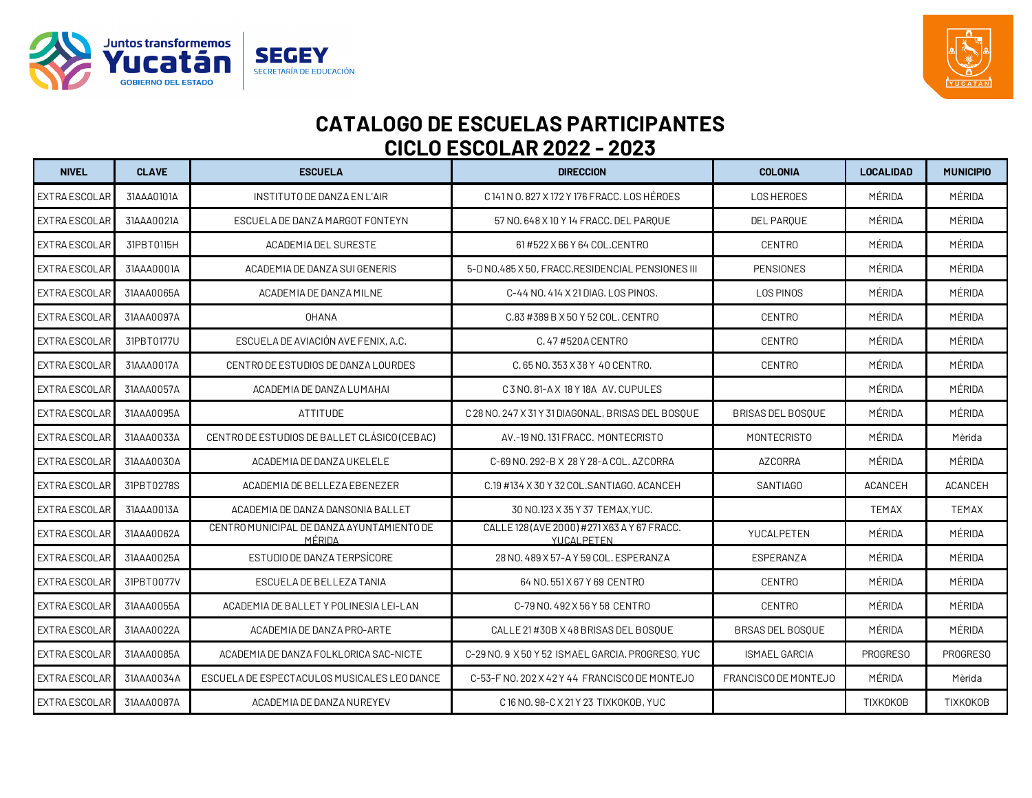# CATALOGO DE ESCUELAS PARTICIPANTES
## CICLO ESCOLAR 2022 - 2023

| NIVEL | CLAVE | ESCUELA | DIRECCION | COLONIA | LOCALIDAD | MUNICIPIO |
|---|---|---|---|---|---|---|
| EXTRA ESCOLAR | 31AAA0101A | INSTITUTO DE DANZA EN L'AIR | C 141 N O. 827 X 172 Y 176 FRACC. LOS HÉROES | LOS HEROES | MÉRIDA | MÉRIDA |
| EXTRA ESCOLAR | 31AAA0021A | ESCUELA DE DANZA MARGOT FONTEYN | 57 NO. 648 X 10 Y 14 FRACC. DEL PARQUE | DEL PARQUE | MÉRIDA | MÉRIDA |
| EXTRA ESCOLAR | 31PBT0115H | ACADEMIA DEL SURESTE | 61 #522 X 66 Y 64 COL.CENTRO | CENTRO | MÉRIDA | MÉRIDA |
| EXTRA ESCOLAR | 31AAA0001A | ACADEMIA DE DANZA SUI GENERIS | 5-D NO.485 X 50, FRACC.RESIDENCIAL PENSIONES III | PENSIONES | MÉRIDA | MÉRIDA |
| EXTRA ESCOLAR | 31AAA0065A | ACADEMIA DE DANZA MILNE | C-44 NO. 414 X 21 DIAG. LOS PINOS. | LOS PINOS | MÉRIDA | MÉRIDA |
| EXTRA ESCOLAR | 31AAA0097A | OHANA | C.83 #389 B X 50 Y 52 COL. CENTRO | CENTRO | MÉRIDA | MÉRIDA |
| EXTRA ESCOLAR | 31PBT0177U | ESCUELA DE AVIACIÓN AVE FENIX, A.C. | C. 47 #520A CENTRO | CENTRO | MÉRIDA | MÉRIDA |
| EXTRA ESCOLAR | 31AAA0017A | CENTRO DE ESTUDIOS DE DANZA LOURDES | C. 65 NO. 353 X 38 Y 40 CENTRO. | CENTRO | MÉRIDA | MÉRIDA |
| EXTRA ESCOLAR | 31AAA0057A | ACADEMIA DE DANZA LUMAHAI | C 3 NO. 81-A X 18 Y 18A AV. CUPULES | | MÉRIDA | MÉRIDA |
| EXTRA ESCOLAR | 31AAA0095A | ATTITUDE | C 28 NO. 247 X 31 Y 31 DIAGONAL, BRISAS DEL BOSQUE | BRISAS DEL BOSQUE | MÉRIDA | MÉRIDA |
| EXTRA ESCOLAR | 31AAA0033A | CENTRO DE ESTUDIOS DE BALLET CLÁSICO(CEBAC) | AV.-19 NO. 131 FRACC. MONTECRISTO | MONTECRISTO | MÉRIDA | Mèrida |
| EXTRA ESCOLAR | 31AAA0030A | ACADEMIA DE DANZA UKELELE | C-69 NO. 292-B X 28 Y 28-A COL. AZCORRA | AZCORRA | MÉRIDA | MÉRIDA |
| EXTRA ESCOLAR | 31PBT0278S | ACADEMIA DE BELLEZA EBENEZER | C.19 #134 X 30 Y 32 COL.SANTIAGO. ACANCEH | SANTIAGO | ACANCEH | ACANCEH |
| EXTRA ESCOLAR | 31AAA0013A | ACADEMIA DE DANZA DANSONIA BALLET | 30 NO.123 X 35 Y 37 TEMAX,YUC. | | TEMAX | TEMAX |
| EXTRA ESCOLAR | 31AAA0062A | CENTRO MUNICIPAL DE DANZA AYUNTAMIENTO DE MÉRIDA | CALLE 128 (AVE 2000) #271 X63 A Y 67 FRACC. YUCALPETEN | YUCALPETEN | MÉRIDA | MÉRIDA |
| EXTRA ESCOLAR | 31AAA0025A | ESTUDIO DE DANZA TERPSÍCORE | 28 NO. 489 X 57-A Y 59 COL. ESPERANZA | ESPERANZA | MÉRIDA | MÉRIDA |
| EXTRA ESCOLAR | 31PBT0077V | ESCUELA DE BELLEZA TANIA | 64 NO. 551 X 67 Y 69 CENTRO | CENTRO | MÉRIDA | MÉRIDA |
| EXTRA ESCOLAR | 31AAA0055A | ACADEMIA DE BALLET Y POLINESIA LEI-LAN | C-79 NO. 492 X 56 Y 58 CENTRO | CENTRO | MÉRIDA | MÉRIDA |
| EXTRA ESCOLAR | 31AAA0022A | ACADEMIA DE DANZA PRO-ARTE | CALLE 21 #30B X 48 BRISAS DEL BOSQUE | BRSAS DEL BOSQUE | MÉRIDA | MÉRIDA |
| EXTRA ESCOLAR | 31AAA0085A | ACADEMIA DE DANZA FOLKLORICA SAC-NICTE | C-29 NO. 9 X 50 Y 52 ISMAEL GARCIA. PROGRESO, YUC | ISMAEL GARCIA | PROGRESO | PROGRESO |
| EXTRA ESCOLAR | 31AAA0034A | ESCUELA DE ESPECTACULOS MUSICALES LEO DANCE | C-53-F NO. 202 X 42 Y 44 FRANCISCO DE MONTEJO | FRANCISCO DE MONTEJO | MÉRIDA | Mèrida |
| EXTRA ESCOLAR | 31AAA0087A | ACADEMIA DE DANZA NUREYEV | C 16 NO. 98-C X 21 Y 23 TIXKOKOB, YUC | | TIXKOKOB | TIXKOKOB |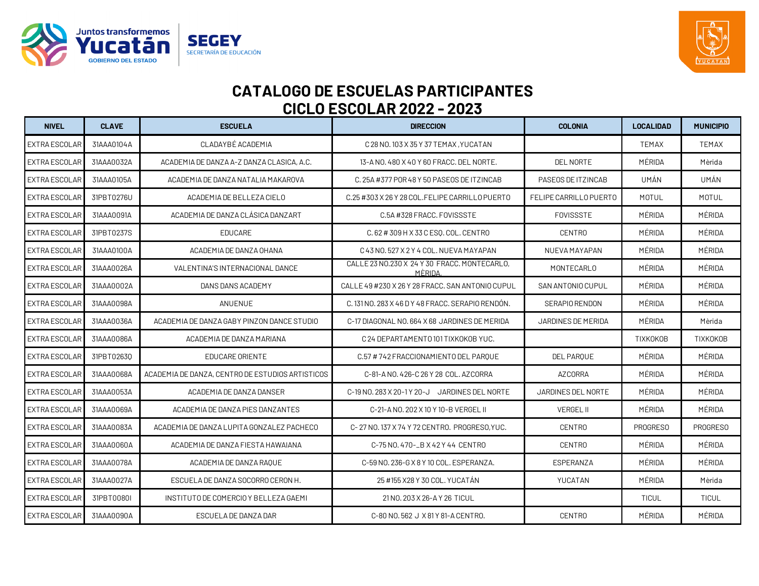# CATALOGO DE ESCUELAS PARTICIPANTES
## CICLO ESCOLAR 2022 - 2023

| NIVEL | CLAVE | ESCUELA | DIRECCION | COLONIA | LOCALIDAD | MUNICIPIO |
|---|---|---|---|---|---|---|
| EXTRA ESCOLAR | 31AAA0104A | CLADAYBÉ ACADEMIA | C 28 NO. 103 X 35 Y 37 TEMAX ,YUCATAN | | TEMAX | TEMAX |
| EXTRA ESCOLAR | 31AAA0032A | ACADEMIA DE DANZA A-Z DANZA CLASICA, A.C. | 13-A NO. 480 X 40 Y 60 FRACC. DEL NORTE. | DEL NORTE | MÉRIDA | Mèrida |
| EXTRA ESCOLAR | 31AAA0105A | ACADEMIA DE DANZA NATALIA MAKAROVA | C. 25A #377 POR 48 Y 50 PASEOS DE ITZINCAB | PASEOS DE ITZINCAB | UMÁN | UMÁN |
| EXTRA ESCOLAR | 31PBT0276U | ACADEMIA DE BELLEZA CIELO | C.25 #303 X 26 Y 28 COL.FELIPE CARRILLO PUERTO | FELIPE CARRILLO PUERTO | MOTUL | MOTUL |
| EXTRA ESCOLAR | 31AAA0091A | ACADEMIA DE DANZA CLÁSICA DANZART | C.5A #328 FRACC. FOVISSSTE | FOVISSSTE | MÉRIDA | MÉRIDA |
| EXTRA ESCOLAR | 31PBT0237S | EDUCARE | C. 62 # 309 H X 33 C ESQ. COL. CENTRO | CENTRO | MÉRIDA | MÉRIDA |
| EXTRA ESCOLAR | 31AAA0100A | ACADEMIA DE DANZA OHANA | C 43 NO. 527 X 2 Y 4 COL. NUEVA MAYAPAN | NUEVA MAYAPAN | MÉRIDA | MÉRIDA |
| EXTRA ESCOLAR | 31AAA0026A | VALENTINA'S INTERNACIONAL DANCE | CALLE 23 NO.230 X 24 Y 30 FRACC. MONTECARLO, MÉRIDA. | MONTECARLO | MÉRIDA | MÉRIDA |
| EXTRA ESCOLAR | 31AAA0002A | DANS DANS ACADEMY | CALLE 49 #230 X 26 Y 28 FRACC. SAN ANTONIO CUPUL | SAN ANTONIO CUPUL | MÉRIDA | MÉRIDA |
| EXTRA ESCOLAR | 31AAA0098A | ANUENUE | C. 131 NO. 283 X 46 D Y 48 FRACC. SERAPIO RENDÓN. | SERAPIO RENDON | MÉRIDA | MÉRIDA |
| EXTRA ESCOLAR | 31AAA0036A | ACADEMIA DE DANZA GABY PINZON DANCE STUDIO | C-17 DIAGONAL NO. 664 X 68 JARDINES DE MERIDA | JARDINES DE MERIDA | MÉRIDA | Mèrida |
| EXTRA ESCOLAR | 31AAA0086A | ACADEMIA DE DANZA MARIANA | C 24 DEPARTAMENTO 101 TIXKOKOB YUC. | | TIXKOKOB | TIXKOKOB |
| EXTRA ESCOLAR | 31PBT0263Q | EDUCARE ORIENTE | C.57 # 742 FRACCIONAMIENTO DEL PARQUE | DEL PARQUE | MÉRIDA | MÉRIDA |
| EXTRA ESCOLAR | 31AAA0068A | ACADEMIA DE DANZA, CENTRO DE ESTUDIOS ARTISTICOS | C-81-A NO. 426-C 26 Y 28 COL. AZCORRA | AZCORRA | MÉRIDA | MÉRIDA |
| EXTRA ESCOLAR | 31AAA0053A | ACADEMIA DE DANZA DANSER | C-19 NO. 283 X 20-1 Y 20-J JARDINES DEL NORTE | JARDINES DEL NORTE | MÉRIDA | MÉRIDA |
| EXTRA ESCOLAR | 31AAA0069A | ACADEMIA DE DANZA PIES DANZANTES | C-21-A NO. 202 X 10 Y 10-B VERGEL II | VERGEL II | MÉRIDA | MÉRIDA |
| EXTRA ESCOLAR | 31AAA0083A | ACADEMIA DE DANZA LUPITA GONZALEZ PACHECO | C- 27 NO. 137 X 74 Y 72 CENTRO. PROGRESO,YUC. | CENTRO | PROGRESO | PROGRESO |
| EXTRA ESCOLAR | 31AAA0060A | ACADEMIA DE DANZA FIESTA HAWAIANA | C-75 NO. 470-_B X 42 Y 44 CENTRO | CENTRO | MÉRIDA | MÉRIDA |
| EXTRA ESCOLAR | 31AAA0078A | ACADEMIA DE DANZA RAQUE | C-59 NO. 236-G X 8 Y 10 COL. ESPERANZA. | ESPERANZA | MÉRIDA | MÉRIDA |
| EXTRA ESCOLAR | 31AAA0027A | ESCUELA DE DANZA SOCORRO CERON H. | 25 #155 X28 Y 30 COL. YUCATÁN | YUCATAN | MÉRIDA | Mèrida |
| EXTRA ESCOLAR | 31PBT0080I | INSTITUTO DE COMERCIO Y BELLEZA GAEMI | 21 NO. 203 X 26-A Y 26 TICUL | | TICUL | TICUL |
| EXTRA ESCOLAR | 31AAA0090A | ESCUELA DE DANZA DAR | C-80 NO. 562 J X 81 Y 81-A CENTRO. | CENTRO | MÉRIDA | MÉRIDA |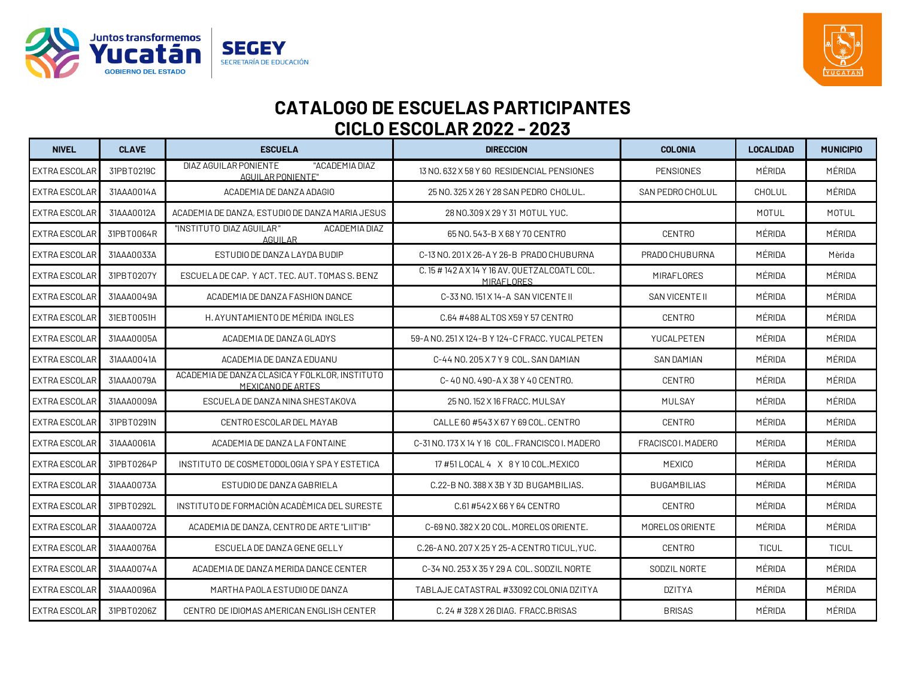# CATALOGO DE ESCUELAS PARTICIPANTES
## CICLO ESCOLAR 2022 - 2023

| NIVEL | CLAVE | ESCUELA | DIRECCION | COLONIA | LOCALIDAD | MUNICIPIO |
|---|---|---|---|---|---|---|
| EXTRA ESCOLAR | 31PBT0219C | DIAZ AGUILAR PONIENTE "ACADEMIA DIAZ AGUILAR PONIENTE" | 13 NO. 632 X 58 Y 60 RESIDENCIAL PENSIONES | PENSIONES | MÉRIDA | MÉRIDA |
| EXTRA ESCOLAR | 31AAA0014A | ACADEMIA DE DANZA ADAGIO | 25 NO. 325 X 26 Y 28 SAN PEDRO CHOLUL. | SAN PEDRO CHOLUL | CHOLUL | MÉRIDA |
| EXTRA ESCOLAR | 31AAA0012A | ACADEMIA DE DANZA, ESTUDIO DE DANZA MARIA JESUS | 28 NO.309 X 29 Y 31 MOTUL YUC. | | MOTUL | MOTUL |
| EXTRA ESCOLAR | 31PBT0064R | "INSTITUTO DIAZ AGUILAR" ACADEMIA DIAZ AGUILAR | 65 NO. 543-B X 68 Y 70 CENTRO | CENTRO | MÉRIDA | MÉRIDA |
| EXTRA ESCOLAR | 31AAA0033A | ESTUDIO DE DANZA LAYDA BUDIP | C-13 NO. 201 X 26-A Y 26-B PRADO CHUBURNA | PRADO CHUBURNA | MÉRIDA | Mèrida |
| EXTRA ESCOLAR | 31PBT0207Y | ESCUELA DE CAP. Y ACT. TEC. AUT. TOMAS S. BENZ | C. 15 # 142 A X 14 Y 16 AV. QUETZALCOATL COL. MIRAFLORES | MIRAFLORES | MÉRIDA | MÉRIDA |
| EXTRA ESCOLAR | 31AAA0049A | ACADEMIA DE DANZA FASHION DANCE | C-33 NO. 151 X 14-A SAN VICENTE II | SAN VICENTE II | MÉRIDA | MÉRIDA |
| EXTRA ESCOLAR | 31EBT0051H | H. AYUNTAMIENTO DE MÉRIDA INGLES | C.64 #488 ALTOS X59 Y 57 CENTRO | CENTRO | MÉRIDA | MÉRIDA |
| EXTRA ESCOLAR | 31AAA0005A | ACADEMIA DE DANZA GLADYS | 59-A NO. 251 X 124-B Y 124-C FRACC. YUCALPETEN | YUCALPETEN | MÉRIDA | MÉRIDA |
| EXTRA ESCOLAR | 31AAA0041A | ACADEMIA DE DANZA EDUANU | C-44 NO. 205 X 7 Y 9 COL. SAN DAMIAN | SAN DAMIAN | MÉRIDA | MÉRIDA |
| EXTRA ESCOLAR | 31AAA0079A | ACADEMIA DE DANZA CLASICA Y FOLKLOR, INSTITUTO MEXICANO DE ARTES | C- 40 NO. 490-A X 38 Y 40 CENTRO. | CENTRO | MÉRIDA | MÉRIDA |
| EXTRA ESCOLAR | 31AAA0009A | ESCUELA DE DANZA NINA SHESTAKOVA | 25 NO. 152 X 16 FRACC. MULSAY | MULSAY | MÉRIDA | MÉRIDA |
| EXTRA ESCOLAR | 31PBT0291N | CENTRO ESCOLAR DEL MAYAB | CALLE 60 #543 X 67 Y 69 COL. CENTRO | CENTRO | MÉRIDA | MÉRIDA |
| EXTRA ESCOLAR | 31AAA0061A | ACADEMIA DE DANZA LA FONTAINE | C-31 NO. 173 X 14 Y 16 COL. FRANCISCO I. MADERO | FRACISCO I. MADERO | MÉRIDA | MÉRIDA |
| EXTRA ESCOLAR | 31PBT0264P | INSTITUTO DE COSMETODOLOGIA Y SPA Y ESTETICA | 17 #51 LOCAL 4 X 8 Y 10 COL.MEXICO | MEXICO | MÉRIDA | MÉRIDA |
| EXTRA ESCOLAR | 31AAA0073A | ESTUDIO DE DANZA GABRIELA | C.22-B NO. 388 X 3B Y 3D BUGAMBILIAS. | BUGAMBILIAS | MÉRIDA | MÉRIDA |
| EXTRA ESCOLAR | 31PBT0292L | INSTITUTO DE FORMACIÒN ACADÈMICA DEL SURESTE | C.61 #542 X 66 Y 64 CENTRO | CENTRO | MÉRIDA | MÉRIDA |
| EXTRA ESCOLAR | 31AAA0072A | ACADEMIA DE DANZA, CENTRO DE ARTE "LIIT'IB" | C-69 NO. 382 X 20 COL. MORELOS ORIENTE. | MORELOS ORIENTE | MÉRIDA | MÉRIDA |
| EXTRA ESCOLAR | 31AAA0076A | ESCUELA DE DANZA GENE GELLY | C.26-A NO. 207 X 25 Y 25-A CENTRO TICUL,YUC. | CENTRO | TICUL | TICUL |
| EXTRA ESCOLAR | 31AAA0074A | ACADEMIA DE DANZA MERIDA DANCE CENTER | C-34 NO. 253 X 35 Y 29 A COL. SODZIL NORTE | SODZIL NORTE | MÉRIDA | MÉRIDA |
| EXTRA ESCOLAR | 31AAA0096A | MARTHA PAOLA ESTUDIO DE DANZA | TABLAJE CATASTRAL #33092 COLONIA DZITYA | DZITYA | MÉRIDA | MÉRIDA |
| EXTRA ESCOLAR | 31PBT0206Z | CENTRO DE IDIOMAS AMERICAN ENGLISH CENTER | C. 24 # 328 X 26 DIAG. FRACC.BRISAS | BRISAS | MÉRIDA | MÉRIDA |